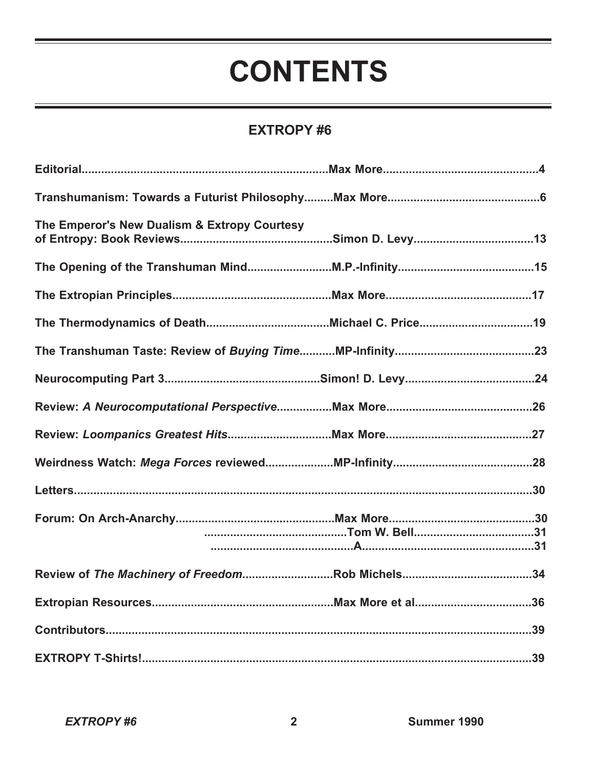# CONTENTS

## EXTROPY #6

| Title | Author | Page |
|---|---|---|
| **Editorial** | **Max More** | **4** |
| **Transhumanism: Towards a Futurist Philosophy** | **Max More** | **6** |
| **The Emperor's New Dualism & Extropy Courtesy of Entropy: Book Reviews** | **Simon D. Levy** | **13** |
| **The Opening of the Transhuman Mind** | **M.P.-Infinity** | **15** |
| **The Extropian Principles** | **Max More** | **17** |
| **The Thermodynamics of Death** | **Michael C. Price** | **19** |
| **The Transhuman Taste: Review of *Buying Time*** | **MP-Infinity** | **23** |
| **Neurocomputing Part 3** | **Simon! D. Levy** | **24** |
| **Review: *A Neurocomputational Perspective*** | **Max More** | **26** |
| **Review: *Loompanics Greatest Hits*** | **Max More** | **27** |
| **Weirdness Watch: *Mega Forces* reviewed** | **MP-Infinity** | **28** |
| **Letters** | | **30** |
| **Forum: On Arch-Anarchy** | **Max More** | **30** |
| | **Tom W. Bell** | **31** |
| | **A** | **31** |
| **Review of *The Machinery of Freedom*** | **Rob Michels** | **34** |
| **Extropian Resources** | **Max More et al** | **36** |
| **Contributors** | | **39** |
| **EXTROPY T-Shirts!** | | **39** |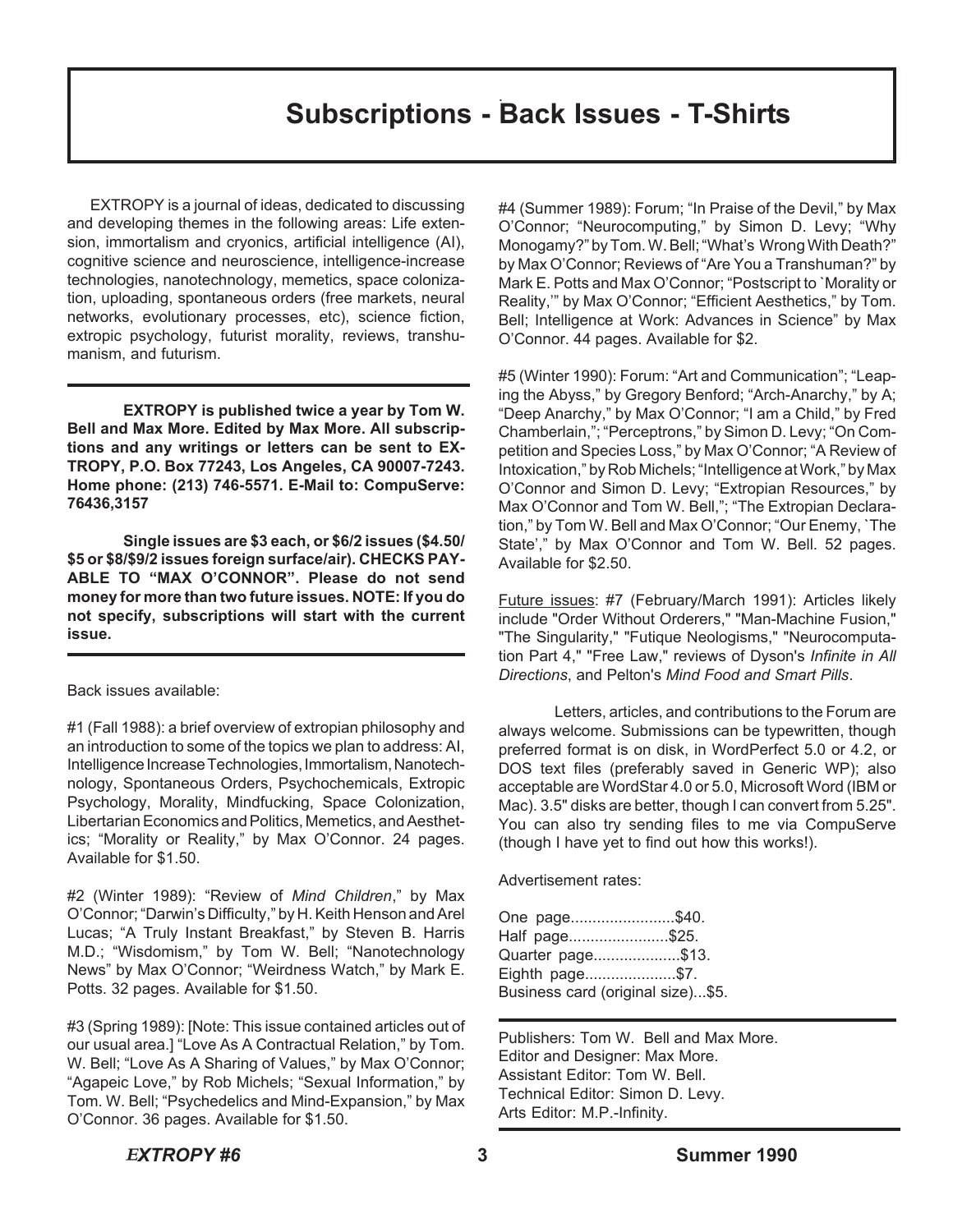# Subscriptions - Back Issues - T-Shirts

EXTROPY is a journal of ideas, dedicated to discussing and developing themes in the following areas: Life extension, immortalism and cryonics, artificial intelligence (AI), cognitive science and neuroscience, intelligence-increase technologies, nanotechnology, memetics, space colonization, uploading, spontaneous orders (free markets, neural networks, evolutionary processes, etc), science fiction, extropic psychology, futurist morality, reviews, transhumanism, and futurism.

---

**EXTROPY is published twice a year by Tom W. Bell and Max More. Edited by Max More. All subscriptions and any writings or letters can be sent to EXTROPY, P.O. Box 77243, Los Angeles, CA 90007-7243. Home phone: (213) 746-5571. E-Mail to: CompuServe: 76436,3157**

**Single issues are $3 each, or $6/2 issues ($4.50/$5 or $8/$9/2 issues foreign surface/air). CHECKS PAYABLE TO "MAX O'CONNOR". Please do not send money for more than two future issues. NOTE: If you do not specify, subscriptions will start with the current issue.**

---

Back issues available:

#1 (Fall 1988): a brief overview of extropian philosophy and an introduction to some of the topics we plan to address: AI, Intelligence Increase Technologies, Immortalism, Nanotechnology, Spontaneous Orders, Psychochemicals, Extropic Psychology, Morality, Mindfucking, Space Colonization, Libertarian Economics and Politics, Memetics, and Aesthetics; "Morality or Reality," by Max O'Connor. 24 pages. Available for $1.50.

#2 (Winter 1989): "Review of *Mind Children*," by Max O'Connor; "Darwin's Difficulty," by H. Keith Henson and Arel Lucas; "A Truly Instant Breakfast," by Steven B. Harris M.D.; "Wisdomism," by Tom W. Bell; "Nanotechnology News" by Max O'Connor; "Weirdness Watch," by Mark E. Potts. 32 pages. Available for $1.50.

#3 (Spring 1989): [Note: This issue contained articles out of our usual area.] "Love As A Contractual Relation," by Tom. W. Bell; "Love As A Sharing of Values," by Max O'Connor; "Agapeic Love," by Rob Michels; "Sexual Information," by Tom. W. Bell; "Psychedelics and Mind-Expansion," by Max O'Connor. 36 pages. Available for $1.50.

#4 (Summer 1989): Forum; "In Praise of the Devil," by Max O'Connor; "Neurocomputing," by Simon D. Levy; "Why Monogamy?" by Tom. W. Bell; "What's Wrong With Death?" by Max O'Connor; Reviews of "Are You a Transhuman?" by Mark E. Potts and Max O'Connor; "Postscript to `Morality or Reality,'" by Max O'Connor; "Efficient Aesthetics," by Tom. Bell; Intelligence at Work: Advances in Science" by Max O'Connor. 44 pages. Available for $2.

#5 (Winter 1990): Forum: "Art and Communication"; "Leaping the Abyss," by Gregory Benford; "Arch-Anarchy," by A; "Deep Anarchy," by Max O'Connor; "I am a Child," by Fred Chamberlain,"; "Perceptrons," by Simon D. Levy; "On Competition and Species Loss," by Max O'Connor; "A Review of Intoxication," by Rob Michels; "Intelligence at Work," by Max O'Connor and Simon D. Levy; "Extropian Resources," by Max O'Connor and Tom W. Bell,"; "The Extropian Declaration," by Tom W. Bell and Max O'Connor; "Our Enemy, `The State'," by Max O'Connor and Tom W. Bell. 52 pages. Available for $2.50.

Future issues: #7 (February/March 1991): Articles likely include "Order Without Orderers," "Man-Machine Fusion," "The Singularity," "Futique Neologisms," "Neurocomputation Part 4," "Free Law," reviews of Dyson's *Infinite in All Directions*, and Pelton's *Mind Food and Smart Pills*.

Letters, articles, and contributions to the Forum are always welcome. Submissions can be typewritten, though preferred format is on disk, in WordPerfect 5.0 or 4.2, or DOS text files (preferably saved in Generic WP); also acceptable are WordStar 4.0 or 5.0, Microsoft Word (IBM or Mac). 3.5" disks are better, though I can convert from 5.25". You can also try sending files to me via CompuServe (though I have yet to find out how this works!).

Advertisement rates:

One page........................$40.  
Half page.......................$25.  
Quarter page....................$13.  
Eighth page.....................$7.  
Business card (original size)...$5.

---

Publishers: Tom W. Bell and Max More.  
Editor and Designer: Max More.  
Assistant Editor: Tom W. Bell.  
Technical Editor: Simon D. Levy.  
Arts Editor: M.P.-Infinity.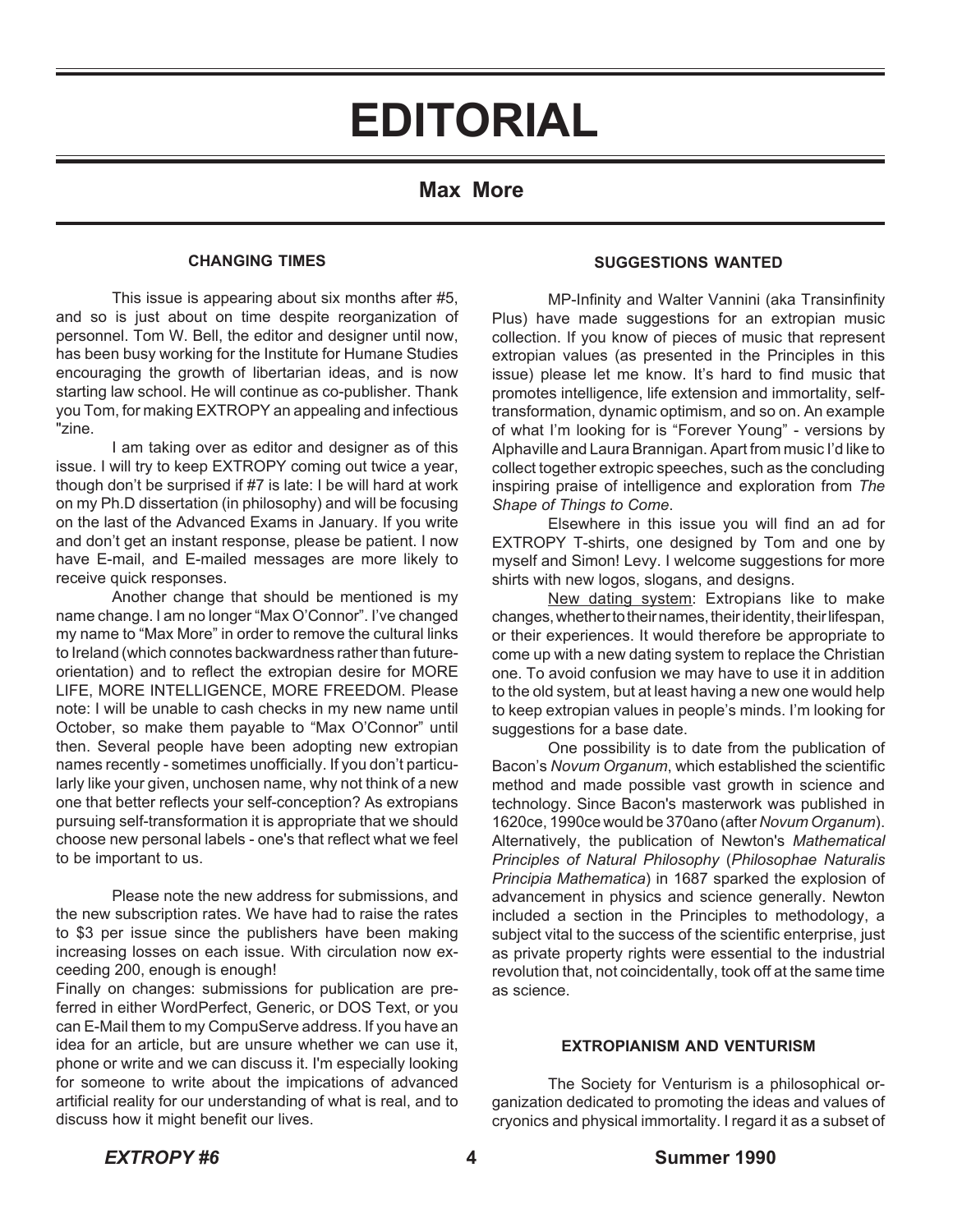# EDITORIAL

## Max More

### CHANGING TIMES

This issue is appearing about six months after #5, and so is just about on time despite reorganization of personnel. Tom W. Bell, the editor and designer until now, has been busy working for the Institute for Humane Studies encouraging the growth of libertarian ideas, and is now starting law school. He will continue as co-publisher. Thank you Tom, for making EXTROPY an appealing and infectious "zine.

I am taking over as editor and designer as of this issue. I will try to keep EXTROPY coming out twice a year, though don't be surprised if #7 is late: I be will hard at work on my Ph.D dissertation (in philosophy) and will be focusing on the last of the Advanced Exams in January. If you write and don't get an instant response, please be patient. I now have E-mail, and E-mailed messages are more likely to receive quick responses.

Another change that should be mentioned is my name change. I am no longer "Max O'Connor". I've changed my name to "Max More" in order to remove the cultural links to Ireland (which connotes backwardness rather than future-orientation) and to reflect the extropian desire for MORE LIFE, MORE INTELLIGENCE, MORE FREEDOM. Please note: I will be unable to cash checks in my new name until October, so make them payable to "Max O'Connor" until then. Several people have been adopting new extropian names recently - sometimes unofficially. If you don't particularly like your given, unchosen name, why not think of a new one that better reflects your self-conception? As extropians pursuing self-transformation it is appropriate that we should choose new personal labels - one's that reflect what we feel to be important to us.

Please note the new address for submissions, and the new subscription rates. We have had to raise the rates to $3 per issue since the publishers have been making increasing losses on each issue. With circulation now exceeding 200, enough is enough!

Finally on changes: submissions for publication are preferred in either WordPerfect, Generic, or DOS Text, or you can E-Mail them to my CompuServe address. If you have an idea for an article, but are unsure whether we can use it, phone or write and we can discuss it. I'm especially looking for someone to write about the impications of advanced artificial reality for our understanding of what is real, and to discuss how it might benefit our lives.

### SUGGESTIONS WANTED

MP-Infinity and Walter Vannini (aka Transinfinity Plus) have made suggestions for an extropian music collection. If you know of pieces of music that represent extropian values (as presented in the Principles in this issue) please let me know. It's hard to find music that promotes intelligence, life extension and immortality, self-transformation, dynamic optimism, and so on. An example of what I'm looking for is "Forever Young" - versions by Alphaville and Laura Brannigan. Apart from music I'd like to collect together extropic speeches, such as the concluding inspiring praise of intelligence and exploration from *The Shape of Things to Come*.

Elsewhere in this issue you will find an ad for EXTROPY T-shirts, one designed by Tom and one by myself and Simon! Levy. I welcome suggestions for more shirts with new logos, slogans, and designs.

New dating system: Extropians like to make changes, whether to their names, their identity, their lifespan, or their experiences. It would therefore be appropriate to come up with a new dating system to replace the Christian one. To avoid confusion we may have to use it in addition to the old system, but at least having a new one would help to keep extropian values in people's minds. I'm looking for suggestions for a base date.

One possibility is to date from the publication of Bacon's *Novum Organum*, which established the scientific method and made possible vast growth in science and technology. Since Bacon's masterwork was published in 1620ce, 1990ce would be 370ano (after *Novum Organum*). Alternatively, the publication of Newton's *Mathematical Principles of Natural Philosophy* (*Philosophae Naturalis Principia Mathematica*) in 1687 sparked the explosion of advancement in physics and science generally. Newton included a section in the Principles to methodology, a subject vital to the success of the scientific enterprise, just as private property rights were essential to the industrial revolution that, not coincidentally, took off at the same time as science.

### EXTROPIANISM AND VENTURISM

The Society for Venturism is a philosophical organization dedicated to promoting the ideas and values of cryonics and physical immortality. I regard it as a subset of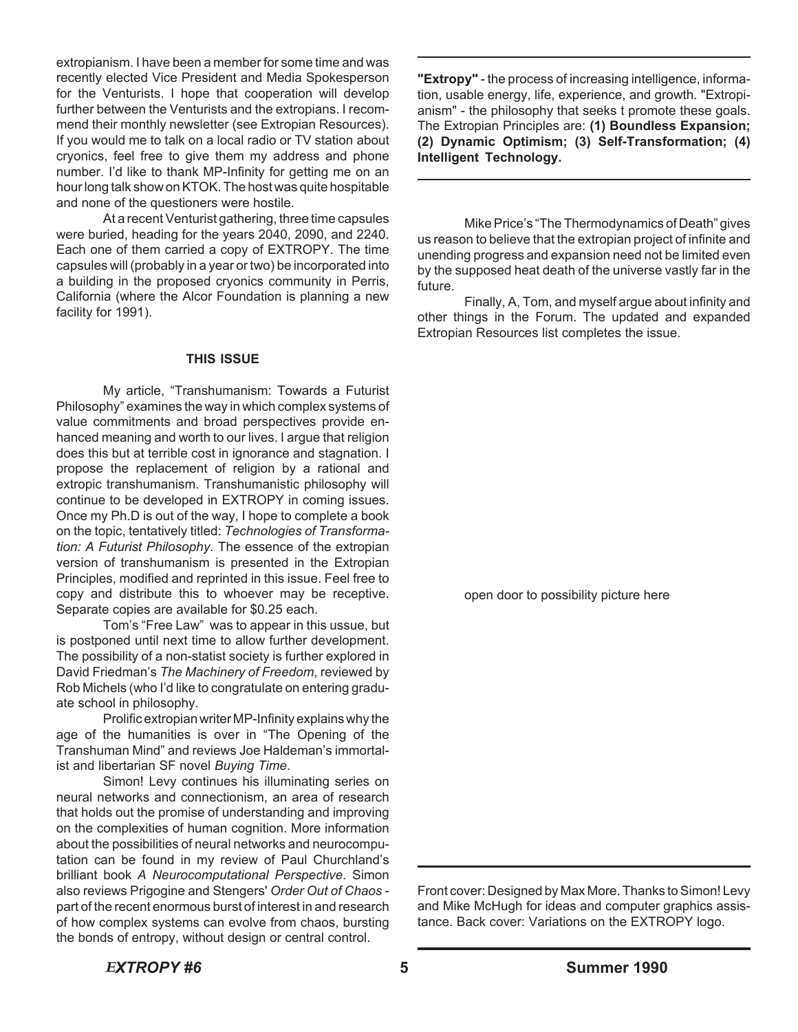extropianism. I have been a member for some time and was recently elected Vice President and Media Spokesperson for the Venturists. I hope that cooperation will develop further between the Venturists and the extropians. I recommend their monthly newsletter (see Extropian Resources). If you would me to talk on a local radio or TV station about cryonics, feel free to give them my address and phone number. I'd like to thank MP-Infinity for getting me on an hour long talk show on KTOK. The host was quite hospitable and none of the questioners were hostile.

At a recent Venturist gathering, three time capsules were buried, heading for the years 2040, 2090, and 2240. Each one of them carried a copy of EXTROPY. The time capsules will (probably in a year or two) be incorporated into a building in the proposed cryonics community in Perris, California (where the Alcor Foundation is planning a new facility for 1991).

### THIS ISSUE

My article, "Transhumanism: Towards a Futurist Philosophy" examines the way in which complex systems of value commitments and broad perspectives provide enhanced meaning and worth to our lives. I argue that religion does this but at terrible cost in ignorance and stagnation. I propose the replacement of religion by a rational and extropic transhumanism. Transhumanistic philosophy will continue to be developed in EXTROPY in coming issues. Once my Ph.D is out of the way, I hope to complete a book on the topic, tentatively titled: *Technologies of Transformation: A Futurist Philosophy*. The essence of the extropian version of transhumanism is presented in the Extropian Principles, modified and reprinted in this issue. Feel free to copy and distribute this to whoever may be receptive. Separate copies are available for $0.25 each.

Tom's "Free Law" was to appear in this ussue, but is postponed until next time to allow further development. The possibility of a non-statist society is further explored in David Friedman's *The Machinery of Freedom*, reviewed by Rob Michels (who I'd like to congratulate on entering graduate school in philosophy.

Prolific extropian writer MP-Infinity explains why the age of the humanities is over in "The Opening of the Transhuman Mind" and reviews Joe Haldeman's immortalist and libertarian SF novel *Buying Time*.

Simon! Levy continues his illuminating series on neural networks and connectionism, an area of research that holds out the promise of understanding and improving on the complexities of human cognition. More information about the possibilities of neural networks and neurocomputation can be found in my review of Paul Churchland's brilliant book *A Neurocomputational Perspective*. Simon also reviews Prigogine and Stengers' *Order Out of Chaos* - part of the recent enormous burst of interest in and research of how complex systems can evolve from chaos, bursting the bonds of entropy, without design or central control.

---

**"Extropy"** - the process of increasing intelligence, information, usable energy, life, experience, and growth. "Extropianism" - the philosophy that seeks t promote these goals. The Extropian Principles are: **(1) Boundless Expansion; (2) Dynamic Optimism; (3) Self-Transformation; (4) Intelligent Technology.**

---

Mike Price's "The Thermodynamics of Death" gives us reason to believe that the extropian project of infinite and unending progress and expansion need not be limited even by the supposed heat death of the universe vastly far in the future.

Finally, A, Tom, and myself argue about infinity and other things in the Forum. The updated and expanded Extropian Resources list completes the issue.

open door to possibility picture here

---

Front cover: Designed by Max More. Thanks to Simon! Levy and Mike McHugh for ideas and computer graphics assistance. Back cover: Variations on the EXTROPY logo.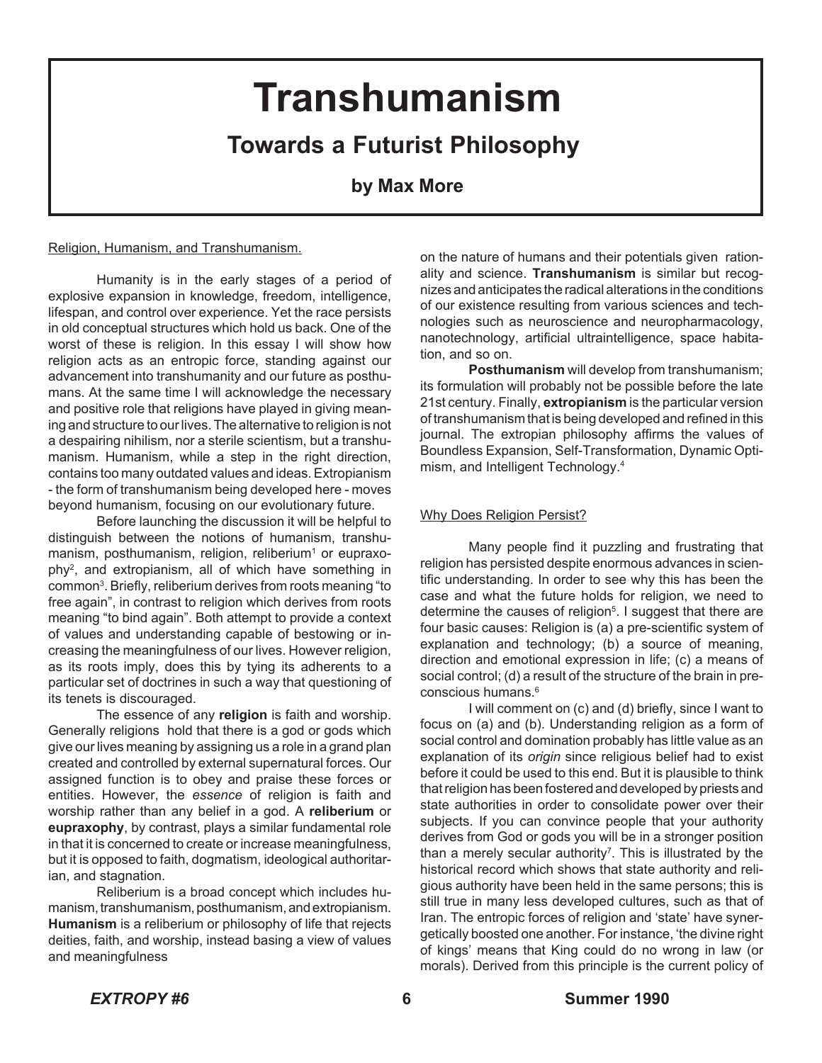# Transhumanism

## Towards a Futurist Philosophy

### by Max More

Religion, Humanism, and Transhumanism.

Humanity is in the early stages of a period of explosive expansion in knowledge, freedom, intelligence, lifespan, and control over experience. Yet the race persists in old conceptual structures which hold us back. One of the worst of these is religion. In this essay I will show how religion acts as an entropic force, standing against our advancement into transhumanity and our future as posthumans. At the same time I will acknowledge the necessary and positive role that religions have played in giving meaning and structure to our lives. The alternative to religion is not a despairing nihilism, nor a sterile scientism, but a transhumanism. Humanism, while a step in the right direction, contains too many outdated values and ideas. Extropianism - the form of transhumanism being developed here - moves beyond humanism, focusing on our evolutionary future.

Before launching the discussion it will be helpful to distinguish between the notions of humanism, transhumanism, posthumanism, religion, reliberium[1] or eupraxophy[2], and extropianism, all of which have something in common[3]. Briefly, reliberium derives from roots meaning "to free again", in contrast to religion which derives from roots meaning "to bind again". Both attempt to provide a context of values and understanding capable of bestowing or increasing the meaningfulness of our lives. However religion, as its roots imply, does this by tying its adherents to a particular set of doctrines in such a way that questioning of its tenets is discouraged.

The essence of any **religion** is faith and worship. Generally religions hold that there is a god or gods which give our lives meaning by assigning us a role in a grand plan created and controlled by external supernatural forces. Our assigned function is to obey and praise these forces or entities. However, the *essence* of religion is faith and worship rather than any belief in a god. A **reliberium** or **eupraxophy**, by contrast, plays a similar fundamental role in that it is concerned to create or increase meaningfulness, but it is opposed to faith, dogmatism, ideological authoritarian, and stagnation.

Reliberium is a broad concept which includes humanism, transhumanism, posthumanism, and extropianism. **Humanism** is a reliberium or philosophy of life that rejects deities, faith, and worship, instead basing a view of values and meaningfulness on the nature of humans and their potentials given rationality and science. **Transhumanism** is similar but recognizes and anticipates the radical alterations in the conditions of our existence resulting from various sciences and technologies such as neuroscience and neuropharmacology, nanotechnology, artificial ultraintelligence, space habitation, and so on.

**Posthumanism** will develop from transhumanism; its formulation will probably not be possible before the late 21st century. Finally, **extropianism** is the particular version of transhumanism that is being developed and refined in this journal. The extropian philosophy affirms the values of Boundless Expansion, Self-Transformation, Dynamic Optimism, and Intelligent Technology.[4]

Why Does Religion Persist?

Many people find it puzzling and frustrating that religion has persisted despite enormous advances in scientific understanding. In order to see why this has been the case and what the future holds for religion, we need to determine the causes of religion[5]. I suggest that there are four basic causes: Religion is (a) a pre-scientific system of explanation and technology; (b) a source of meaning, direction and emotional expression in life; (c) a means of social control; (d) a result of the structure of the brain in preconscious humans.[6]

I will comment on (c) and (d) briefly, since I want to focus on (a) and (b). Understanding religion as a form of social control and domination probably has little value as an explanation of its *origin* since religious belief had to exist before it could be used to this end. But it is plausible to think that religion has been fostered and developed by priests and state authorities in order to consolidate power over their subjects. If you can convince people that your authority derives from God or gods you will be in a stronger position than a merely secular authority[7]. This is illustrated by the historical record which shows that state authority and religious authority have been held in the same persons; this is still true in many less developed cultures, such as that of Iran. The entropic forces of religion and 'state' have synergetically boosted one another. For instance, 'the divine right of kings' means that King could do no wrong in law (or morals). Derived from this principle is the current policy of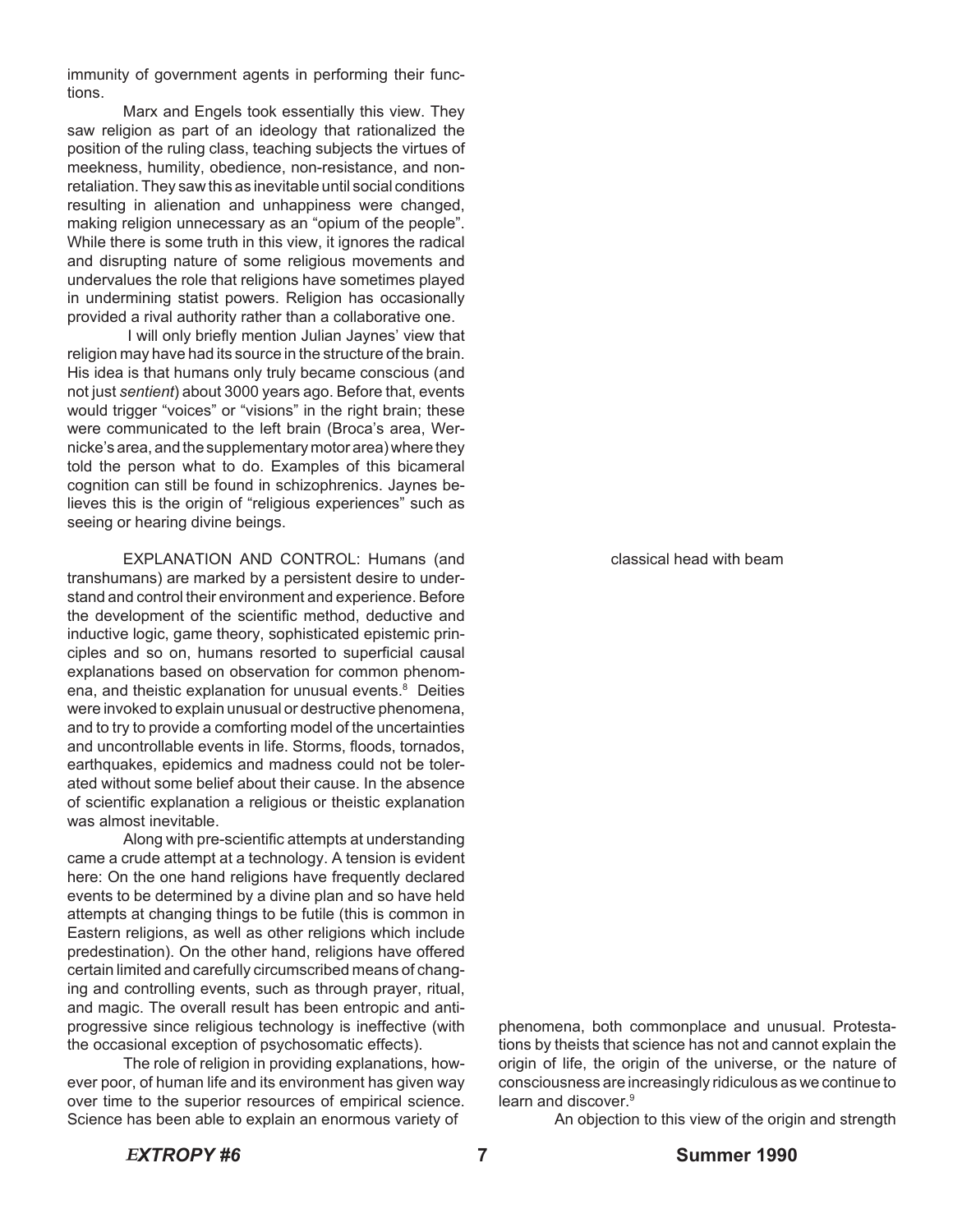immunity of government agents in performing their functions.

Marx and Engels took essentially this view. They saw religion as part of an ideology that rationalized the position of the ruling class, teaching subjects the virtues of meekness, humility, obedience, non-resistance, and non-retaliation. They saw this as inevitable until social conditions resulting in alienation and unhappiness were changed, making religion unnecessary as an "opium of the people". While there is some truth in this view, it ignores the radical and disrupting nature of some religious movements and undervalues the role that religions have sometimes played in undermining statist powers. Religion has occasionally provided a rival authority rather than a collaborative one.

I will only briefly mention Julian Jaynes' view that religion may have had its source in the structure of the brain. His idea is that humans only truly became conscious (and not just *sentient*) about 3000 years ago. Before that, events would trigger "voices" or "visions" in the right brain; these were communicated to the left brain (Broca's area, Wernicke's area, and the supplementary motor area) where they told the person what to do. Examples of this bicameral cognition can still be found in schizophrenics. Jaynes believes this is the origin of "religious experiences" such as seeing or hearing divine beings.

EXPLANATION AND CONTROL: Humans (and transhumans) are marked by a persistent desire to understand and control their environment and experience. Before the development of the scientific method, deductive and inductive logic, game theory, sophisticated epistemic principles and so on, humans resorted to superficial causal explanations based on observation for common phenomena, and theistic explanation for unusual events.[8] Deities were invoked to explain unusual or destructive phenomena, and to try to provide a comforting model of the uncertainties and uncontrollable events in life. Storms, floods, tornados, earthquakes, epidemics and madness could not be tolerated without some belief about their cause. In the absence of scientific explanation a religious or theistic explanation was almost inevitable.

Along with pre-scientific attempts at understanding came a crude attempt at a technology. A tension is evident here: On the one hand religions have frequently declared events to be determined by a divine plan and so have held attempts at changing things to be futile (this is common in Eastern religions, as well as other religions which include predestination). On the other hand, religions have offered certain limited and carefully circumscribed means of changing and controlling events, such as through prayer, ritual, and magic. The overall result has been entropic and anti-progressive since religious technology is ineffective (with the occasional exception of psychosomatic effects).

The role of religion in providing explanations, however poor, of human life and its environment has given way over time to the superior resources of empirical science. Science has been able to explain an enormous variety of phenomena, both commonplace and unusual. Protestations by theists that science has not and cannot explain the origin of life, the origin of the universe, or the nature of consciousness are increasingly ridiculous as we continue to learn and discover.[9]

classical head with beam

An objection to this view of the origin and strength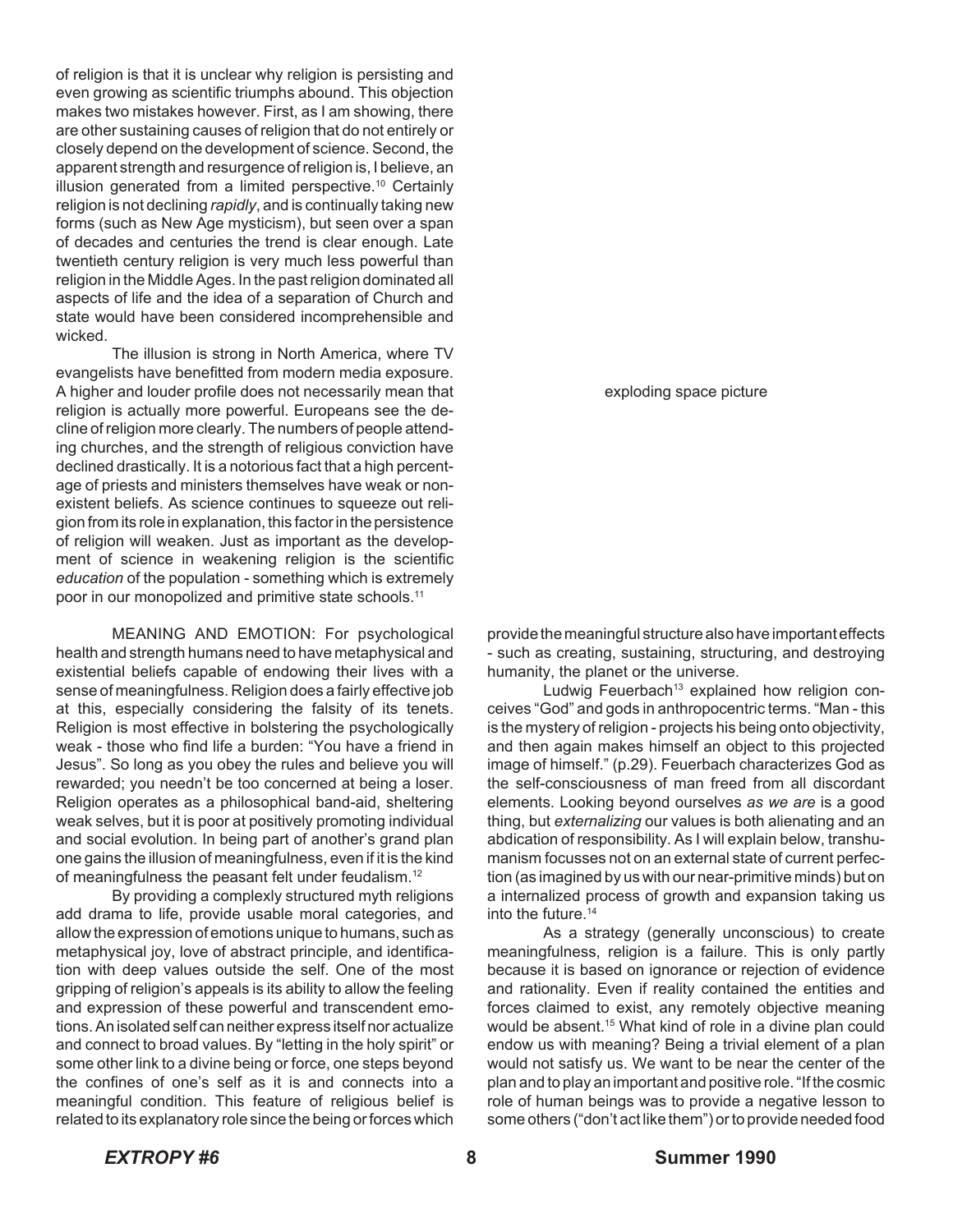of religion is that it is unclear why religion is persisting and even growing as scientific triumphs abound. This objection makes two mistakes however. First, as I am showing, there are other sustaining causes of religion that do not entirely or closely depend on the development of science. Second, the apparent strength and resurgence of religion is, I believe, an illusion generated from a limited perspective.[10] Certainly religion is not declining *rapidly*, and is continually taking new forms (such as New Age mysticism), but seen over a span of decades and centuries the trend is clear enough. Late twentieth century religion is very much less powerful than religion in the Middle Ages. In the past religion dominated all aspects of life and the idea of a separation of Church and state would have been considered incomprehensible and wicked.

The illusion is strong in North America, where TV evangelists have benefitted from modern media exposure. A higher and louder profile does not necessarily mean that religion is actually more powerful. Europeans see the decline of religion more clearly. The numbers of people attending churches, and the strength of religious conviction have declined drastically. It is a notorious fact that a high percentage of priests and ministers themselves have weak or non-existent beliefs. As science continues to squeeze out religion from its role in explanation, this factor in the persistence of religion will weaken. Just as important as the development of science in weakening religion is the scientific *education* of the population - something which is extremely poor in our monopolized and primitive state schools.[11]

MEANING AND EMOTION: For psychological health and strength humans need to have metaphysical and existential beliefs capable of endowing their lives with a sense of meaningfulness. Religion does a fairly effective job at this, especially considering the falsity of its tenets. Religion is most effective in bolstering the psychologically weak - those who find life a burden: "You have a friend in Jesus". So long as you obey the rules and believe you will rewarded; you needn't be too concerned at being a loser. Religion operates as a philosophical band-aid, sheltering weak selves, but it is poor at positively promoting individual and social evolution. In being part of another's grand plan one gains the illusion of meaningfulness, even if it is the kind of meaningfulness the peasant felt under feudalism.[12]

By providing a complexly structured myth religions add drama to life, provide usable moral categories, and allow the expression of emotions unique to humans, such as metaphysical joy, love of abstract principle, and identification with deep values outside the self. One of the most gripping of religion's appeals is its ability to allow the feeling and expression of these powerful and transcendent emotions. An isolated self can neither express itself nor actualize and connect to broad values. By "letting in the holy spirit" or some other link to a divine being or force, one steps beyond the confines of one's self as it is and connects into a meaningful condition. This feature of religious belief is related to its explanatory role since the being or forces which provide the meaningful structure also have important effects - such as creating, sustaining, structuring, and destroying humanity, the planet or the universe.

exploding space picture

Ludwig Feuerbach[13] explained how religion conceives "God" and gods in anthropocentric terms. "Man - this is the mystery of religion - projects his being onto objectivity, and then again makes himself an object to this projected image of himself." (p.29). Feuerbach characterizes God as the self-consciousness of man freed from all discordant elements. Looking beyond ourselves *as we are* is a good thing, but *externalizing* our values is both alienating and an abdication of responsibility. As I will explain below, transhumanism focusses not on an external state of current perfection (as imagined by us with our near-primitive minds) but on a internalized process of growth and expansion taking us into the future.[14]

As a strategy (generally unconscious) to create meaningfulness, religion is a failure. This is only partly because it is based on ignorance or rejection of evidence and rationality. Even if reality contained the entities and forces claimed to exist, any remotely objective meaning would be absent.[15] What kind of role in a divine plan could endow us with meaning? Being a trivial element of a plan would not satisfy us. We want to be near the center of the plan and to play an important and positive role. "If the cosmic role of human beings was to provide a negative lesson to some others ("don't act like them") or to provide needed food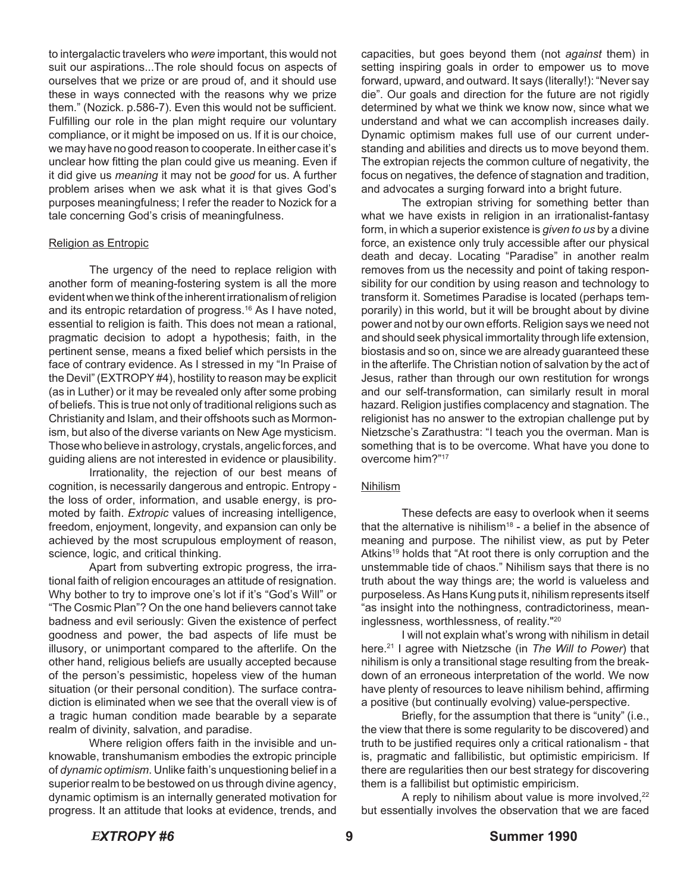to intergalactic travelers who *were* important, this would not suit our aspirations...The role should focus on aspects of ourselves that we prize or are proud of, and it should use these in ways connected with the reasons why we prize them." (Nozick. p.586-7). Even this would not be sufficient. Fulfilling our role in the plan might require our voluntary compliance, or it might be imposed on us. If it is our choice, we may have no good reason to cooperate. In either case it's unclear how fitting the plan could give us meaning. Even if it did give us *meaning* it may not be *good* for us. A further problem arises when we ask what it is that gives God's purposes meaningfulness; I refer the reader to Nozick for a tale concerning God's crisis of meaningfulness.

## Religion as Entropic

The urgency of the need to replace religion with another form of meaning-fostering system is all the more evident when we think of the inherent irrationalism of religion and its entropic retardation of progress.[16] As I have noted, essential to religion is faith. This does not mean a rational, pragmatic decision to adopt a hypothesis; faith, in the pertinent sense, means a fixed belief which persists in the face of contrary evidence. As I stressed in my "In Praise of the Devil" (EXTROPY #4), hostility to reason may be explicit (as in Luther) or it may be revealed only after some probing of beliefs. This is true not only of traditional religions such as Christianity and Islam, and their offshoots such as Mormonism, but also of the diverse variants on New Age mysticism. Those who believe in astrology, crystals, angelic forces, and guiding aliens are not interested in evidence or plausibility.

Irrationality, the rejection of our best means of cognition, is necessarily dangerous and entropic. Entropy - the loss of order, information, and usable energy, is promoted by faith. *Extropic* values of increasing intelligence, freedom, enjoyment, longevity, and expansion can only be achieved by the most scrupulous employment of reason, science, logic, and critical thinking.

Apart from subverting extropic progress, the irrational faith of religion encourages an attitude of resignation. Why bother to try to improve one's lot if it's "God's Will" or "The Cosmic Plan"? On the one hand believers cannot take badness and evil seriously: Given the existence of perfect goodness and power, the bad aspects of life must be illusory, or unimportant compared to the afterlife. On the other hand, religious beliefs are usually accepted because of the person's pessimistic, hopeless view of the human situation (or their personal condition). The surface contradiction is eliminated when we see that the overall view is of a tragic human condition made bearable by a separate realm of divinity, salvation, and paradise.

Where religion offers faith in the invisible and unknowable, transhumanism embodies the extropic principle of *dynamic optimism*. Unlike faith's unquestioning belief in a superior realm to be bestowed on us through divine agency, dynamic optimism is an internally generated motivation for progress. It an attitude that looks at evidence, trends, and capacities, but goes beyond them (not *against* them) in setting inspiring goals in order to empower us to move forward, upward, and outward. It says (literally!): "Never say die". Our goals and direction for the future are not rigidly determined by what we think we know now, since what we understand and what we can accomplish increases daily. Dynamic optimism makes full use of our current understanding and abilities and directs us to move beyond them. The extropian rejects the common culture of negativity, the focus on negatives, the defence of stagnation and tradition, and advocates a surging forward into a bright future.

The extropian striving for something better than what we have exists in religion in an irrationalist-fantasy form, in which a superior existence is *given to us* by a divine force, an existence only truly accessible after our physical death and decay. Locating "Paradise" in another realm removes from us the necessity and point of taking responsibility for our condition by using reason and technology to transform it. Sometimes Paradise is located (perhaps temporarily) in this world, but it will be brought about by divine power and not by our own efforts. Religion says we need not and should seek physical immortality through life extension, biostasis and so on, since we are already guaranteed these in the afterlife. The Christian notion of salvation by the act of Jesus, rather than through our own restitution for wrongs and our self-transformation, can similarly result in moral hazard. Religion justifies complacency and stagnation. The religionist has no answer to the extropian challenge put by Nietzsche's Zarathustra: "I teach you the overman. Man is something that is to be overcome. What have you done to overcome him?"[17]

## Nihilism

These defects are easy to overlook when it seems that the alternative is nihilism[18] - a belief in the absence of meaning and purpose. The nihilist view, as put by Peter Atkins[19] holds that "At root there is only corruption and the unstemmable tide of chaos." Nihilism says that there is no truth about the way things are; the world is valueless and purposeless. As Hans Kung puts it, nihilism represents itself "as insight into the nothingness, contradictoriness, meaninglessness, worthlessness, of reality."[20]

I will not explain what's wrong with nihilism in detail here.[21] I agree with Nietzsche (in *The Will to Power*) that nihilism is only a transitional stage resulting from the breakdown of an erroneous interpretation of the world. We now have plenty of resources to leave nihilism behind, affirming a positive (but continually evolving) value-perspective.

Briefly, for the assumption that there is "unity" (i.e., the view that there is some regularity to be discovered) and truth to be justified requires only a critical rationalism - that is, pragmatic and fallibilistic, but optimistic empiricism. If there are regularities then our best strategy for discovering them is a fallibilist but optimistic empiricism.

A reply to nihilism about value is more involved,[22] but essentially involves the observation that we are faced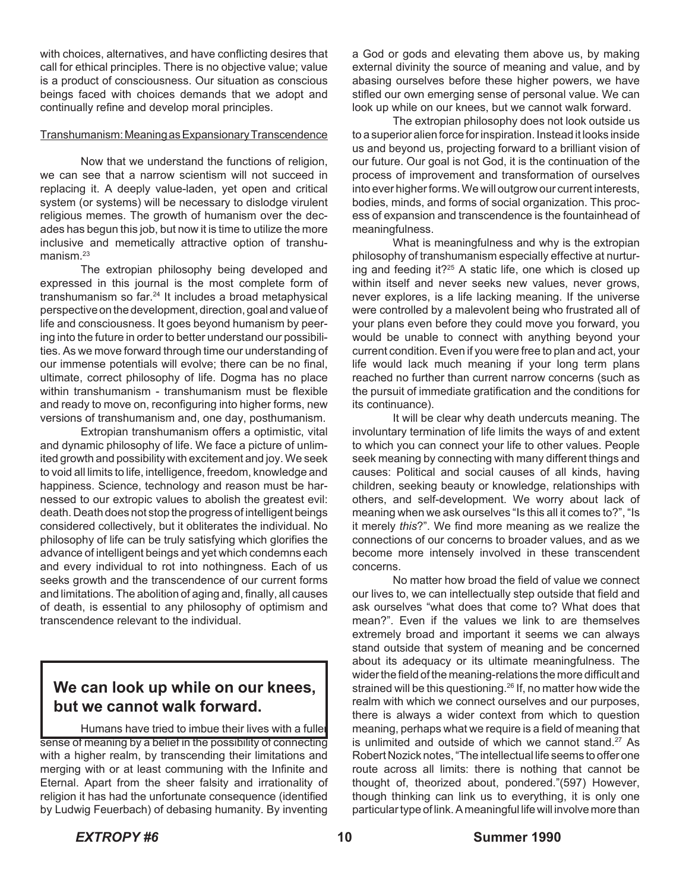with choices, alternatives, and have conflicting desires that call for ethical principles. There is no objective value; value is a product of consciousness. Our situation as conscious beings faced with choices demands that we adopt and continually refine and develop moral principles.

## Transhumanism: Meaning as Expansionary Transcendence

Now that we understand the functions of religion, we can see that a narrow scientism will not succeed in replacing it. A deeply value-laden, yet open and critical system (or systems) will be necessary to dislodge virulent religious memes. The growth of humanism over the decades has begun this job, but now it is time to utilize the more inclusive and memetically attractive option of transhumanism.[23]

The extropian philosophy being developed and expressed in this journal is the most complete form of transhumanism so far.[24] It includes a broad metaphysical perspective on the development, direction, goal and value of life and consciousness. It goes beyond humanism by peering into the future in order to better understand our possibilities. As we move forward through time our understanding of our immense potentials will evolve; there can be no final, ultimate, correct philosophy of life. Dogma has no place within transhumanism - transhumanism must be flexible and ready to move on, reconfiguring into higher forms, new versions of transhumanism and, one day, posthumanism.

Extropian transhumanism offers a optimistic, vital and dynamic philosophy of life. We face a picture of unlimited growth and possibility with excitement and joy. We seek to void all limits to life, intelligence, freedom, knowledge and happiness. Science, technology and reason must be harnessed to our extropic values to abolish the greatest evil: death. Death does not stop the progress of intelligent beings considered collectively, but it obliterates the individual. No philosophy of life can be truly satisfying which glorifies the advance of intelligent beings and yet which condemns each and every individual to rot into nothingness. Each of us seeks growth and the transcendence of our current forms and limitations. The abolition of aging and, finally, all causes of death, is essential to any philosophy of optimism and transcendence relevant to the individual.

**We can look up while on our knees, but we cannot walk forward.**

Humans have tried to imbue their lives with a fuller sense of meaning by a belief in the possibility of connecting with a higher realm, by transcending their limitations and merging with or at least communing with the Infinite and Eternal. Apart from the sheer falsity and irrationality of religion it has had the unfortunate consequence (identified by Ludwig Feuerbach) of debasing humanity. By inventing a God or gods and elevating them above us, by making external divinity the source of meaning and value, and by abasing ourselves before these higher powers, we have stifled our own emerging sense of personal value. We can look up while on our knees, but we cannot walk forward.

The extropian philosophy does not look outside us to a superior alien force for inspiration. Instead it looks inside us and beyond us, projecting forward to a brilliant vision of our future. Our goal is not God, it is the continuation of the process of improvement and transformation of ourselves into ever higher forms. We will outgrow our current interests, bodies, minds, and forms of social organization. This process of expansion and transcendence is the fountainhead of meaningfulness.

What is meaningfulness and why is the extropian philosophy of transhumanism especially effective at nurturing and feeding it?[25] A static life, one which is closed up within itself and never seeks new values, never grows, never explores, is a life lacking meaning. If the universe were controlled by a malevolent being who frustrated all of your plans even before they could move you forward, you would be unable to connect with anything beyond your current condition. Even if you were free to plan and act, your life would lack much meaning if your long term plans reached no further than current narrow concerns (such as the pursuit of immediate gratification and the conditions for its continuance).

It will be clear why death undercuts meaning. The involuntary termination of life limits the ways of and extent to which you can connect your life to other values. People seek meaning by connecting with many different things and causes: Political and social causes of all kinds, having children, seeking beauty or knowledge, relationships with others, and self-development. We worry about lack of meaning when we ask ourselves "Is this all it comes to?", "Is it merely *this*?". We find more meaning as we realize the connections of our concerns to broader values, and as we become more intensely involved in these transcendent concerns.

No matter how broad the field of value we connect our lives to, we can intellectually step outside that field and ask ourselves "what does that come to? What does that mean?". Even if the values we link to are themselves extremely broad and important it seems we can always stand outside that system of meaning and be concerned about its adequacy or its ultimate meaningfulness. The wider the field of the meaning-relations the more difficult and strained will be this questioning.[26] If, no matter how wide the realm with which we connect ourselves and our purposes, there is always a wider context from which to question meaning, perhaps what we require is a field of meaning that is unlimited and outside of which we cannot stand.[27] As Robert Nozick notes, "The intellectual life seems to offer one route across all limits: there is nothing that cannot be thought of, theorized about, pondered."(597) However, though thinking can link us to everything, it is only one particular type of link. A meaningful life will involve more than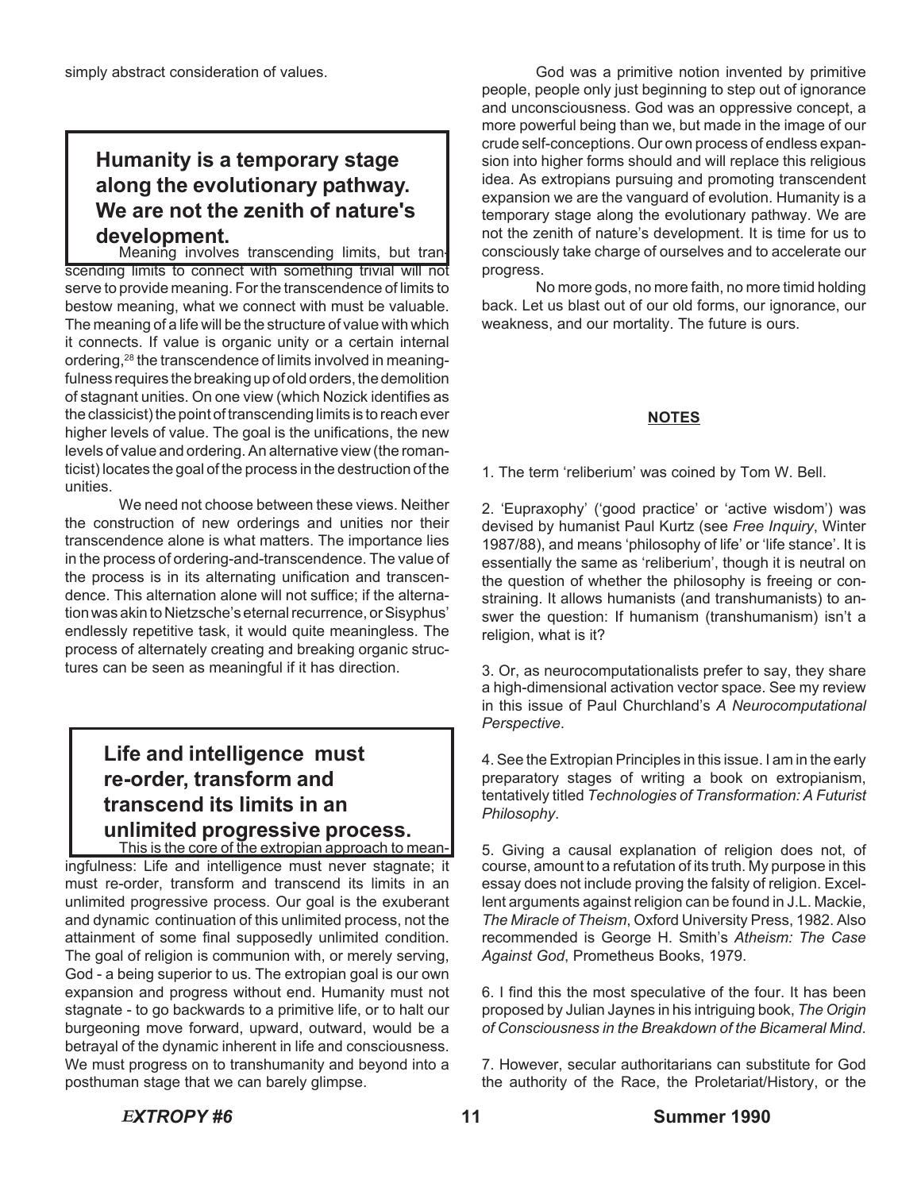simply abstract consideration of values.

**Humanity is a temporary stage along the evolutionary pathway. We are not the zenith of nature's development.**

Meaning involves transcending limits, but transcending limits to connect with something trivial will not serve to provide meaning. For the transcendence of limits to bestow meaning, what we connect with must be valuable. The meaning of a life will be the structure of value with which it connects. If value is organic unity or a certain internal ordering,[28] the transcendence of limits involved in meaningfulness requires the breaking up of old orders, the demolition of stagnant unities. On one view (which Nozick identifies as the classicist) the point of transcending limits is to reach ever higher levels of value. The goal is the unifications, the new levels of value and ordering. An alternative view (the romanticist) locates the goal of the process in the destruction of the unities.

We need not choose between these views. Neither the construction of new orderings and unities nor their transcendence alone is what matters. The importance lies in the process of ordering-and-transcendence. The value of the process is in its alternating unification and transcendence. This alternation alone will not suffice; if the alternation was akin to Nietzsche's eternal recurrence, or Sisyphus' endlessly repetitive task, it would quite meaningless. The process of alternately creating and breaking organic structures can be seen as meaningful if it has direction.

**Life and intelligence must re-order, transform and transcend its limits in an unlimited progressive process.**

This is the core of the extropian approach to meaningfulness: Life and intelligence must never stagnate; it must re-order, transform and transcend its limits in an unlimited progressive process. Our goal is the exuberant and dynamic continuation of this unlimited process, not the attainment of some final supposedly unlimited condition. The goal of religion is communion with, or merely serving, God - a being superior to us. The extropian goal is our own expansion and progress without end. Humanity must not stagnate - to go backwards to a primitive life, or to halt our burgeoning move forward, upward, outward, would be a betrayal of the dynamic inherent in life and consciousness. We must progress on to transhumanity and beyond into a posthuman stage that we can barely glimpse.

God was a primitive notion invented by primitive people, people only just beginning to step out of ignorance and unconsciousness. God was an oppressive concept, a more powerful being than we, but made in the image of our crude self-conceptions. Our own process of endless expansion into higher forms should and will replace this religious idea. As extropians pursuing and promoting transcendent expansion we are the vanguard of evolution. Humanity is a temporary stage along the evolutionary pathway. We are not the zenith of nature's development. It is time for us to consciously take charge of ourselves and to accelerate our progress.

No more gods, no more faith, no more timid holding back. Let us blast out of our old forms, our ignorance, our weakness, and our mortality. The future is ours.

## NOTES

1. The term 'reliberium' was coined by Tom W. Bell.

2. 'Eupraxophy' ('good practice' or 'active wisdom') was devised by humanist Paul Kurtz (see *Free Inquiry*, Winter 1987/88), and means 'philosophy of life' or 'life stance'. It is essentially the same as 'reliberium', though it is neutral on the question of whether the philosophy is freeing or constraining. It allows humanists (and transhumanists) to answer the question: If humanism (transhumanism) isn't a religion, what is it?

3. Or, as neurocomputationalists prefer to say, they share a high-dimensional activation vector space. See my review in this issue of Paul Churchland's *A Neurocomputational Perspective*.

4. See the Extropian Principles in this issue. I am in the early preparatory stages of writing a book on extropianism, tentatively titled *Technologies of Transformation: A Futurist Philosophy*.

5. Giving a causal explanation of religion does not, of course, amount to a refutation of its truth. My purpose in this essay does not include proving the falsity of religion. Excellent arguments against religion can be found in J.L. Mackie, *The Miracle of Theism*, Oxford University Press, 1982. Also recommended is George H. Smith's *Atheism: The Case Against God*, Prometheus Books, 1979.

6. I find this the most speculative of the four. It has been proposed by Julian Jaynes in his intriguing book, *The Origin of Consciousness in the Breakdown of the Bicameral Mind*.

7. However, secular authoritarians can substitute for God the authority of the Race, the Proletariat/History, or the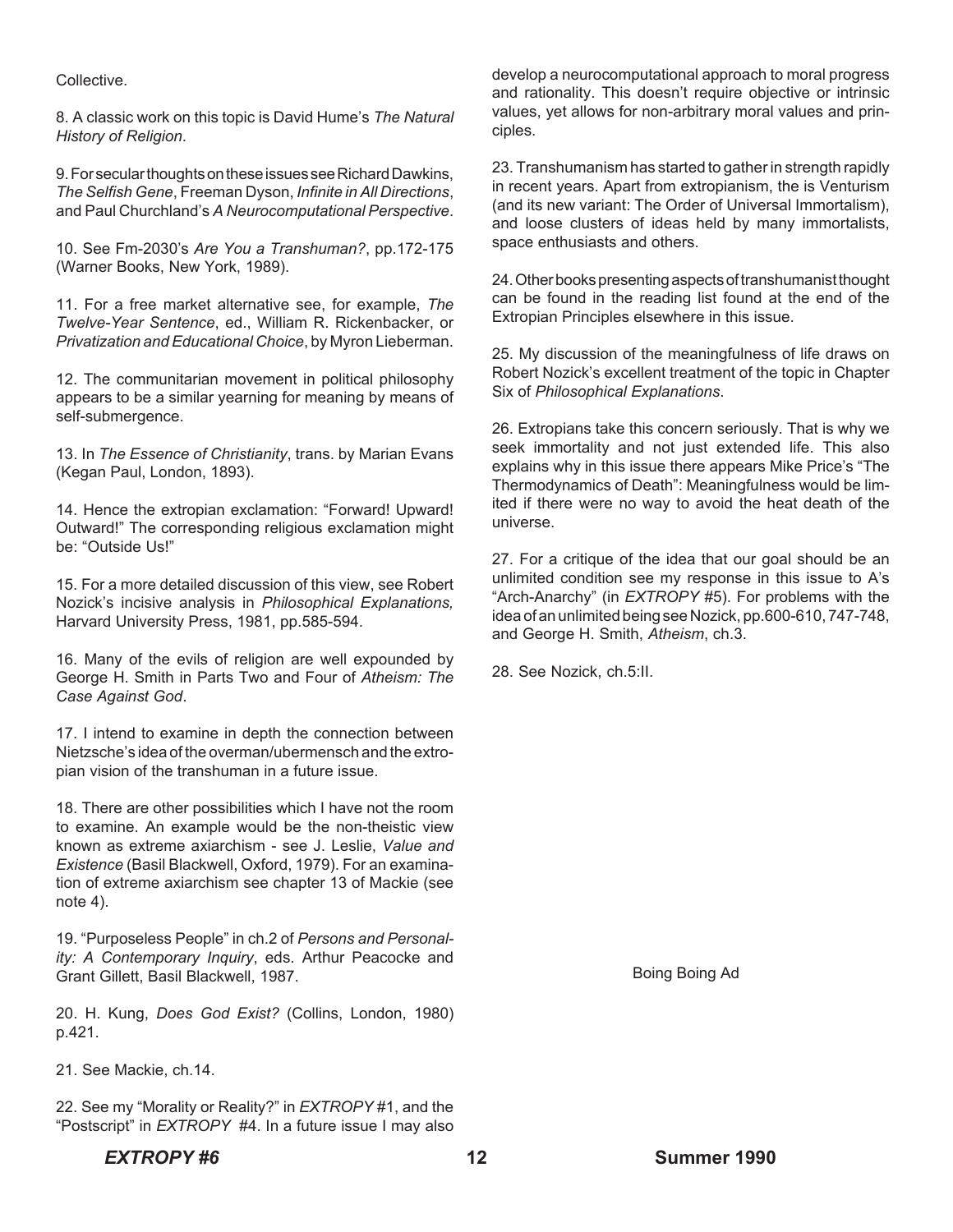Collective.

8. A classic work on this topic is David Hume's *The Natural History of Religion*.

9. For secular thoughts on these issues see Richard Dawkins, *The Selfish Gene*, Freeman Dyson, *Infinite in All Directions*, and Paul Churchland's *A Neurocomputational Perspective*.

10. See Fm-2030's *Are You a Transhuman?*, pp.172-175 (Warner Books, New York, 1989).

11. For a free market alternative see, for example, *The Twelve-Year Sentence*, ed., William R. Rickenbacker, or *Privatization and Educational Choice*, by Myron Lieberman.

12. The communitarian movement in political philosophy appears to be a similar yearning for meaning by means of self-submergence.

13. In *The Essence of Christianity*, trans. by Marian Evans (Kegan Paul, London, 1893).

14. Hence the extropian exclamation: "Forward! Upward! Outward!" The corresponding religious exclamation might be: "Outside Us!"

15. For a more detailed discussion of this view, see Robert Nozick's incisive analysis in *Philosophical Explanations,* Harvard University Press, 1981, pp.585-594.

16. Many of the evils of religion are well expounded by George H. Smith in Parts Two and Four of *Atheism: The Case Against God*.

17. I intend to examine in depth the connection between Nietzsche's idea of the overman/ubermensch and the extropian vision of the transhuman in a future issue.

18. There are other possibilities which I have not the room to examine. An example would be the non-theistic view known as extreme axiarchism - see J. Leslie, *Value and Existence* (Basil Blackwell, Oxford, 1979). For an examination of extreme axiarchism see chapter 13 of Mackie (see note 4).

19. "Purposeless People" in ch.2 of *Persons and Personality: A Contemporary Inquiry*, eds. Arthur Peacocke and Grant Gillett, Basil Blackwell, 1987.

20. H. Kung, *Does God Exist?* (Collins, London, 1980) p.421.

21. See Mackie, ch.14.

22. See my "Morality or Reality?" in *EXTROPY* #1, and the "Postscript" in *EXTROPY* #4. In a future issue I may also develop a neurocomputational approach to moral progress and rationality. This doesn't require objective or intrinsic values, yet allows for non-arbitrary moral values and principles.

23. Transhumanism has started to gather in strength rapidly in recent years. Apart from extropianism, the is Venturism (and its new variant: The Order of Universal Immortalism), and loose clusters of ideas held by many immortalists, space enthusiasts and others.

24. Other books presenting aspects of transhumanist thought can be found in the reading list found at the end of the Extropian Principles elsewhere in this issue.

25. My discussion of the meaningfulness of life draws on Robert Nozick's excellent treatment of the topic in Chapter Six of *Philosophical Explanations*.

26. Extropians take this concern seriously. That is why we seek immortality and not just extended life. This also explains why in this issue there appears Mike Price's "The Thermodynamics of Death": Meaningfulness would be limited if there were no way to avoid the heat death of the universe.

27. For a critique of the idea that our goal should be an unlimited condition see my response in this issue to A's "Arch-Anarchy" (in *EXTROPY* #5). For problems with the idea of an unlimited being see Nozick, pp.600-610, 747-748, and George H. Smith, *Atheism*, ch.3.

28. See Nozick, ch.5:II.

Boing Boing Ad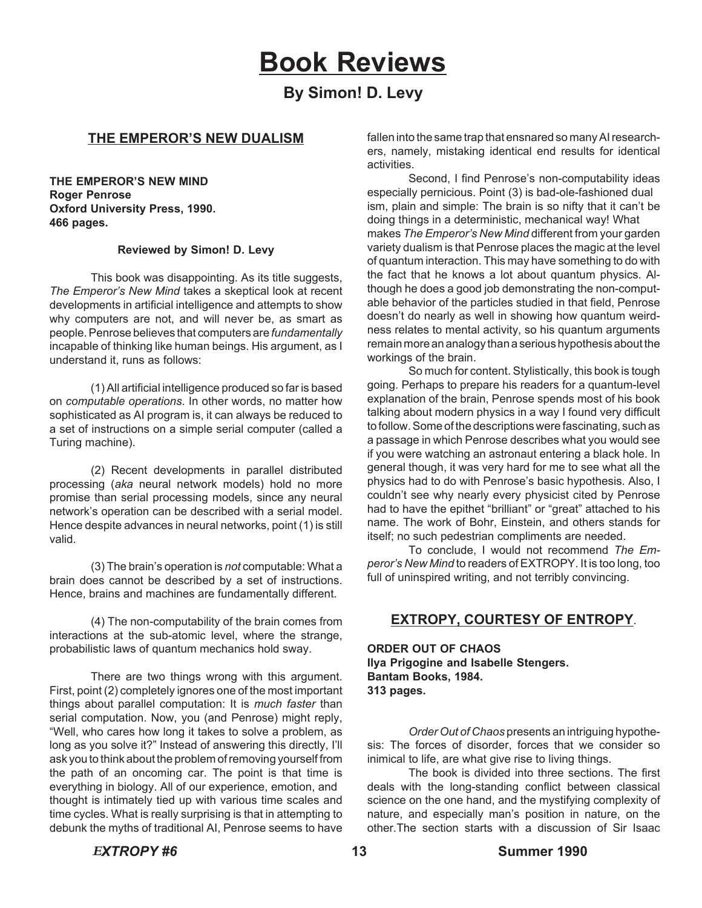# Book Reviews

## By Simon! D. Levy

### THE EMPEROR'S NEW DUALISM

**THE EMPEROR'S NEW MIND**
**Roger Penrose**
**Oxford University Press, 1990.**
**466 pages.**

**Reviewed by Simon! D. Levy**

This book was disappointing. As its title suggests, *The Emperor's New Mind* takes a skeptical look at recent developments in artificial intelligence and attempts to show why computers are not, and will never be, as smart as people. Penrose believes that computers are *fundamentally* incapable of thinking like human beings. His argument, as I understand it, runs as follows:

(1) All artificial intelligence produced so far is based on *computable operations*. In other words, no matter how sophisticated as AI program is, it can always be reduced to a set of instructions on a simple serial computer (called a Turing machine).

(2) Recent developments in parallel distributed processing (*aka* neural network models) hold no more promise than serial processing models, since any neural network's operation can be described with a serial model. Hence despite advances in neural networks, point (1) is still valid.

(3) The brain's operation is *not* computable: What a brain does cannot be described by a set of instructions. Hence, brains and machines are fundamentally different.

(4) The non-computability of the brain comes from interactions at the sub-atomic level, where the strange, probabilistic laws of quantum mechanics hold sway.

There are two things wrong with this argument. First, point (2) completely ignores one of the most important things about parallel computation: It is *much faster* than serial computation. Now, you (and Penrose) might reply, "Well, who cares how long it takes to solve a problem, as long as you solve it?" Instead of answering this directly, I'll ask you to think about the problem of removing yourself from the path of an oncoming car. The point is that time is everything in biology. All of our experience, emotion, and thought is intimately tied up with various time scales and time cycles. What is really surprising is that in attempting to debunk the myths of traditional AI, Penrose seems to have fallen into the same trap that ensnared so many AI researchers, namely, mistaking identical end results for identical activities.

Second, I find Penrose's non-computability ideas especially pernicious. Point (3) is bad-ole-fashioned dual ism, plain and simple: The brain is so nifty that it can't be doing things in a deterministic, mechanical way! What makes *The Emperor's New Mind* different from your garden variety dualism is that Penrose places the magic at the level of quantum interaction. This may have something to do with the fact that he knows a lot about quantum physics. Although he does a good job demonstrating the non-computable behavior of the particles studied in that field, Penrose doesn't do nearly as well in showing how quantum weirdness relates to mental activity, so his quantum arguments remain more an analogy than a serious hypothesis about the workings of the brain.

So much for content. Stylistically, this book is tough going. Perhaps to prepare his readers for a quantum-level explanation of the brain, Penrose spends most of his book talking about modern physics in a way I found very difficult to follow. Some of the descriptions were fascinating, such as a passage in which Penrose describes what you would see if you were watching an astronaut entering a black hole. In general though, it was very hard for me to see what all the physics had to do with Penrose's basic hypothesis. Also, I couldn't see why nearly every physicist cited by Penrose had to have the epithet "brilliant" or "great" attached to his name. The work of Bohr, Einstein, and others stands for itself; no such pedestrian compliments are needed.

To conclude, I would not recommend *The Emperor's New Mind* to readers of EXTROPY. It is too long, too full of uninspired writing, and not terribly convincing.

### EXTROPY, COURTESY OF ENTROPY.

**ORDER OUT OF CHAOS**
**Ilya Prigogine and Isabelle Stengers.**
**Bantam Books, 1984.**
**313 pages.**

*Order Out of Chaos* presents an intriguing hypothesis: The forces of disorder, forces that we consider so inimical to life, are what give rise to living things.

The book is divided into three sections. The first deals with the long-standing conflict between classical science on the one hand, and the mystifying complexity of nature, and especially man's position in nature, on the other.The section starts with a discussion of Sir Isaac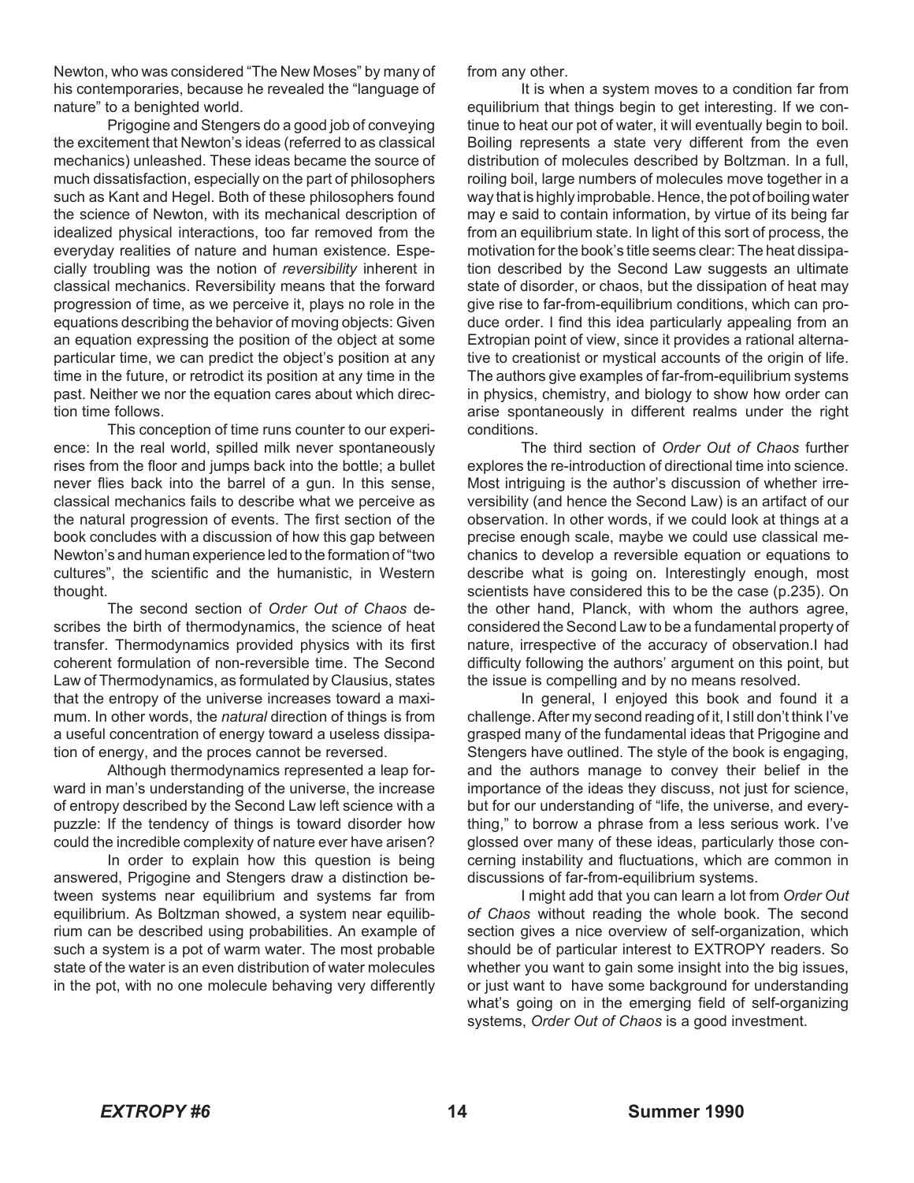Newton, who was considered "The New Moses" by many of his contemporaries, because he revealed the "language of nature" to a benighted world.

Prigogine and Stengers do a good job of conveying the excitement that Newton's ideas (referred to as classical mechanics) unleashed. These ideas became the source of much dissatisfaction, especially on the part of philosophers such as Kant and Hegel. Both of these philosophers found the science of Newton, with its mechanical description of idealized physical interactions, too far removed from the everyday realities of nature and human existence. Especially troubling was the notion of *reversibility* inherent in classical mechanics. Reversibility means that the forward progression of time, as we perceive it, plays no role in the equations describing the behavior of moving objects: Given an equation expressing the position of the object at some particular time, we can predict the object's position at any time in the future, or retrodict its position at any time in the past. Neither we nor the equation cares about which direction time follows.

This conception of time runs counter to our experience: In the real world, spilled milk never spontaneously rises from the floor and jumps back into the bottle; a bullet never flies back into the barrel of a gun. In this sense, classical mechanics fails to describe what we perceive as the natural progression of events. The first section of the book concludes with a discussion of how this gap between Newton's and human experience led to the formation of "two cultures", the scientific and the humanistic, in Western thought.

The second section of *Order Out of Chaos* describes the birth of thermodynamics, the science of heat transfer. Thermodynamics provided physics with its first coherent formulation of non-reversible time. The Second Law of Thermodynamics, as formulated by Clausius, states that the entropy of the universe increases toward a maximum. In other words, the *natural* direction of things is from a useful concentration of energy toward a useless dissipation of energy, and the proces cannot be reversed.

Although thermodynamics represented a leap forward in man's understanding of the universe, the increase of entropy described by the Second Law left science with a puzzle: If the tendency of things is toward disorder how could the incredible complexity of nature ever have arisen?

In order to explain how this question is being answered, Prigogine and Stengers draw a distinction between systems near equilibrium and systems far from equilibrium. As Boltzman showed, a system near equilibrium can be described using probabilities. An example of such a system is a pot of warm water. The most probable state of the water is an even distribution of water molecules in the pot, with no one molecule behaving very differently from any other.

It is when a system moves to a condition far from equilibrium that things begin to get interesting. If we continue to heat our pot of water, it will eventually begin to boil. Boiling represents a state very different from the even distribution of molecules described by Boltzman. In a full, roiling boil, large numbers of molecules move together in a way that is highly improbable. Hence, the pot of boiling water may e said to contain information, by virtue of its being far from an equilibrium state. In light of this sort of process, the motivation for the book's title seems clear: The heat dissipation described by the Second Law suggests an ultimate state of disorder, or chaos, but the dissipation of heat may give rise to far-from-equilibrium conditions, which can produce order. I find this idea particularly appealing from an Extropian point of view, since it provides a rational alternative to creationist or mystical accounts of the origin of life. The authors give examples of far-from-equilibrium systems in physics, chemistry, and biology to show how order can arise spontaneously in different realms under the right conditions.

The third section of *Order Out of Chaos* further explores the re-introduction of directional time into science. Most intriguing is the author's discussion of whether irreversibility (and hence the Second Law) is an artifact of our observation. In other words, if we could look at things at a precise enough scale, maybe we could use classical mechanics to develop a reversible equation or equations to describe what is going on. Interestingly enough, most scientists have considered this to be the case (p.235). On the other hand, Planck, with whom the authors agree, considered the Second Law to be a fundamental property of nature, irrespective of the accuracy of observation.I had difficulty following the authors' argument on this point, but the issue is compelling and by no means resolved.

In general, I enjoyed this book and found it a challenge. After my second reading of it, I still don't think I've grasped many of the fundamental ideas that Prigogine and Stengers have outlined. The style of the book is engaging, and the authors manage to convey their belief in the importance of the ideas they discuss, not just for science, but for our understanding of "life, the universe, and everything," to borrow a phrase from a less serious work. I've glossed over many of these ideas, particularly those concerning instability and fluctuations, which are common in discussions of far-from-equilibrium systems.

I might add that you can learn a lot from *Order Out of Chaos* without reading the whole book. The second section gives a nice overview of self-organization, which should be of particular interest to EXTROPY readers. So whether you want to gain some insight into the big issues, or just want to have some background for understanding what's going on in the emerging field of self-organizing systems, *Order Out of Chaos* is a good investment.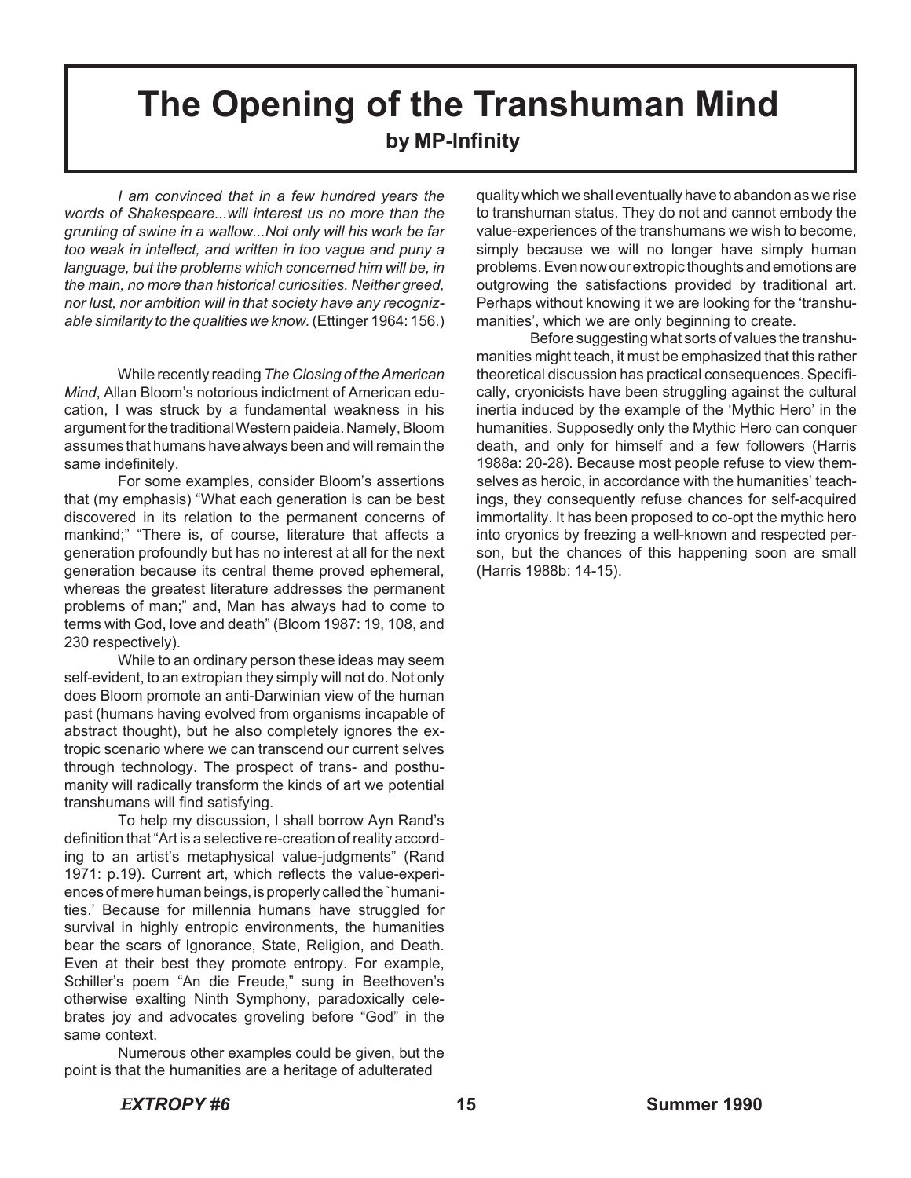# The Opening of the Transhuman Mind

**by MP-Infinity**

*I am convinced that in a few hundred years the words of Shakespeare...will interest us no more than the grunting of swine in a wallow...Not only will his work be far too weak in intellect, and written in too vague and puny a language, but the problems which concerned him will be, in the main, no more than historical curiosities. Neither greed, nor lust, nor ambition will in that society have any recognizable similarity to the qualities we know.* (Ettinger 1964: 156.)

While recently reading *The Closing of the American Mind*, Allan Bloom's notorious indictment of American education, I was struck by a fundamental weakness in his argument for the traditional Western paideia. Namely, Bloom assumes that humans have always been and will remain the same indefinitely.

For some examples, consider Bloom's assertions that (my emphasis) "What each generation is can be best discovered in its relation to the permanent concerns of mankind;" "There is, of course, literature that affects a generation profoundly but has no interest at all for the next generation because its central theme proved ephemeral, whereas the greatest literature addresses the permanent problems of man;" and, Man has always had to come to terms with God, love and death" (Bloom 1987: 19, 108, and 230 respectively).

While to an ordinary person these ideas may seem self-evident, to an extropian they simply will not do. Not only does Bloom promote an anti-Darwinian view of the human past (humans having evolved from organisms incapable of abstract thought), but he also completely ignores the extropic scenario where we can transcend our current selves through technology. The prospect of trans- and posthumanity will radically transform the kinds of art we potential transhumans will find satisfying.

To help my discussion, I shall borrow Ayn Rand's definition that "Art is a selective re-creation of reality according to an artist's metaphysical value-judgments" (Rand 1971: p.19). Current art, which reflects the value-experiences of mere human beings, is properly called the `humanities.' Because for millennia humans have struggled for survival in highly entropic environments, the humanities bear the scars of Ignorance, State, Religion, and Death. Even at their best they promote entropy. For example, Schiller's poem "An die Freude," sung in Beethoven's otherwise exalting Ninth Symphony, paradoxically celebrates joy and advocates groveling before "God" in the same context.

Numerous other examples could be given, but the point is that the humanities are a heritage of adulterated quality which we shall eventually have to abandon as we rise to transhuman status. They do not and cannot embody the value-experiences of the transhumans we wish to become, simply because we will no longer have simply human problems. Even now our extropic thoughts and emotions are outgrowing the satisfactions provided by traditional art. Perhaps without knowing it we are looking for the 'transhumanities', which we are only beginning to create.

Before suggesting what sorts of values the transhumanities might teach, it must be emphasized that this rather theoretical discussion has practical consequences. Specifically, cryonicists have been struggling against the cultural inertia induced by the example of the 'Mythic Hero' in the humanities. Supposedly only the Mythic Hero can conquer death, and only for himself and a few followers (Harris 1988a: 20-28). Because most people refuse to view themselves as heroic, in accordance with the humanities' teachings, they consequently refuse chances for self-acquired immortality. It has been proposed to co-opt the mythic hero into cryonics by freezing a well-known and respected person, but the chances of this happening soon are small (Harris 1988b: 14-15).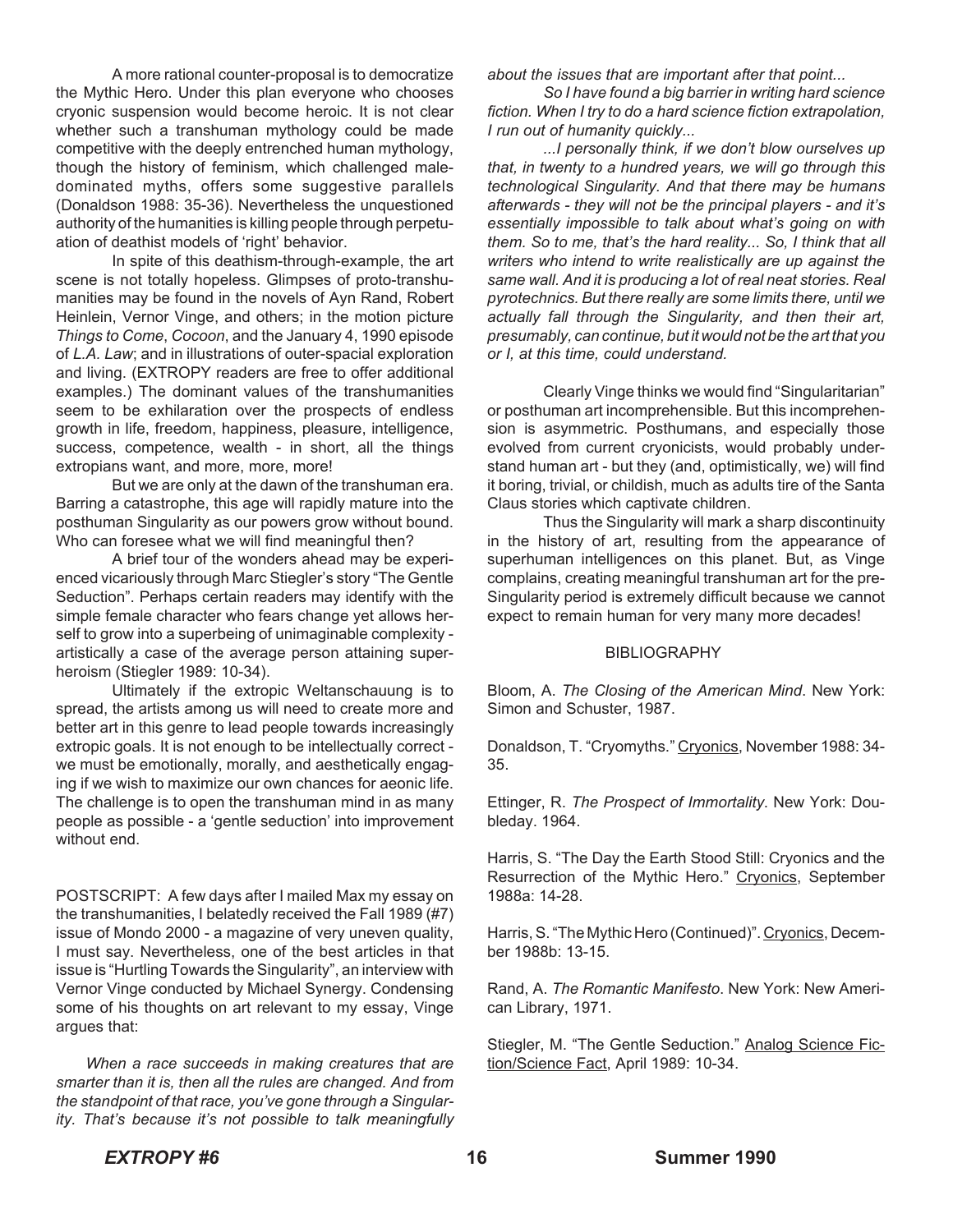A more rational counter-proposal is to democratize the Mythic Hero. Under this plan everyone who chooses cryonic suspension would become heroic. It is not clear whether such a transhuman mythology could be made competitive with the deeply entrenched human mythology, though the history of feminism, which challenged male-dominated myths, offers some suggestive parallels (Donaldson 1988: 35-36). Nevertheless the unquestioned authority of the humanities is killing people through perpetuation of deathist models of 'right' behavior.

In spite of this deathism-through-example, the art scene is not totally hopeless. Glimpses of proto-transhumanities may be found in the novels of Ayn Rand, Robert Heinlein, Vernor Vinge, and others; in the motion picture *Things to Come*, *Cocoon*, and the January 4, 1990 episode of *L.A. Law*; and in illustrations of outer-spacial exploration and living. (EXTROPY readers are free to offer additional examples.) The dominant values of the transhumanities seem to be exhilaration over the prospects of endless growth in life, freedom, happiness, pleasure, intelligence, success, competence, wealth - in short, all the things extropians want, and more, more, more!

But we are only at the dawn of the transhuman era. Barring a catastrophe, this age will rapidly mature into the posthuman Singularity as our powers grow without bound. Who can foresee what we will find meaningful then?

A brief tour of the wonders ahead may be experienced vicariously through Marc Stiegler's story "The Gentle Seduction". Perhaps certain readers may identify with the simple female character who fears change yet allows herself to grow into a superbeing of unimaginable complexity - artistically a case of the average person attaining superheroism (Stiegler 1989: 10-34).

Ultimately if the extropic Weltanschauung is to spread, the artists among us will need to create more and better art in this genre to lead people towards increasingly extropic goals. It is not enough to be intellectually correct - we must be emotionally, morally, and aesthetically engaging if we wish to maximize our own chances for aeonic life. The challenge is to open the transhuman mind in as many people as possible - a 'gentle seduction' into improvement without end.

POSTSCRIPT: A few days after I mailed Max my essay on the transhumanities, I belatedly received the Fall 1989 (#7) issue of Mondo 2000 - a magazine of very uneven quality, I must say. Nevertheless, one of the best articles in that issue is "Hurtling Towards the Singularity", an interview with Vernor Vinge conducted by Michael Synergy. Condensing some of his thoughts on art relevant to my essay, Vinge argues that:

> *When a race succeeds in making creatures that are smarter than it is, then all the rules are changed. And from the standpoint of that race, you've gone through a Singularity. That's because it's not possible to talk meaningfully about the issues that are important after that point...*
>
> *So I have found a big barrier in writing hard science fiction. When I try to do a hard science fiction extrapolation, I run out of humanity quickly...*
>
> *...I personally think, if we don't blow ourselves up that, in twenty to a hundred years, we will go through this technological Singularity. And that there may be humans afterwards - they will not be the principal players - and it's essentially impossible to talk about what's going on with them. So to me, that's the hard reality... So, I think that all writers who intend to write realistically are up against the same wall. And it is producing a lot of real neat stories. Real pyrotechnics. But there really are some limits there, until we actually fall through the Singularity, and then their art, presumably, can continue, but it would not be the art that you or I, at this time, could understand.*

Clearly Vinge thinks we would find "Singularitarian" or posthuman art incomprehensible. But this incomprehension is asymmetric. Posthumans, and especially those evolved from current cryonicists, would probably understand human art - but they (and, optimistically, we) will find it boring, trivial, or childish, much as adults tire of the Santa Claus stories which captivate children.

Thus the Singularity will mark a sharp discontinuity in the history of art, resulting from the appearance of superhuman intelligences on this planet. But, as Vinge complains, creating meaningful transhuman art for the pre-Singularity period is extremely difficult because we cannot expect to remain human for very many more decades!

## BIBLIOGRAPHY

Bloom, A. *The Closing of the American Mind*. New York: Simon and Schuster, 1987.

Donaldson, T. "Cryomyths." Cryonics, November 1988: 34-35.

Ettinger, R. *The Prospect of Immortality*. New York: Doubleday. 1964.

Harris, S. "The Day the Earth Stood Still: Cryonics and the Resurrection of the Mythic Hero." Cryonics, September 1988a: 14-28.

Harris, S. "The Mythic Hero (Continued)". Cryonics, December 1988b: 13-15.

Rand, A. *The Romantic Manifesto*. New York: New American Library, 1971.

Stiegler, M. "The Gentle Seduction." Analog Science Fiction/Science Fact, April 1989: 10-34.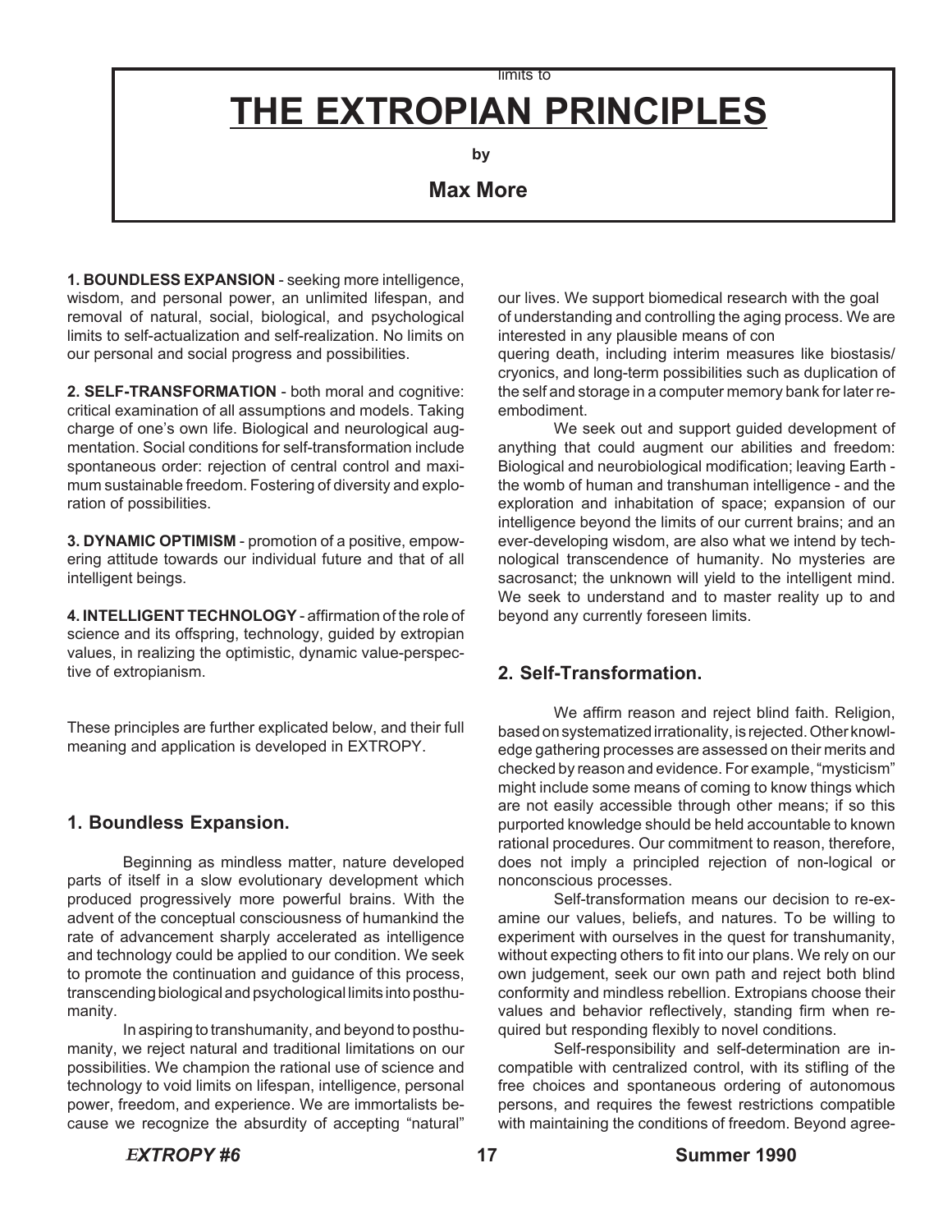limits to

# THE EXTROPIAN PRINCIPLES

**by**

**Max More**

**1. BOUNDLESS EXPANSION** - seeking more intelligence, wisdom, and personal power, an unlimited lifespan, and removal of natural, social, biological, and psychological limits to self-actualization and self-realization. No limits on our personal and social progress and possibilities.

**2. SELF-TRANSFORMATION** - both moral and cognitive: critical examination of all assumptions and models. Taking charge of one's own life. Biological and neurological augmentation. Social conditions for self-transformation include spontaneous order: rejection of central control and maximum sustainable freedom. Fostering of diversity and exploration of possibilities.

**3. DYNAMIC OPTIMISM** - promotion of a positive, empowering attitude towards our individual future and that of all intelligent beings.

**4. INTELLIGENT TECHNOLOGY** - affirmation of the role of science and its offspring, technology, guided by extropian values, in realizing the optimistic, dynamic value-perspective of extropianism.

These principles are further explicated below, and their full meaning and application is developed in EXTROPY.

## 1. Boundless Expansion.

Beginning as mindless matter, nature developed parts of itself in a slow evolutionary development which produced progressively more powerful brains. With the advent of the conceptual consciousness of humankind the rate of advancement sharply accelerated as intelligence and technology could be applied to our condition. We seek to promote the continuation and guidance of this process, transcending biological and psychological limits into posthumanity.

In aspiring to transhumanity, and beyond to posthumanity, we reject natural and traditional limitations on our possibilities. We champion the rational use of science and technology to void limits on lifespan, intelligence, personal power, freedom, and experience. We are immortalists because we recognize the absurdity of accepting "natural" our lives. We support biomedical research with the goal of understanding and controlling the aging process. We are interested in any plausible means of con quering death, including interim measures like biostasis/cryonics, and long-term possibilities such as duplication of the self and storage in a computer memory bank for later re-embodiment.

We seek out and support guided development of anything that could augment our abilities and freedom: Biological and neurobiological modification; leaving Earth - the womb of human and transhuman intelligence - and the exploration and inhabitation of space; expansion of our intelligence beyond the limits of our current brains; and an ever-developing wisdom, are also what we intend by technological transcendence of humanity. No mysteries are sacrosanct; the unknown will yield to the intelligent mind. We seek to understand and to master reality up to and beyond any currently foreseen limits.

## 2. Self-Transformation.

We affirm reason and reject blind faith. Religion, based on systematized irrationality, is rejected. Other knowledge gathering processes are assessed on their merits and checked by reason and evidence. For example, "mysticism" might include some means of coming to know things which are not easily accessible through other means; if so this purported knowledge should be held accountable to known rational procedures. Our commitment to reason, therefore, does not imply a principled rejection of non-logical or nonconscious processes.

Self-transformation means our decision to re-examine our values, beliefs, and natures. To be willing to experiment with ourselves in the quest for transhumanity, without expecting others to fit into our plans. We rely on our own judgement, seek our own path and reject both blind conformity and mindless rebellion. Extropians choose their values and behavior reflectively, standing firm when required but responding flexibly to novel conditions.

Self-responsibility and self-determination are incompatible with centralized control, with its stifling of the free choices and spontaneous ordering of autonomous persons, and requires the fewest restrictions compatible with maintaining the conditions of freedom. Beyond agree-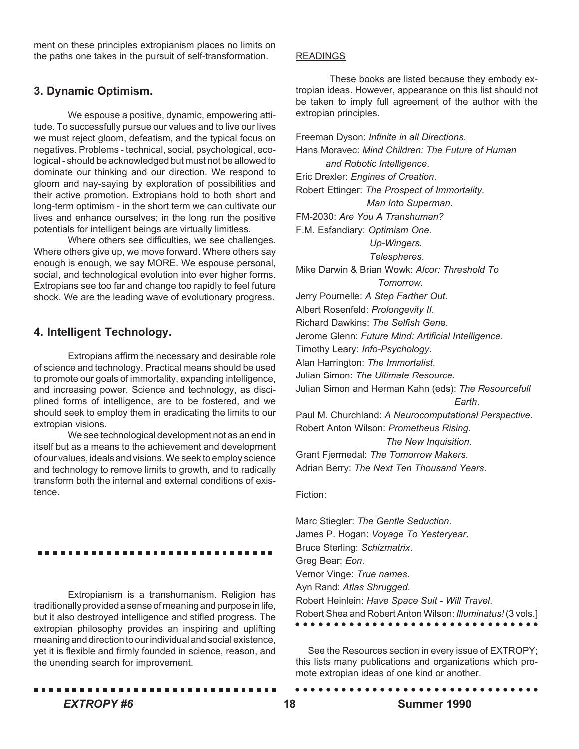ment on these principles extropianism places no limits on the paths one takes in the pursuit of self-transformation.

### 3. Dynamic Optimism.

We espouse a positive, dynamic, empowering attitude. To successfully pursue our values and to live our lives we must reject gloom, defeatism, and the typical focus on negatives. Problems - technical, social, psychological, ecological - should be acknowledged but must not be allowed to dominate our thinking and our direction. We respond to gloom and nay-saying by exploration of possibilities and their active promotion. Extropians hold to both short and long-term optimism - in the short term we can cultivate our lives and enhance ourselves; in the long run the positive potentials for intelligent beings are virtually limitless.

Where others see difficulties, we see challenges. Where others give up, we move forward. Where others say enough is enough, we say MORE. We espouse personal, social, and technological evolution into ever higher forms. Extropians see too far and change too rapidly to feel future shock. We are the leading wave of evolutionary progress.

### 4. Intelligent Technology.

Extropians affirm the necessary and desirable role of science and technology. Practical means should be used to promote our goals of immortality, expanding intelligence, and increasing power. Science and technology, as disciplined forms of intelligence, are to be fostered, and we should seek to employ them in eradicating the limits to our extropian visions.

We see technological development not as an end in itself but as a means to the achievement and development of our values, ideals and visions. We seek to employ science and technology to remove limits to growth, and to radically transform both the internal and external conditions of existence.

---

Extropianism is a transhumanism. Religion has traditionally provided a sense of meaning and purpose in life, but it also destroyed intelligence and stifled progress. The extropian philosophy provides an inspiring and uplifting meaning and direction to our individual and social existence, yet it is flexible and firmly founded in science, reason, and the unending search for improvement.

---

READINGS

These books are listed because they embody extropian ideas. However, appearance on this list should not be taken to imply full agreement of the author with the extropian principles.

Freeman Dyson: *Infinite in all Directions*.
Hans Moravec: *Mind Children: The Future of Human and Robotic Intelligence*.
Eric Drexler: *Engines of Creation*.
Robert Ettinger: *The Prospect of Immortality*.
*Man Into Superman*.
FM-2030: *Are You A Transhuman?*
F.M. Esfandiary: *Optimism One.*
*Up-Wingers.*
*Telespheres*.
Mike Darwin & Brian Wowk: *Alcor: Threshold To Tomorrow.*
Jerry Pournelle: *A Step Farther Out*.
Albert Rosenfeld: *Prolongevity II*.
Richard Dawkins: *The Selfish Gene*.
Jerome Glenn: *Future Mind: Artificial Intelligence*.
Timothy Leary: *Info-Psychology*.
Alan Harrington: *The Immortalist*.
Julian Simon: *The Ultimate Resource*.
Julian Simon and Herman Kahn (eds): *The Resourcefull Earth*.
Paul M. Churchland: *A Neurocomputational Perspective*.
Robert Anton Wilson: *Prometheus Rising.*
*The New Inquisition*.
Grant Fjermedal: *The Tomorrow Makers*.
Adrian Berry: *The Next Ten Thousand Years*.

Fiction:

Marc Stiegler: *The Gentle Seduction*.
James P. Hogan: *Voyage To Yesteryear*.
Bruce Sterling: *Schizmatrix*.
Greg Bear: *Eon*.
Vernor Vinge: *True names*.
Ayn Rand: *Atlas Shrugged*.
Robert Heinlein: *Have Space Suit - Will Travel*.
Robert Shea and Robert Anton Wilson: *Illuminatus!* (3 vols.]

---

See the Resources section in every issue of EXTROPY; this lists many publications and organizations which promote extropian ideas of one kind or another.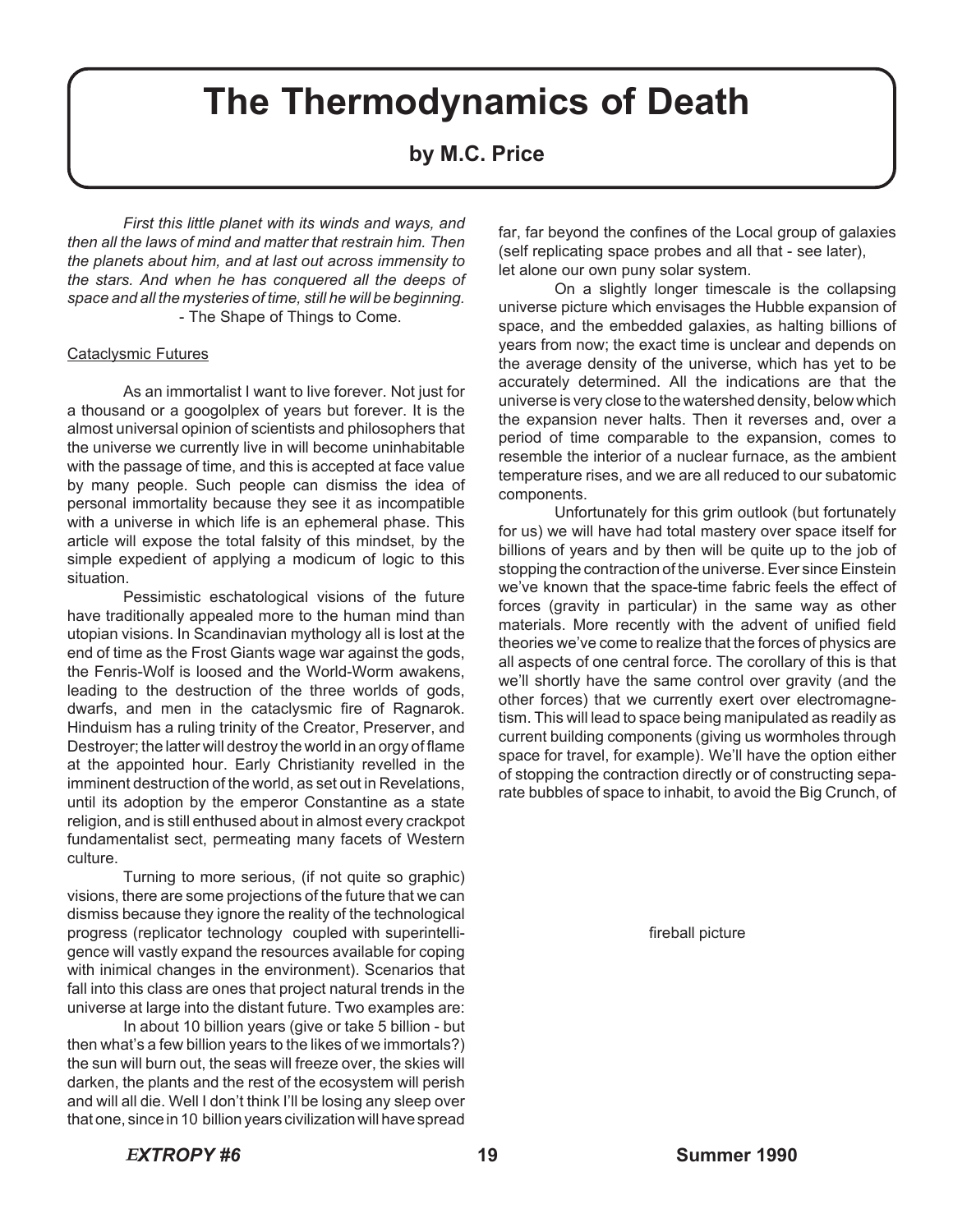# The Thermodynamics of Death

**by M.C. Price**

*First this little planet with its winds and ways, and then all the laws of mind and matter that restrain him. Then the planets about him, and at last out across immensity to the stars. And when he has conquered all the deeps of space and all the mysteries of time, still he will be beginning.*
- The Shape of Things to Come.

## Cataclysmic Futures

As an immortalist I want to live forever. Not just for a thousand or a googolplex of years but forever. It is the almost universal opinion of scientists and philosophers that the universe we currently live in will become uninhabitable with the passage of time, and this is accepted at face value by many people. Such people can dismiss the idea of personal immortality because they see it as incompatible with a universe in which life is an ephemeral phase. This article will expose the total falsity of this mindset, by the simple expedient of applying a modicum of logic to this situation.

Pessimistic eschatological visions of the future have traditionally appealed more to the human mind than utopian visions. In Scandinavian mythology all is lost at the end of time as the Frost Giants wage war against the gods, the Fenris-Wolf is loosed and the World-Worm awakens, leading to the destruction of the three worlds of gods, dwarfs, and men in the cataclysmic fire of Ragnarok. Hinduism has a ruling trinity of the Creator, Preserver, and Destroyer; the latter will destroy the world in an orgy of flame at the appointed hour. Early Christianity revelled in the imminent destruction of the world, as set out in Revelations, until its adoption by the emperor Constantine as a state religion, and is still enthused about in almost every crackpot fundamentalist sect, permeating many facets of Western culture.

Turning to more serious, (if not quite so graphic) visions, there are some projections of the future that we can dismiss because they ignore the reality of the technological progress (replicator technology coupled with superintelligence will vastly expand the resources available for coping with inimical changes in the environment). Scenarios that fall into this class are ones that project natural trends in the universe at large into the distant future. Two examples are:

In about 10 billion years (give or take 5 billion - but then what's a few billion years to the likes of we immortals?) the sun will burn out, the seas will freeze over, the skies will darken, the plants and the rest of the ecosystem will perish and will all die. Well I don't think I'll be losing any sleep over that one, since in 10 billion years civilization will have spread far, far beyond the confines of the Local group of galaxies (self replicating space probes and all that - see later), let alone our own puny solar system.

On a slightly longer timescale is the collapsing universe picture which envisages the Hubble expansion of space, and the embedded galaxies, as halting billions of years from now; the exact time is unclear and depends on the average density of the universe, which has yet to be accurately determined. All the indications are that the universe is very close to the watershed density, below which the expansion never halts. Then it reverses and, over a period of time comparable to the expansion, comes to resemble the interior of a nuclear furnace, as the ambient temperature rises, and we are all reduced to our subatomic components.

Unfortunately for this grim outlook (but fortunately for us) we will have had total mastery over space itself for billions of years and by then will be quite up to the job of stopping the contraction of the universe. Ever since Einstein we've known that the space-time fabric feels the effect of forces (gravity in particular) in the same way as other materials. More recently with the advent of unified field theories we've come to realize that the forces of physics are all aspects of one central force. The corollary of this is that we'll shortly have the same control over gravity (and the other forces) that we currently exert over electromagnetism. This will lead to space being manipulated as readily as current building components (giving us wormholes through space for travel, for example). We'll have the option either of stopping the contraction directly or of constructing separate bubbles of space to inhabit, to avoid the Big Crunch, of

fireball picture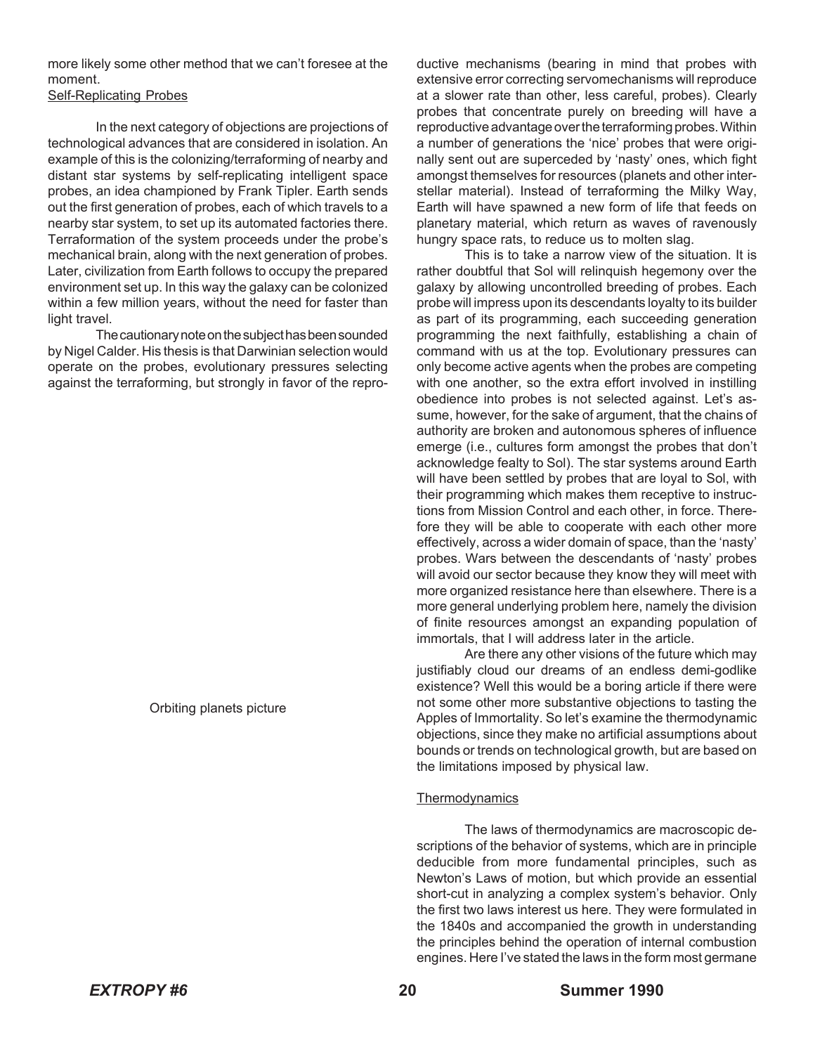more likely some other method that we can't foresee at the moment.

## Self-Replicating Probes

In the next category of objections are projections of technological advances that are considered in isolation. An example of this is the colonizing/terraforming of nearby and distant star systems by self-replicating intelligent space probes, an idea championed by Frank Tipler. Earth sends out the first generation of probes, each of which travels to a nearby star system, to set up its automated factories there. Terraformation of the system proceeds under the probe's mechanical brain, along with the next generation of probes. Later, civilization from Earth follows to occupy the prepared environment set up. In this way the galaxy can be colonized within a few million years, without the need for faster than light travel.

The cautionary note on the subject has been sounded by Nigel Calder. His thesis is that Darwinian selection would operate on the probes, evolutionary pressures selecting against the terraforming, but strongly in favor of the reproductive mechanisms (bearing in mind that probes with extensive error correcting servomechanisms will reproduce at a slower rate than other, less careful, probes). Clearly probes that concentrate purely on breeding will have a reproductive advantage over the terraforming probes. Within a number of generations the 'nice' probes that were originally sent out are superceded by 'nasty' ones, which fight amongst themselves for resources (planets and other interstellar material). Instead of terraforming the Milky Way, Earth will have spawned a new form of life that feeds on planetary material, which return as waves of ravenously hungry space rats, to reduce us to molten slag.

Orbiting planets picture

This is to take a narrow view of the situation. It is rather doubtful that Sol will relinquish hegemony over the galaxy by allowing uncontrolled breeding of probes. Each probe will impress upon its descendants loyalty to its builder as part of its programming, each succeeding generation programming the next faithfully, establishing a chain of command with us at the top. Evolutionary pressures can only become active agents when the probes are competing with one another, so the extra effort involved in instilling obedience into probes is not selected against. Let's assume, however, for the sake of argument, that the chains of authority are broken and autonomous spheres of influence emerge (i.e., cultures form amongst the probes that don't acknowledge fealty to Sol). The star systems around Earth will have been settled by probes that are loyal to Sol, with their programming which makes them receptive to instructions from Mission Control and each other, in force. Therefore they will be able to cooperate with each other more effectively, across a wider domain of space, than the 'nasty' probes. Wars between the descendants of 'nasty' probes will avoid our sector because they know they will meet with more organized resistance here than elsewhere. There is a more general underlying problem here, namely the division of finite resources amongst an expanding population of immortals, that I will address later in the article.

Are there any other visions of the future which may justifiably cloud our dreams of an endless demi-godlike existence? Well this would be a boring article if there were not some other more substantive objections to tasting the Apples of Immortality. So let's examine the thermodynamic objections, since they make no artificial assumptions about bounds or trends on technological growth, but are based on the limitations imposed by physical law.

## Thermodynamics

The laws of thermodynamics are macroscopic descriptions of the behavior of systems, which are in principle deducible from more fundamental principles, such as Newton's Laws of motion, but which provide an essential short-cut in analyzing a complex system's behavior. Only the first two laws interest us here. They were formulated in the 1840s and accompanied the growth in understanding the principles behind the operation of internal combustion engines. Here I've stated the laws in the form most germane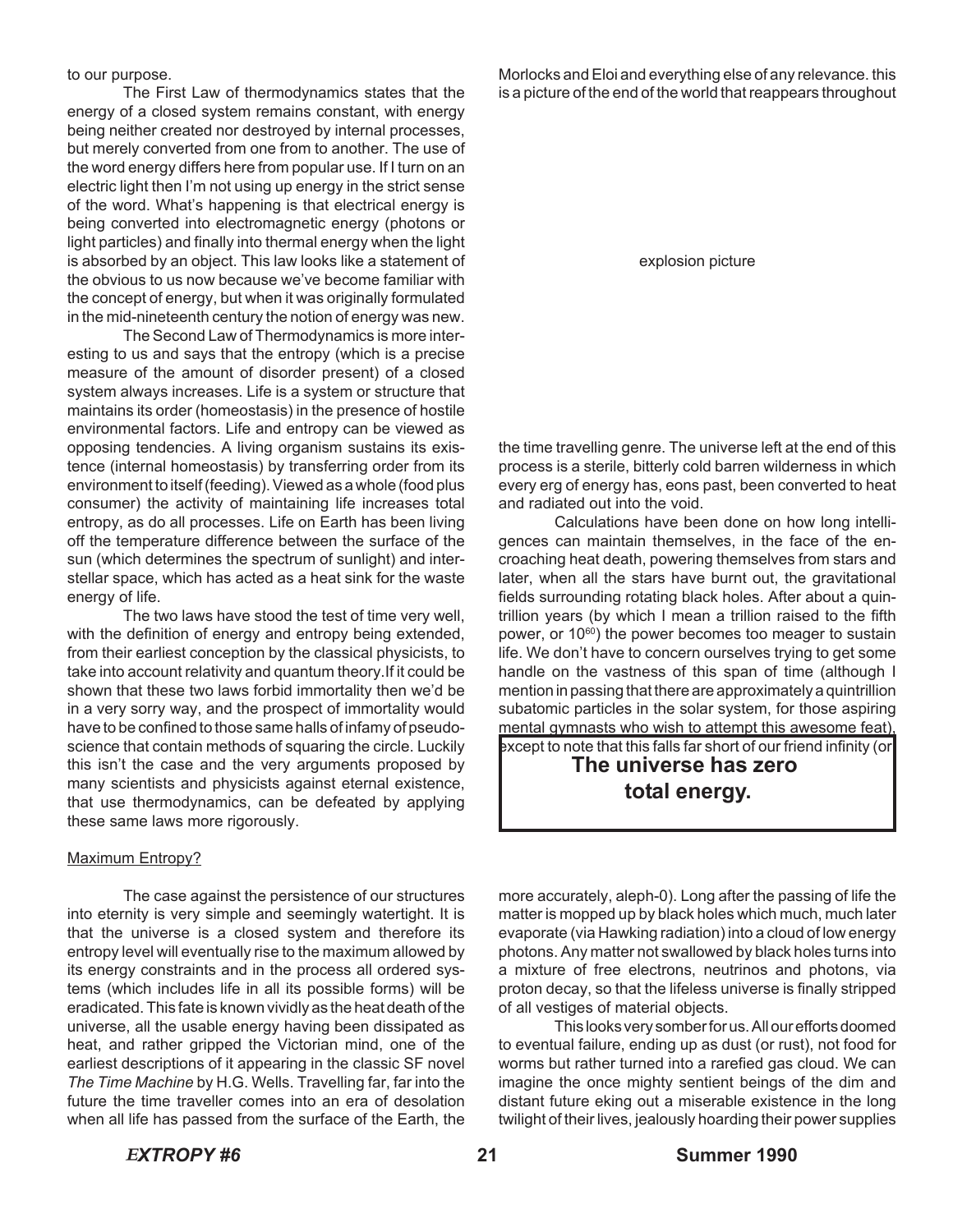to our purpose.

The First Law of thermodynamics states that the energy of a closed system remains constant, with energy being neither created nor destroyed by internal processes, but merely converted from one from to another. The use of the word energy differs here from popular use. If I turn on an electric light then I'm not using up energy in the strict sense of the word. What's happening is that electrical energy is being converted into electromagnetic energy (photons or light particles) and finally into thermal energy when the light is absorbed by an object. This law looks like a statement of the obvious to us now because we've become familiar with the concept of energy, but when it was originally formulated in the mid-nineteenth century the notion of energy was new.

The Second Law of Thermodynamics is more interesting to us and says that the entropy (which is a precise measure of the amount of disorder present) of a closed system always increases. Life is a system or structure that maintains its order (homeostasis) in the presence of hostile environmental factors. Life and entropy can be viewed as opposing tendencies. A living organism sustains its existence (internal homeostasis) by transferring order from its environment to itself (feeding). Viewed as a whole (food plus consumer) the activity of maintaining life increases total entropy, as do all processes. Life on Earth has been living off the temperature difference between the surface of the sun (which determines the spectrum of sunlight) and interstellar space, which has acted as a heat sink for the waste energy of life.

The two laws have stood the test of time very well, with the definition of energy and entropy being extended, from their earliest conception by the classical physicists, to take into account relativity and quantum theory.If it could be shown that these two laws forbid immortality then we'd be in a very sorry way, and the prospect of immortality would have to be confined to those same halls of infamy of pseudoscience that contain methods of squaring the circle. Luckily this isn't the case and the very arguments proposed by many scientists and physicists against eternal existence, that use thermodynamics, can be defeated by applying these same laws more rigorously.

## Maximum Entropy?

The case against the persistence of our structures into eternity is very simple and seemingly watertight. It is that the universe is a closed system and therefore its entropy level will eventually rise to the maximum allowed by its energy constraints and in the process all ordered systems (which includes life in all its possible forms) will be eradicated. This fate is known vividly as the heat death of the universe, all the usable energy having been dissipated as heat, and rather gripped the Victorian mind, one of the earliest descriptions of it appearing in the classic SF novel *The Time Machine* by H.G. Wells. Travelling far, far into the future the time traveller comes into an era of desolation when all life has passed from the surface of the Earth, the Morlocks and Eloi and everything else of any relevance. this is a picture of the end of the world that reappears throughout

explosion picture

the time travelling genre. The universe left at the end of this process is a sterile, bitterly cold barren wilderness in which every erg of energy has, eons past, been converted to heat and radiated out into the void.

Calculations have been done on how long intelligences can maintain themselves, in the face of the encroaching heat death, powering themselves from stars and later, when all the stars have burnt out, the gravitational fields surrounding rotating black holes. After about a quintrillion years (by which I mean a trillion raised to the fifth power, or $10^{60}$) the power becomes too meager to sustain life. We don't have to concern ourselves trying to get some handle on the vastness of this span of time (although I mention in passing that there are approximately a quintrillion subatomic particles in the solar system, for those aspiring mental gymnasts who wish to attempt this awesome feat), except to note that this falls far short of our friend infinity (or more accurately, aleph-0). Long after the passing of life the matter is mopped up by black holes which much, much later evaporate (via Hawking radiation) into a cloud of low energy photons. Any matter not swallowed by black holes turns into a mixture of free electrons, neutrinos and photons, via proton decay, so that the lifeless universe is finally stripped of all vestiges of material objects.

**The universe has zero total energy.**

This looks very somber for us. All our efforts doomed to eventual failure, ending up as dust (or rust), not food for worms but rather turned into a rarefied gas cloud. We can imagine the once mighty sentient beings of the dim and distant future eking out a miserable existence in the long twilight of their lives, jealously hoarding their power supplies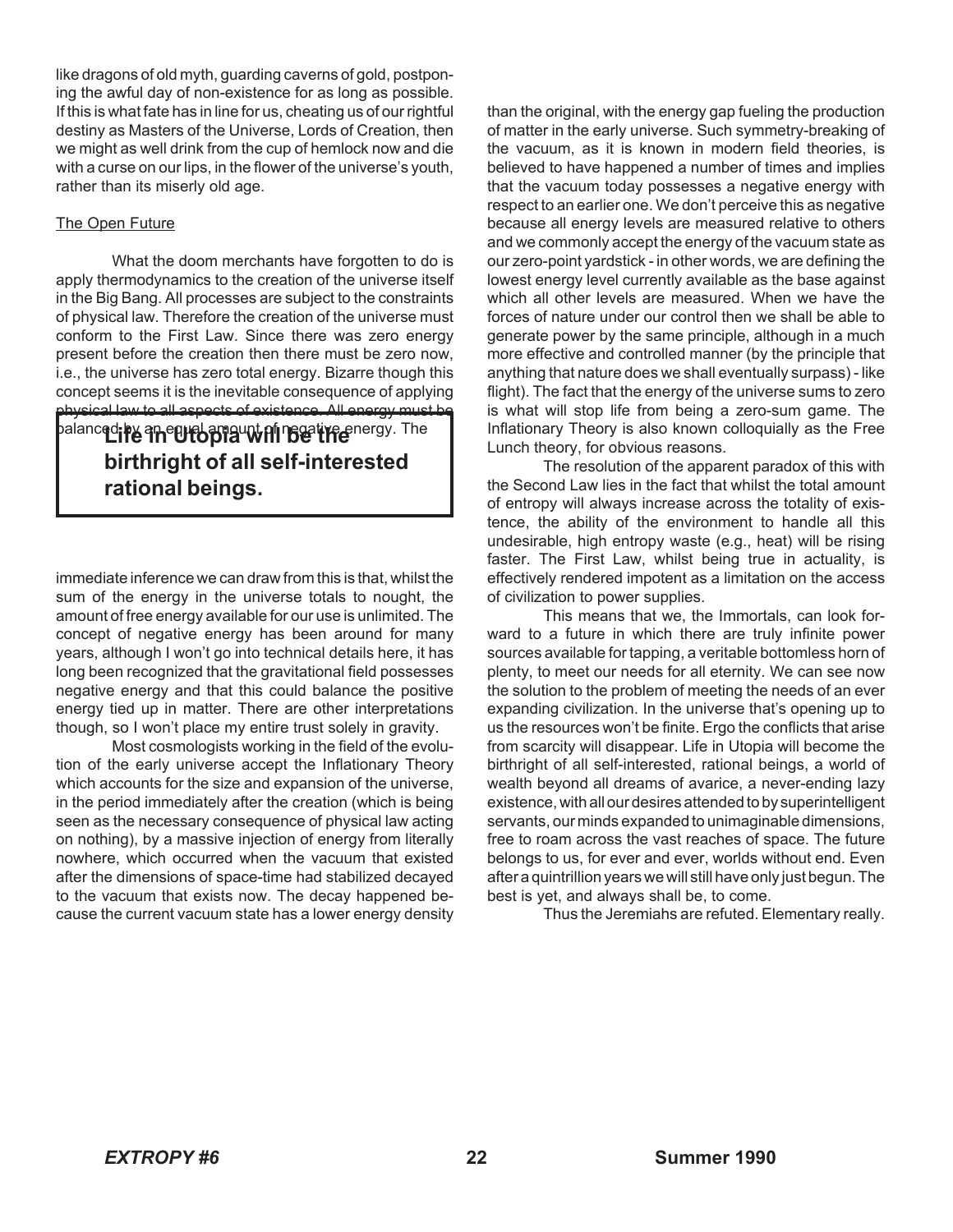like dragons of old myth, guarding caverns of gold, postponing the awful day of non-existence for as long as possible. If this is what fate has in line for us, cheating us of our rightful destiny as Masters of the Universe, Lords of Creation, then we might as well drink from the cup of hemlock now and die with a curse on our lips, in the flower of the universe's youth, rather than its miserly old age.

## The Open Future

What the doom merchants have forgotten to do is apply thermodynamics to the creation of the universe itself in the Big Bang. All processes are subject to the constraints of physical law. Therefore the creation of the universe must conform to the First Law. Since there was zero energy present before the creation then there must be zero now, i.e., the universe has zero total energy. Bizarre though this concept seems it is the inevitable consequence of applying physical law to all aspects of existence. All energy must be balanced by an equal amount of negative energy. The immediate inference we can draw from this is that, whilst the sum of the energy in the universe totals to nought, the amount of free energy available for our use is unlimited. The concept of negative energy has been around for many years, although I won't go into technical details here, it has long been recognized that the gravitational field possesses negative energy and that this could balance the positive energy tied up in matter. There are other interpretations though, so I won't place my entire trust solely in gravity.

> **Life in Utopia will be the birthright of all self-interested rational beings.**

Most cosmologists working in the field of the evolution of the early universe accept the Inflationary Theory which accounts for the size and expansion of the universe, in the period immediately after the creation (which is being seen as the necessary consequence of physical law acting on nothing), by a massive injection of energy from literally nowhere, which occurred when the vacuum that existed after the dimensions of space-time had stabilized decayed to the vacuum that exists now. The decay happened because the current vacuum state has a lower energy density than the original, with the energy gap fueling the production of matter in the early universe. Such symmetry-breaking of the vacuum, as it is known in modern field theories, is believed to have happened a number of times and implies that the vacuum today possesses a negative energy with respect to an earlier one. We don't perceive this as negative because all energy levels are measured relative to others and we commonly accept the energy of the vacuum state as our zero-point yardstick - in other words, we are defining the lowest energy level currently available as the base against which all other levels are measured. When we have the forces of nature under our control then we shall be able to generate power by the same principle, although in a much more effective and controlled manner (by the principle that anything that nature does we shall eventually surpass) - like flight). The fact that the energy of the universe sums to zero is what will stop life from being a zero-sum game. The Inflationary Theory is also known colloquially as the Free Lunch theory, for obvious reasons.

The resolution of the apparent paradox of this with the Second Law lies in the fact that whilst the total amount of entropy will always increase across the totality of existence, the ability of the environment to handle all this undesirable, high entropy waste (e.g., heat) will be rising faster. The First Law, whilst being true in actuality, is effectively rendered impotent as a limitation on the access of civilization to power supplies.

This means that we, the Immortals, can look forward to a future in which there are truly infinite power sources available for tapping, a veritable bottomless horn of plenty, to meet our needs for all eternity. We can see now the solution to the problem of meeting the needs of an ever expanding civilization. In the universe that's opening up to us the resources won't be finite. Ergo the conflicts that arise from scarcity will disappear. Life in Utopia will become the birthright of all self-interested, rational beings, a world of wealth beyond all dreams of avarice, a never-ending lazy existence, with all our desires attended to by superintelligent servants, our minds expanded to unimaginable dimensions, free to roam across the vast reaches of space. The future belongs to us, for ever and ever, worlds without end. Even after a quintrillion years we will still have only just begun. The best is yet, and always shall be, to come.

Thus the Jeremiahs are refuted. Elementary really.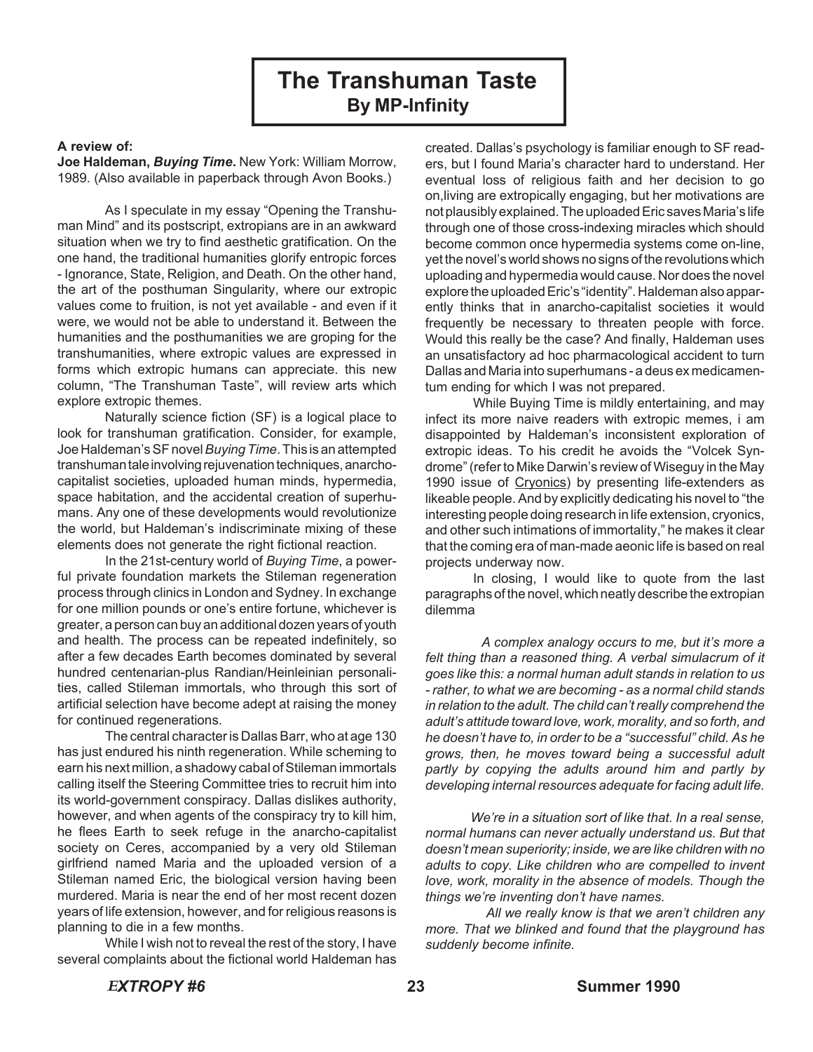# The Transhuman Taste
## By MP-Infinity

**A review of:**
**Joe Haldeman, *Buying Time*.** New York: William Morrow, 1989. (Also available in paperback through Avon Books.)

As I speculate in my essay "Opening the Transhuman Mind" and its postscript, extropians are in an awkward situation when we try to find aesthetic gratification. On the one hand, the traditional humanities glorify entropic forces - Ignorance, State, Religion, and Death. On the other hand, the art of the posthuman Singularity, where our extropic values come to fruition, is not yet available - and even if it were, we would not be able to understand it. Between the humanities and the posthumanities we are groping for the transhumanities, where extropic values are expressed in forms which extropic humans can appreciate. this new column, "The Transhuman Taste", will review arts which explore extropic themes.

Naturally science fiction (SF) is a logical place to look for transhuman gratification. Consider, for example, Joe Haldeman's SF novel *Buying Time*. This is an attempted transhuman tale involving rejuvenation techniques, anarcho-capitalist societies, uploaded human minds, hypermedia, space habitation, and the accidental creation of superhumans. Any one of these developments would revolutionize the world, but Haldeman's indiscriminate mixing of these elements does not generate the right fictional reaction.

In the 21st-century world of *Buying Time*, a powerful private foundation markets the Stileman regeneration process through clinics in London and Sydney. In exchange for one million pounds or one's entire fortune, whichever is greater, a person can buy an additional dozen years of youth and health. The process can be repeated indefinitely, so after a few decades Earth becomes dominated by several hundred centenarian-plus Randian/Heinleinian personalities, called Stileman immortals, who through this sort of artificial selection have become adept at raising the money for continued regenerations.

The central character is Dallas Barr, who at age 130 has just endured his ninth regeneration. While scheming to earn his next million, a shadowy cabal of Stileman immortals calling itself the Steering Committee tries to recruit him into its world-government conspiracy. Dallas dislikes authority, however, and when agents of the conspiracy try to kill him, he flees Earth to seek refuge in the anarcho-capitalist society on Ceres, accompanied by a very old Stileman girlfriend named Maria and the uploaded version of a Stileman named Eric, the biological version having been murdered. Maria is near the end of her most recent dozen years of life extension, however, and for religious reasons is planning to die in a few months.

While I wish not to reveal the rest of the story, I have several complaints about the fictional world Haldeman has created. Dallas's psychology is familiar enough to SF readers, but I found Maria's character hard to understand. Her eventual loss of religious faith and her decision to go on,living are extropically engaging, but her motivations are not plausibly explained. The uploaded Eric saves Maria's life through one of those cross-indexing miracles which should become common once hypermedia systems come on-line, yet the novel's world shows no signs of the revolutions which uploading and hypermedia would cause. Nor does the novel explore the uploaded Eric's "identity". Haldeman also apparently thinks that in anarcho-capitalist societies it would frequently be necessary to threaten people with force. Would this really be the case? And finally, Haldeman uses an unsatisfactory ad hoc pharmacological accident to turn Dallas and Maria into superhumans - a deus ex medicamentum ending for which I was not prepared.

While Buying Time is mildly entertaining, and may infect its more naive readers with extropic memes, i am disappointed by Haldeman's inconsistent exploration of extropic ideas. To his credit he avoids the "Volcek Syndrome" (refer to Mike Darwin's review of Wiseguy in the May 1990 issue of Cryonics) by presenting life-extenders as likeable people. And by explicitly dedicating his novel to "the interesting people doing research in life extension, cryonics, and other such intimations of immortality," he makes it clear that the coming era of man-made aeonic life is based on real projects underway now.

In closing, I would like to quote from the last paragraphs of the novel, which neatly describe the extropian dilemma

*A complex analogy occurs to me, but it's more a felt thing than a reasoned thing. A verbal simulacrum of it goes like this: a normal human adult stands in relation to us - rather, to what we are becoming - as a normal child stands in relation to the adult. The child can't really comprehend the adult's attitude toward love, work, morality, and so forth, and he doesn't have to, in order to be a "successful" child. As he grows, then, he moves toward being a successful adult partly by copying the adults around him and partly by developing internal resources adequate for facing adult life.*

*We're in a situation sort of like that. In a real sense, normal humans can never actually understand us. But that doesn't mean superiority; inside, we are like children with no adults to copy. Like children who are compelled to invent love, work, morality in the absence of models. Though the things we're inventing don't have names.*

*All we really know is that we aren't children any more. That we blinked and found that the playground has suddenly become infinite.*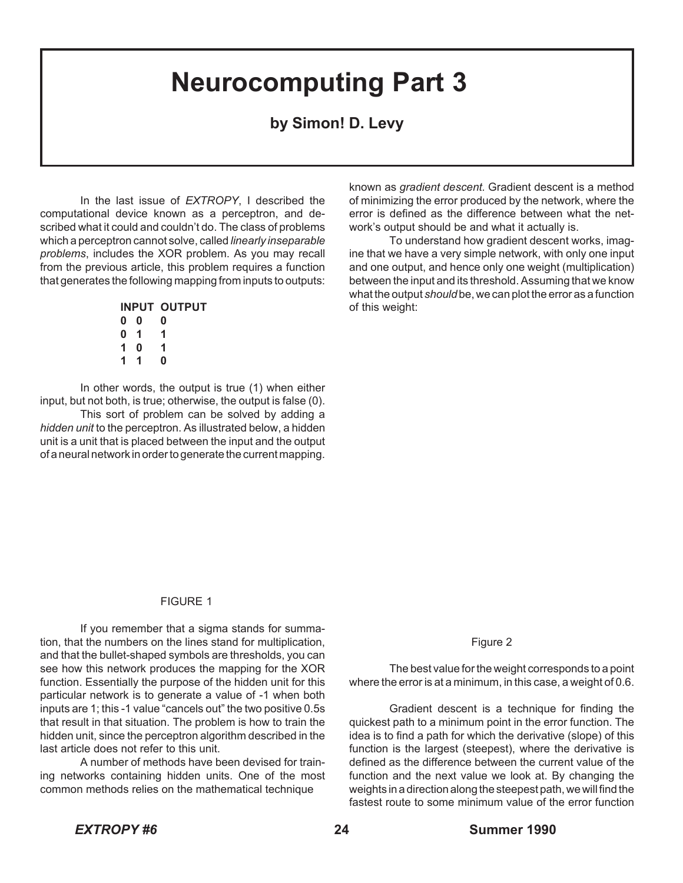# Neurocomputing Part 3

**by Simon! D. Levy**

In the last issue of *EXTROPY*, I described the computational device known as a perceptron, and described what it could and couldn't do. The class of problems which a perceptron cannot solve, called *linearly inseparable problems*, includes the XOR problem. As you may recall from the previous article, this problem requires a function that generates the following mapping from inputs to outputs:

| INPUT | | OUTPUT |
|---|---|---|
| 0 | 0 | 0 |
| 0 | 1 | 1 |
| 1 | 0 | 1 |
| 1 | 1 | 0 |

In other words, the output is true (1) when either input, but not both, is true; otherwise, the output is false (0).

This sort of problem can be solved by adding a *hidden unit* to the perceptron. As illustrated below, a hidden unit is a unit that is placed between the input and the output of a neural network in order to generate the current mapping.

FIGURE 1

If you remember that a sigma stands for summation, that the numbers on the lines stand for multiplication, and that the bullet-shaped symbols are thresholds, you can see how this network produces the mapping for the XOR function. Essentially the purpose of the hidden unit for this particular network is to generate a value of -1 when both inputs are 1; this -1 value "cancels out" the two positive 0.5s that result in that situation. The problem is how to train the hidden unit, since the perceptron algorithm described in the last article does not refer to this unit.

A number of methods have been devised for training networks containing hidden units. One of the most common methods relies on the mathematical technique known as *gradient descent*. Gradient descent is a method of minimizing the error produced by the network, where the error is defined as the difference between what the network's output should be and what it actually is.

To understand how gradient descent works, imagine that we have a very simple network, with only one input and one output, and hence only one weight (multiplication) between the input and its threshold. Assuming that we know what the output *should* be, we can plot the error as a function of this weight:

Figure 2

The best value for the weight corresponds to a point where the error is at a minimum, in this case, a weight of 0.6.

Gradient descent is a technique for finding the quickest path to a minimum point in the error function. The idea is to find a path for which the derivative (slope) of this function is the largest (steepest), where the derivative is defined as the difference between the current value of the function and the next value we look at. By changing the weights in a direction along the steepest path, we will find the fastest route to some minimum value of the error function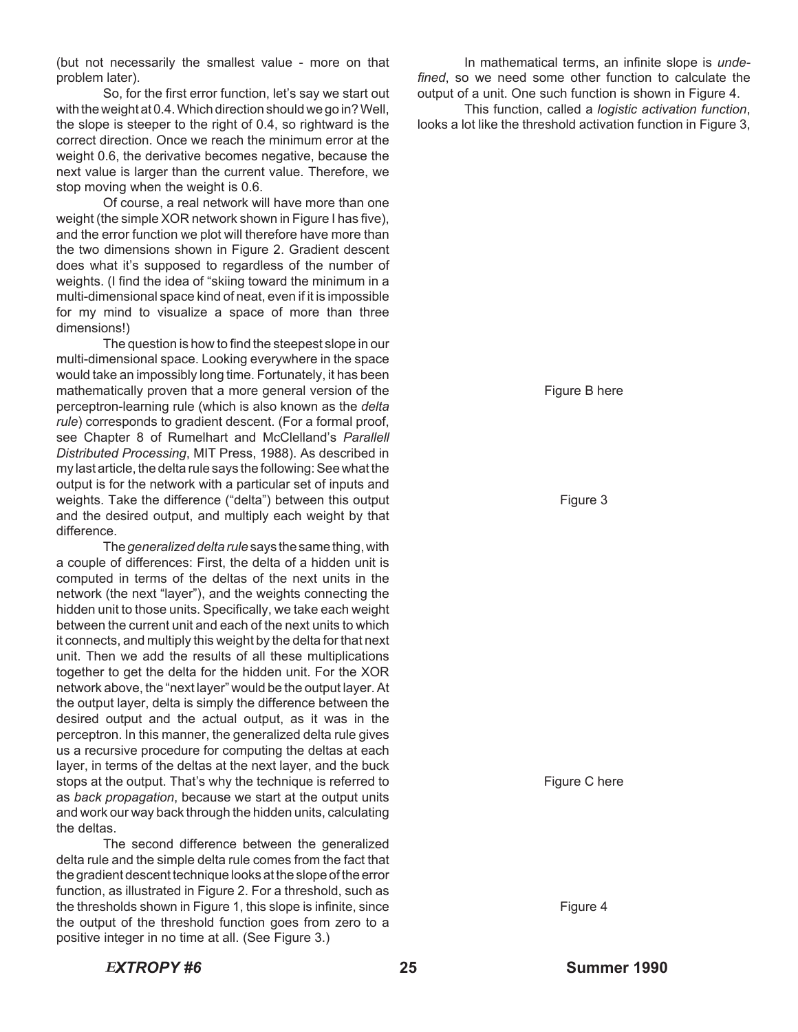(but not necessarily the smallest value - more on that problem later).

So, for the first error function, let's say we start out with the weight at 0.4. Which direction should we go in? Well, the slope is steeper to the right of 0.4, so rightward is the correct direction. Once we reach the minimum error at the weight 0.6, the derivative becomes negative, because the next value is larger than the current value. Therefore, we stop moving when the weight is 0.6.

Of course, a real network will have more than one weight (the simple XOR network shown in Figure I has five), and the error function we plot will therefore have more than the two dimensions shown in Figure 2. Gradient descent does what it's supposed to regardless of the number of weights. (I find the idea of "skiing toward the minimum in a multi-dimensional space kind of neat, even if it is impossible for my mind to visualize a space of more than three dimensions!)

The question is how to find the steepest slope in our multi-dimensional space. Looking everywhere in the space would take an impossibly long time. Fortunately, it has been mathematically proven that a more general version of the perceptron-learning rule (which is also known as the *delta rule*) corresponds to gradient descent. (For a formal proof, see Chapter 8 of Rumelhart and McClelland's *Parallell Distributed Processing*, MIT Press, 1988). As described in my last article, the delta rule says the following: See what the output is for the network with a particular set of inputs and weights. Take the difference ("delta") between this output and the desired output, and multiply each weight by that difference.

The *generalized delta rule* says the same thing, with a couple of differences: First, the delta of a hidden unit is computed in terms of the deltas of the next units in the network (the next "layer"), and the weights connecting the hidden unit to those units. Specifically, we take each weight between the current unit and each of the next units to which it connects, and multiply this weight by the delta for that next unit. Then we add the results of all these multiplications together to get the delta for the hidden unit. For the XOR network above, the "next layer" would be the output layer. At the output layer, delta is simply the difference between the desired output and the actual output, as it was in the perceptron. In this manner, the generalized delta rule gives us a recursive procedure for computing the deltas at each layer, in terms of the deltas at the next layer, and the buck stops at the output. That's why the technique is referred to as *back propagation*, because we start at the output units and work our way back through the hidden units, calculating the deltas.

The second difference between the generalized delta rule and the simple delta rule comes from the fact that the gradient descent technique looks at the slope of the error function, as illustrated in Figure 2. For a threshold, such as the thresholds shown in Figure 1, this slope is infinite, since the output of the threshold function goes from zero to a positive integer in no time at all. (See Figure 3.)

In mathematical terms, an infinite slope is *undefined*, so we need some other function to calculate the output of a unit. One such function is shown in Figure 4.

This function, called a *logistic activation function*, looks a lot like the threshold activation function in Figure 3,

Figure B here

Figure 3

Figure C here

Figure 4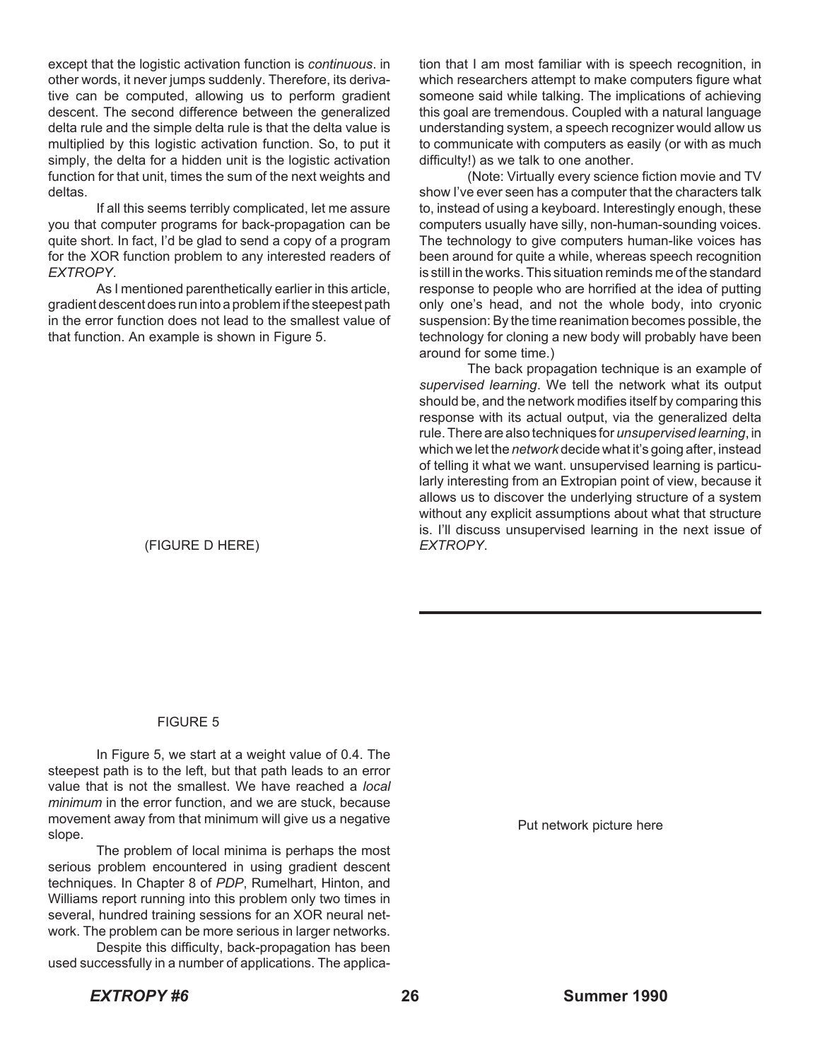except that the logistic activation function is *continuous*. in other words, it never jumps suddenly. Therefore, its derivative can be computed, allowing us to perform gradient descent. The second difference between the generalized delta rule and the simple delta rule is that the delta value is multiplied by this logistic activation function. So, to put it simply, the delta for a hidden unit is the logistic activation function for that unit, times the sum of the next weights and deltas.

If all this seems terribly complicated, let me assure you that computer programs for back-propagation can be quite short. In fact, I'd be glad to send a copy of a program for the XOR function problem to any interested readers of *EXTROPY*.

As I mentioned parenthetically earlier in this article, gradient descent does run into a problem if the steepest path in the error function does not lead to the smallest value of that function. An example is shown in Figure 5.

(FIGURE D HERE)

FIGURE 5

In Figure 5, we start at a weight value of 0.4. The steepest path is to the left, but that path leads to an error value that is not the smallest. We have reached a *local minimum* in the error function, and we are stuck, because movement away from that minimum will give us a negative slope.

The problem of local minima is perhaps the most serious problem encountered in using gradient descent techniques. In Chapter 8 of *PDP*, Rumelhart, Hinton, and Williams report running into this problem only two times in several, hundred training sessions for an XOR neural network. The problem can be more serious in larger networks.

Despite this difficulty, back-propagation has been used successfully in a number of applications. The application that I am most familiar with is speech recognition, in which researchers attempt to make computers figure what someone said while talking. The implications of achieving this goal are tremendous. Coupled with a natural language understanding system, a speech recognizer would allow us to communicate with computers as easily (or with as much difficulty!) as we talk to one another.

(Note: Virtually every science fiction movie and TV show I've ever seen has a computer that the characters talk to, instead of using a keyboard. Interestingly enough, these computers usually have silly, non-human-sounding voices. The technology to give computers human-like voices has been around for quite a while, whereas speech recognition is still in the works. This situation reminds me of the standard response to people who are horrified at the idea of putting only one's head, and not the whole body, into cryonic suspension: By the time reanimation becomes possible, the technology for cloning a new body will probably have been around for some time.)

The back propagation technique is an example of *supervised learning*. We tell the network what its output should be, and the network modifies itself by comparing this response with its actual output, via the generalized delta rule. There are also techniques for *unsupervised learning*, in which we let the *network* decide what it's going after, instead of telling it what we want. unsupervised learning is particularly interesting from an Extropian point of view, because it allows us to discover the underlying structure of a system without any explicit assumptions about what that structure is. I'll discuss unsupervised learning in the next issue of *EXTROPY*.

---

Put network picture here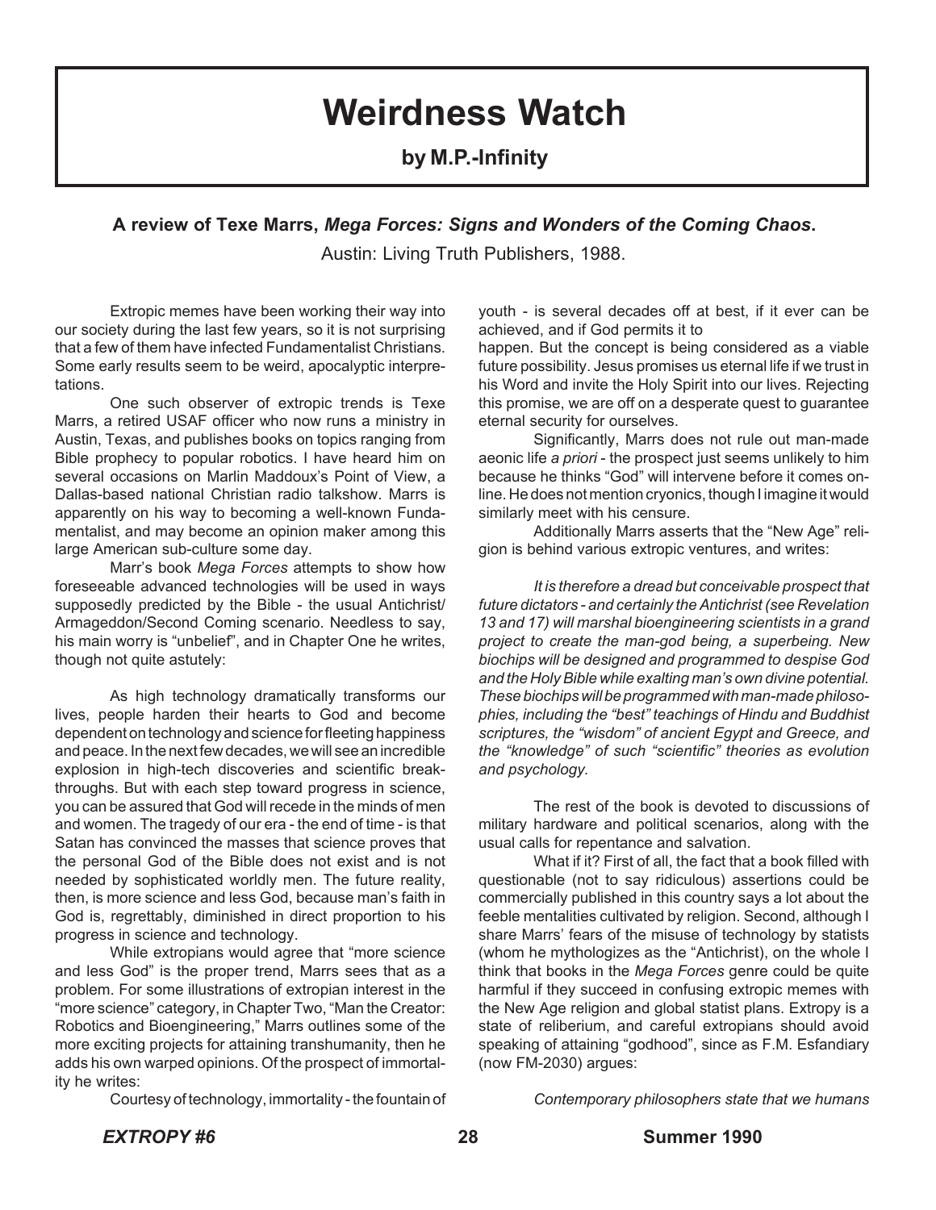# Weirdness Watch

**by M.P.-Infinity**

**A review of Texe Marrs, *Mega Forces: Signs and Wonders of the Coming Chaos*.**

Austin: Living Truth Publishers, 1988.

Extropic memes have been working their way into our society during the last few years, so it is not surprising that a few of them have infected Fundamentalist Christians. Some early results seem to be weird, apocalyptic interpretations.

One such observer of extropic trends is Texe Marrs, a retired USAF officer who now runs a ministry in Austin, Texas, and publishes books on topics ranging from Bible prophecy to popular robotics. I have heard him on several occasions on Marlin Maddoux's Point of View, a Dallas-based national Christian radio talkshow. Marrs is apparently on his way to becoming a well-known Fundamentalist, and may become an opinion maker among this large American sub-culture some day.

Marr's book *Mega Forces* attempts to show how foreseeable advanced technologies will be used in ways supposedly predicted by the Bible - the usual Antichrist/ Armageddon/Second Coming scenario. Needless to say, his main worry is "unbelief", and in Chapter One he writes, though not quite astutely:

> As high technology dramatically transforms our lives, people harden their hearts to God and become dependent on technology and science for fleeting happiness and peace. In the next few decades, we will see an incredible explosion in high-tech discoveries and scientific breakthroughs. But with each step toward progress in science, you can be assured that God will recede in the minds of men and women. The tragedy of our era - the end of time - is that Satan has convinced the masses that science proves that the personal God of the Bible does not exist and is not needed by sophisticated worldly men. The future reality, then, is more science and less God, because man's faith in God is, regrettably, diminished in direct proportion to his progress in science and technology.

While extropians would agree that "more science and less God" is the proper trend, Marrs sees that as a problem. For some illustrations of extropian interest in the "more science" category, in Chapter Two, "Man the Creator: Robotics and Bioengineering," Marrs outlines some of the more exciting projects for attaining transhumanity, then he adds his own warped opinions. Of the prospect of immortality he writes:

> Courtesy of technology, immortality - the fountain of youth - is several decades off at best, if it ever can be achieved, and if God permits it to happen. But the concept is being considered as a viable future possibility. Jesus promises us eternal life if we trust in his Word and invite the Holy Spirit into our lives. Rejecting this promise, we are off on a desperate quest to guarantee eternal security for ourselves.

Significantly, Marrs does not rule out man-made aeonic life *a priori* - the prospect just seems unlikely to him because he thinks "God" will intervene before it comes online. He does not mention cryonics, though I imagine it would similarly meet with his censure.

Additionally Marrs asserts that the "New Age" religion is behind various extropic ventures, and writes:

> *It is therefore a dread but conceivable prospect that future dictators - and certainly the Antichrist (see Revelation 13 and 17) will marshal bioengineering scientists in a grand project to create the man-god being, a superbeing. New biochips will be designed and programmed to despise God and the Holy Bible while exalting man's own divine potential. These biochips will be programmed with man-made philosophies, including the "best" teachings of Hindu and Buddhist scriptures, the "wisdom" of ancient Egypt and Greece, and the "knowledge" of such "scientific" theories as evolution and psychology.*

The rest of the book is devoted to discussions of military hardware and political scenarios, along with the usual calls for repentance and salvation.

What if it? First of all, the fact that a book filled with questionable (not to say ridiculous) assertions could be commercially published in this country says a lot about the feeble mentalities cultivated by religion. Second, although I share Marrs' fears of the misuse of technology by statists (whom he mythologizes as the "Antichrist"), on the whole I think that books in the *Mega Forces* genre could be quite harmful if they succeed in confusing extropic memes with the New Age religion and global statist plans. Extropy is a state of reliberium, and careful extropians should avoid speaking of attaining "godhood", since as F.M. Esfandiary (now FM-2030) argues:

> *Contemporary philosophers state that we humans*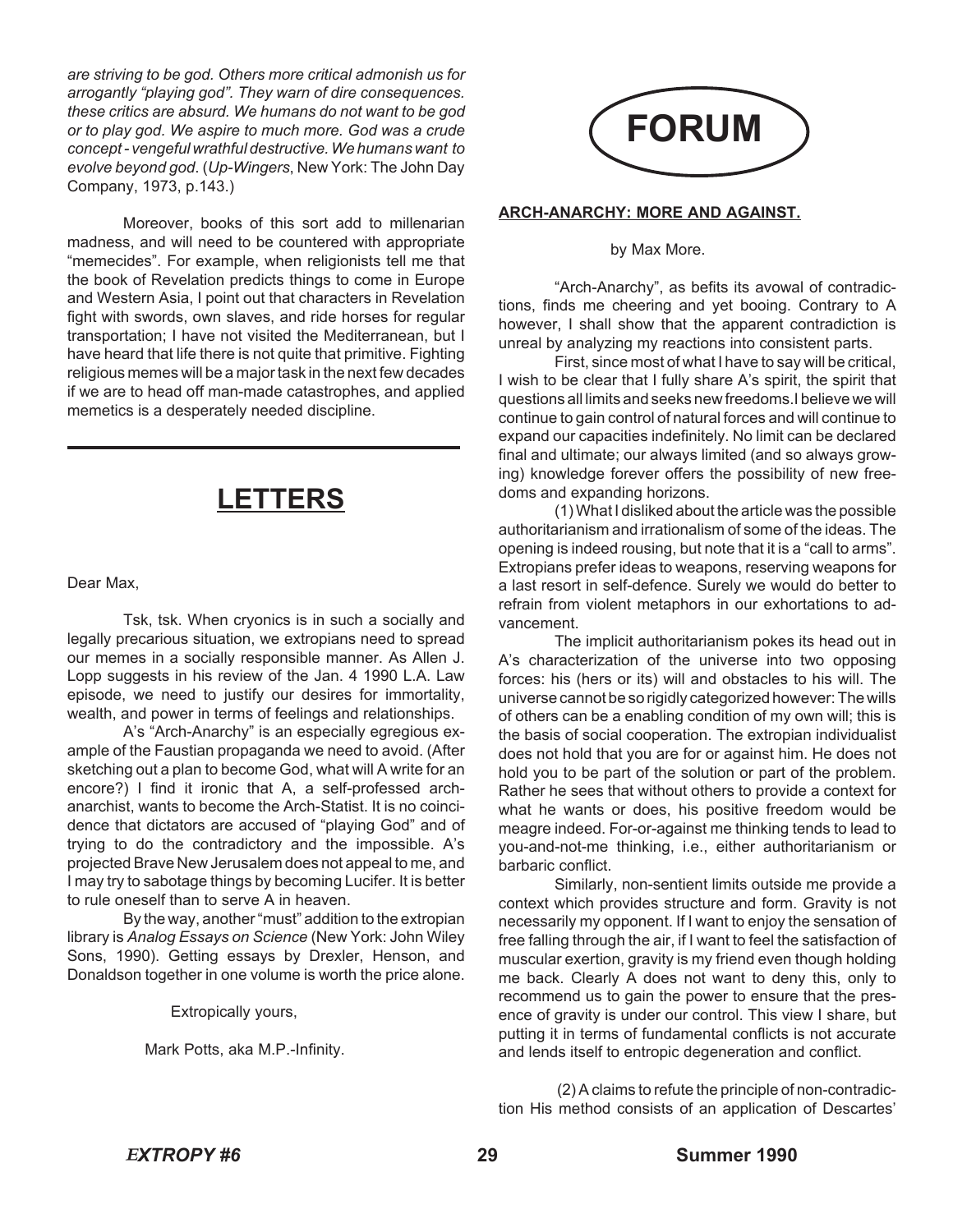*are striving to be god. Others more critical admonish us for arrogantly "playing god". They warn of dire consequences. these critics are absurd. We humans do not want to be god or to play god. We aspire to much more. God was a crude concept - vengeful wrathful destructive. We humans want to evolve beyond god*. (*Up-Wingers*, New York: The John Day Company, 1973, p.143.)

Moreover, books of this sort add to millenarian madness, and will need to be countered with appropriate "memecides". For example, when religionists tell me that the book of Revelation predicts things to come in Europe and Western Asia, I point out that characters in Revelation fight with swords, own slaves, and ride horses for regular transportation; I have not visited the Mediterranean, but I have heard that life there is not quite that primitive. Fighting religious memes will be a major task in the next few decades if we are to head off man-made catastrophes, and applied memetics is a desperately needed discipline.

# LETTERS

Dear Max,

Tsk, tsk. When cryonics is in such a socially and legally precarious situation, we extropians need to spread our memes in a socially responsible manner. As Allen J. Lopp suggests in his review of the Jan. 4 1990 L.A. Law episode, we need to justify our desires for immortality, wealth, and power in terms of feelings and relationships.

A's "Arch-Anarchy" is an especially egregious example of the Faustian propaganda we need to avoid. (After sketching out a plan to become God, what will A write for an encore?) I find it ironic that A, a self-professed arch-anarchist, wants to become the Arch-Statist. It is no coincidence that dictators are accused of "playing God" and of trying to do the contradictory and the impossible. A's projected Brave New Jerusalem does not appeal to me, and I may try to sabotage things by becoming Lucifer. It is better to rule oneself than to serve A in heaven.

By the way, another "must" addition to the extropian library is *Analog Essays on Science* (New York: John Wiley Sons, 1990). Getting essays by Drexler, Henson, and Donaldson together in one volume is worth the price alone.

Extropically yours,

Mark Potts, aka M.P.-Infinity.

# FORUM

## ARCH-ANARCHY: MORE AND AGAINST.

by Max More.

"Arch-Anarchy", as befits its avowal of contradictions, finds me cheering and yet booing. Contrary to A however, I shall show that the apparent contradiction is unreal by analyzing my reactions into consistent parts.

First, since most of what I have to say will be critical, I wish to be clear that I fully share A's spirit, the spirit that questions all limits and seeks new freedoms.I believe we will continue to gain control of natural forces and will continue to expand our capacities indefinitely. No limit can be declared final and ultimate; our always limited (and so always growing) knowledge forever offers the possibility of new freedoms and expanding horizons.

(1) What I disliked about the article was the possible authoritarianism and irrationalism of some of the ideas. The opening is indeed rousing, but note that it is a "call to arms". Extropians prefer ideas to weapons, reserving weapons for a last resort in self-defence. Surely we would do better to refrain from violent metaphors in our exhortations to advancement.

The implicit authoritarianism pokes its head out in A's characterization of the universe into two opposing forces: his (hers or its) will and obstacles to his will. The universe cannot be so rigidly categorized however: The wills of others can be a enabling condition of my own will; this is the basis of social cooperation. The extropian individualist does not hold that you are for or against him. He does not hold you to be part of the solution or part of the problem. Rather he sees that without others to provide a context for what he wants or does, his positive freedom would be meagre indeed. For-or-against me thinking tends to lead to you-and-not-me thinking, i.e., either authoritarianism or barbaric conflict.

Similarly, non-sentient limits outside me provide a context which provides structure and form. Gravity is not necessarily my opponent. If I want to enjoy the sensation of free falling through the air, if I want to feel the satisfaction of muscular exertion, gravity is my friend even though holding me back. Clearly A does not want to deny this, only to recommend us to gain the power to ensure that the presence of gravity is under our control. This view I share, but putting it in terms of fundamental conflicts is not accurate and lends itself to entropic degeneration and conflict.

(2) A claims to refute the principle of non-contradiction His method consists of an application of Descartes'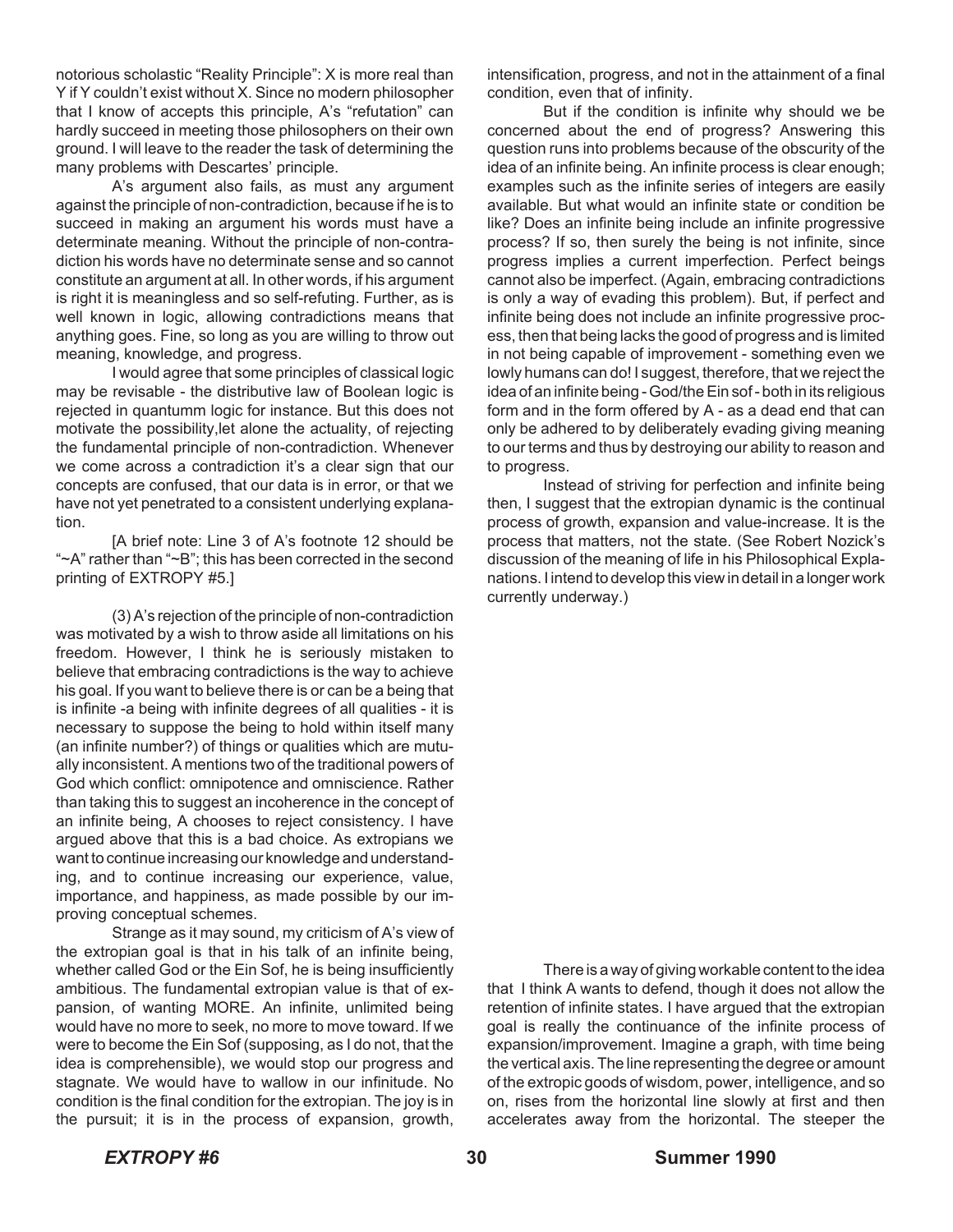notorious scholastic "Reality Principle": X is more real than Y if Y couldn't exist without X. Since no modern philosopher that I know of accepts this principle, A's "refutation" can hardly succeed in meeting those philosophers on their own ground. I will leave to the reader the task of determining the many problems with Descartes' principle.

A's argument also fails, as must any argument against the principle of non-contradiction, because if he is to succeed in making an argument his words must have a determinate meaning. Without the principle of non-contradiction his words have no determinate sense and so cannot constitute an argument at all. In other words, if his argument is right it is meaningless and so self-refuting. Further, as is well known in logic, allowing contradictions means that anything goes. Fine, so long as you are willing to throw out meaning, knowledge, and progress.

I would agree that some principles of classical logic may be revisable - the distributive law of Boolean logic is rejected in quantumm logic for instance. But this does not motivate the possibility,let alone the actuality, of rejecting the fundamental principle of non-contradiction. Whenever we come across a contradiction it's a clear sign that our concepts are confused, that our data is in error, or that we have not yet penetrated to a consistent underlying explanation.

[A brief note: Line 3 of A's footnote 12 should be "~A" rather than "~B"; this has been corrected in the second printing of EXTROPY #5.]

(3) A's rejection of the principle of non-contradiction was motivated by a wish to throw aside all limitations on his freedom. However, I think he is seriously mistaken to believe that embracing contradictions is the way to achieve his goal. If you want to believe there is or can be a being that is infinite -a being with infinite degrees of all qualities - it is necessary to suppose the being to hold within itself many (an infinite number?) of things or qualities which are mutually inconsistent. A mentions two of the traditional powers of God which conflict: omnipotence and omniscience. Rather than taking this to suggest an incoherence in the concept of an infinite being, A chooses to reject consistency. I have argued above that this is a bad choice. As extropians we want to continue increasing our knowledge and understanding, and to continue increasing our experience, value, importance, and happiness, as made possible by our improving conceptual schemes.

Strange as it may sound, my criticism of A's view of the extropian goal is that in his talk of an infinite being, whether called God or the Ein Sof, he is being insufficiently ambitious. The fundamental extropian value is that of expansion, of wanting MORE. An infinite, unlimited being would have no more to seek, no more to move toward. If we were to become the Ein Sof (supposing, as I do not, that the idea is comprehensible), we would stop our progress and stagnate. We would have to wallow in our infinitude. No condition is the final condition for the extropian. The joy is in the pursuit; it is in the process of expansion, growth, intensification, progress, and not in the attainment of a final condition, even that of infinity.

But if the condition is infinite why should we be concerned about the end of progress? Answering this question runs into problems because of the obscurity of the idea of an infinite being. An infinite process is clear enough; examples such as the infinite series of integers are easily available. But what would an infinite state or condition be like? Does an infinite being include an infinite progressive process? If so, then surely the being is not infinite, since progress implies a current imperfection. Perfect beings cannot also be imperfect. (Again, embracing contradictions is only a way of evading this problem). But, if perfect and infinite being does not include an infinite progressive process, then that being lacks the good of progress and is limited in not being capable of improvement - something even we lowly humans can do! I suggest, therefore, that we reject the idea of an infinite being - God/the Ein sof - both in its religious form and in the form offered by A - as a dead end that can only be adhered to by deliberately evading giving meaning to our terms and thus by destroying our ability to reason and to progress.

Instead of striving for perfection and infinite being then, I suggest that the extropian dynamic is the continual process of growth, expansion and value-increase. It is the process that matters, not the state. (See Robert Nozick's discussion of the meaning of life in his Philosophical Explanations. I intend to develop this view in detail in a longer work currently underway.)

There is a way of giving workable content to the idea that I think A wants to defend, though it does not allow the retention of infinite states. I have argued that the extropian goal is really the continuance of the infinite process of expansion/improvement. Imagine a graph, with time being the vertical axis. The line representing the degree or amount of the extropic goods of wisdom, power, intelligence, and so on, rises from the horizontal line slowly at first and then accelerates away from the horizontal. The steeper the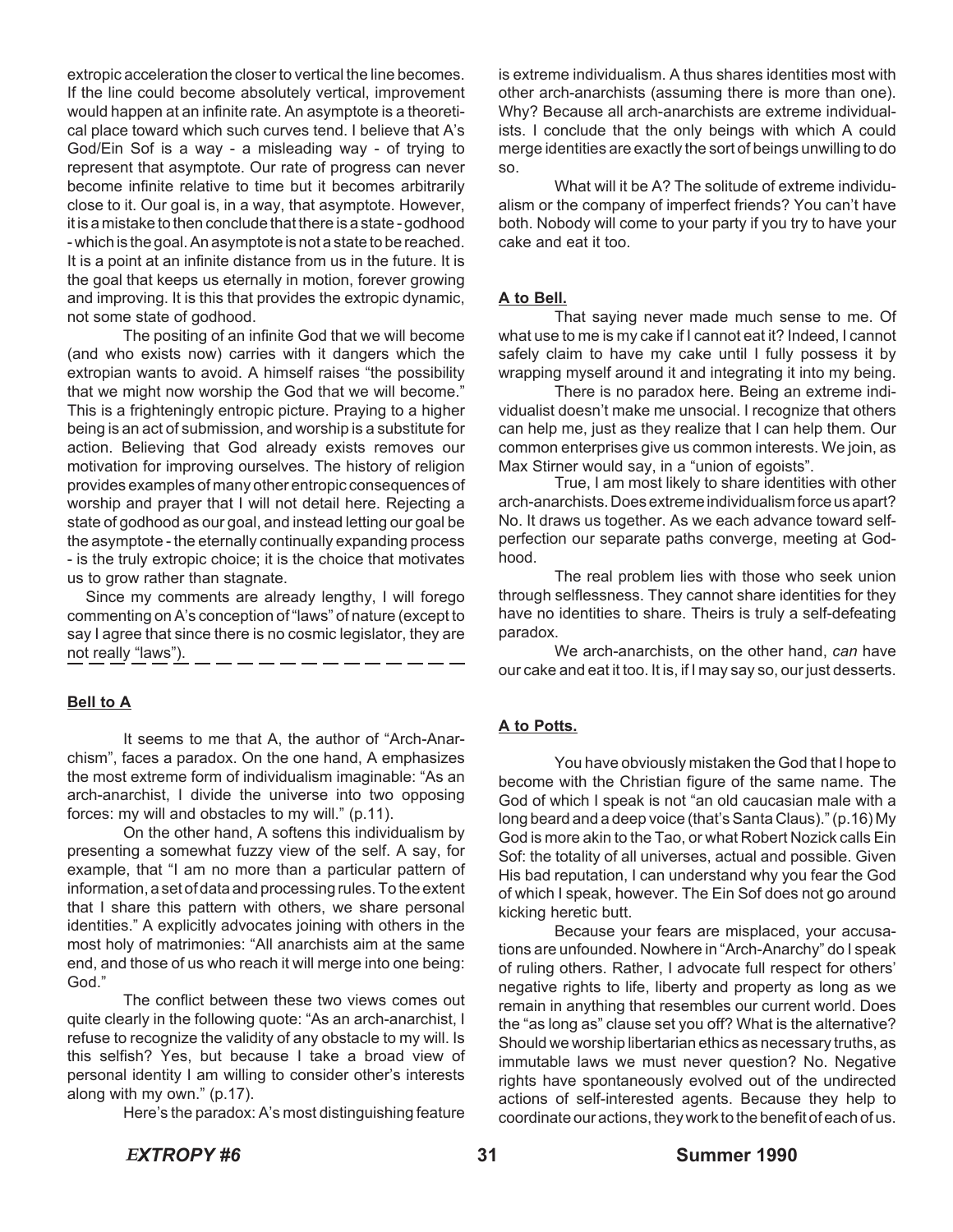extropic acceleration the closer to vertical the line becomes. If the line could become absolutely vertical, improvement would happen at an infinite rate. An asymptote is a theoretical place toward which such curves tend. I believe that A's God/Ein Sof is a way - a misleading way - of trying to represent that asymptote. Our rate of progress can never become infinite relative to time but it becomes arbitrarily close to it. Our goal is, in a way, that asymptote. However, it is a mistake to then conclude that there is a state - godhood - which is the goal. An asymptote is not a state to be reached. It is a point at an infinite distance from us in the future. It is the goal that keeps us eternally in motion, forever growing and improving. It is this that provides the extropic dynamic, not some state of godhood.

The positing of an infinite God that we will become (and who exists now) carries with it dangers which the extropian wants to avoid. A himself raises "the possibility that we might now worship the God that we will become." This is a frighteningly entropic picture. Praying to a higher being is an act of submission, and worship is a substitute for action. Believing that God already exists removes our motivation for improving ourselves. The history of religion provides examples of many other entropic consequences of worship and prayer that I will not detail here. Rejecting a state of godhood as our goal, and instead letting our goal be the asymptote - the eternally continually expanding process - is the truly extropic choice; it is the choice that motivates us to grow rather than stagnate.

Since my comments are already lengthy, I will forego commenting on A's conception of "laws" of nature (except to say I agree that since there is no cosmic legislator, they are not really "laws").

---

**Bell to A**

It seems to me that A, the author of "Arch-Anarchism", faces a paradox. On the one hand, A emphasizes the most extreme form of individualism imaginable: "As an arch-anarchist, I divide the universe into two opposing forces: my will and obstacles to my will." (p.11).

On the other hand, A softens this individualism by presenting a somewhat fuzzy view of the self. A say, for example, that "I am no more than a particular pattern of information, a set of data and processing rules. To the extent that I share this pattern with others, we share personal identities." A explicitly advocates joining with others in the most holy of matrimonies: "All anarchists aim at the same end, and those of us who reach it will merge into one being: God."

The conflict between these two views comes out quite clearly in the following quote: "As an arch-anarchist, I refuse to recognize the validity of any obstacle to my will. Is this selfish? Yes, but because I take a broad view of personal identity I am willing to consider other's interests along with my own." (p.17).

Here's the paradox: A's most distinguishing feature is extreme individualism. A thus shares identities most with other arch-anarchists (assuming there is more than one). Why? Because all arch-anarchists are extreme individualists. I conclude that the only beings with which A could merge identities are exactly the sort of beings unwilling to do so.

What will it be A? The solitude of extreme individualism or the company of imperfect friends? You can't have both. Nobody will come to your party if you try to have your cake and eat it too.

**A to Bell.**

That saying never made much sense to me. Of what use to me is my cake if I cannot eat it? Indeed, I cannot safely claim to have my cake until I fully possess it by wrapping myself around it and integrating it into my being.

There is no paradox here. Being an extreme individualist doesn't make me unsocial. I recognize that others can help me, just as they realize that I can help them. Our common enterprises give us common interests. We join, as Max Stirner would say, in a "union of egoists".

True, I am most likely to share identities with other arch-anarchists. Does extreme individualism force us apart? No. It draws us together. As we each advance toward self-perfection our separate paths converge, meeting at God-hood.

The real problem lies with those who seek union through selflessness. They cannot share identities for they have no identities to share. Theirs is truly a self-defeating paradox.

We arch-anarchists, on the other hand, *can* have our cake and eat it too. It is, if I may say so, our just desserts.

**A to Potts.**

You have obviously mistaken the God that I hope to become with the Christian figure of the same name. The God of which I speak is not "an old caucasian male with a long beard and a deep voice (that's Santa Claus)." (p.16) My God is more akin to the Tao, or what Robert Nozick calls Ein Sof: the totality of all universes, actual and possible. Given His bad reputation, I can understand why you fear the God of which I speak, however. The Ein Sof does not go around kicking heretic butt.

Because your fears are misplaced, your accusations are unfounded. Nowhere in "Arch-Anarchy" do I speak of ruling others. Rather, I advocate full respect for others' negative rights to life, liberty and property as long as we remain in anything that resembles our current world. Does the "as long as" clause set you off? What is the alternative? Should we worship libertarian ethics as necessary truths, as immutable laws we must never question? No. Negative rights have spontaneously evolved out of the undirected actions of self-interested agents. Because they help to coordinate our actions, they work to the benefit of each of us.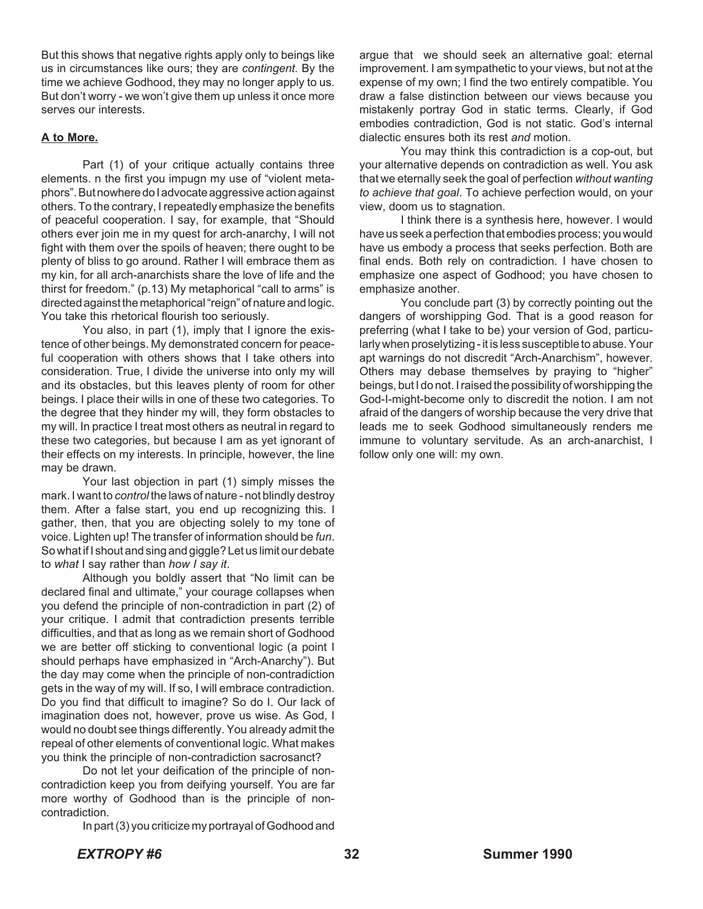But this shows that negative rights apply only to beings like us in circumstances like ours; they are *contingent*. By the time we achieve Godhood, they may no longer apply to us. But don't worry - we won't give them up unless it once more serves our interests.

**A to More.**

Part (1) of your critique actually contains three elements. n the first you impugn my use of "violent metaphors". But nowhere do I advocate aggressive action against others. To the contrary, I repeatedly emphasize the benefits of peaceful cooperation. I say, for example, that "Should others ever join me in my quest for arch-anarchy, I will not fight with them over the spoils of heaven; there ought to be plenty of bliss to go around. Rather I will embrace them as my kin, for all arch-anarchists share the love of life and the thirst for freedom." (p.13) My metaphorical "call to arms" is directed against the metaphorical "reign" of nature and logic. You take this rhetorical flourish too seriously.

You also, in part (1), imply that I ignore the existence of other beings. My demonstrated concern for peaceful cooperation with others shows that I take others into consideration. True, I divide the universe into only my will and its obstacles, but this leaves plenty of room for other beings. I place their wills in one of these two categories. To the degree that they hinder my will, they form obstacles to my will. In practice I treat most others as neutral in regard to these two categories, but because I am as yet ignorant of their effects on my interests. In principle, however, the line may be drawn.

Your last objection in part (1) simply misses the mark. I want to *control* the laws of nature - not blindly destroy them. After a false start, you end up recognizing this. I gather, then, that you are objecting solely to my tone of voice. Lighten up! The transfer of information should be *fun*. So what if I shout and sing and giggle? Let us limit our debate to *what* I say rather than *how I say it*.

Although you boldly assert that "No limit can be declared final and ultimate," your courage collapses when you defend the principle of non-contradiction in part (2) of your critique. I admit that contradiction presents terrible difficulties, and that as long as we remain short of Godhood we are better off sticking to conventional logic (a point I should perhaps have emphasized in "Arch-Anarchy"). But the day may come when the principle of non-contradiction gets in the way of my will. If so, I will embrace contradiction. Do you find that difficult to imagine? So do I. Our lack of imagination does not, however, prove us wise. As God, I would no doubt see things differently. You already admit the repeal of other elements of conventional logic. What makes you think the principle of non-contradiction sacrosanct?

Do not let your deification of the principle of non-contradiction keep you from deifying yourself. You are far more worthy of Godhood than is the principle of non-contradiction.

In part (3) you criticize my portrayal of Godhood and argue that we should seek an alternative goal: eternal improvement. I am sympathetic to your views, but not at the expense of my own; I find the two entirely compatible. You draw a false distinction between our views because you mistakenly portray God in static terms. Clearly, if God embodies contradiction, God is not static. God's internal dialectic ensures both its rest *and* motion.

You may think this contradiction is a cop-out, but your alternative depends on contradiction as well. You ask that we eternally seek the goal of perfection *without wanting to achieve that goal*. To achieve perfection would, on your view, doom us to stagnation.

I think there is a synthesis here, however. I would have us seek a perfection that embodies process; you would have us embody a process that seeks perfection. Both are final ends. Both rely on contradiction. I have chosen to emphasize one aspect of Godhood; you have chosen to emphasize another.

You conclude part (3) by correctly pointing out the dangers of worshipping God. That is a good reason for preferring (what I take to be) your version of God, particularly when proselytizing - it is less susceptible to abuse. Your apt warnings do not discredit "Arch-Anarchism", however. Others may debase themselves by praying to "higher" beings, but I do not. I raised the possibility of worshipping the God-I-might-become only to discredit the notion. I am not afraid of the dangers of worship because the very drive that leads me to seek Godhood simultaneously renders me immune to voluntary servitude. As an arch-anarchist, I follow only one will: my own.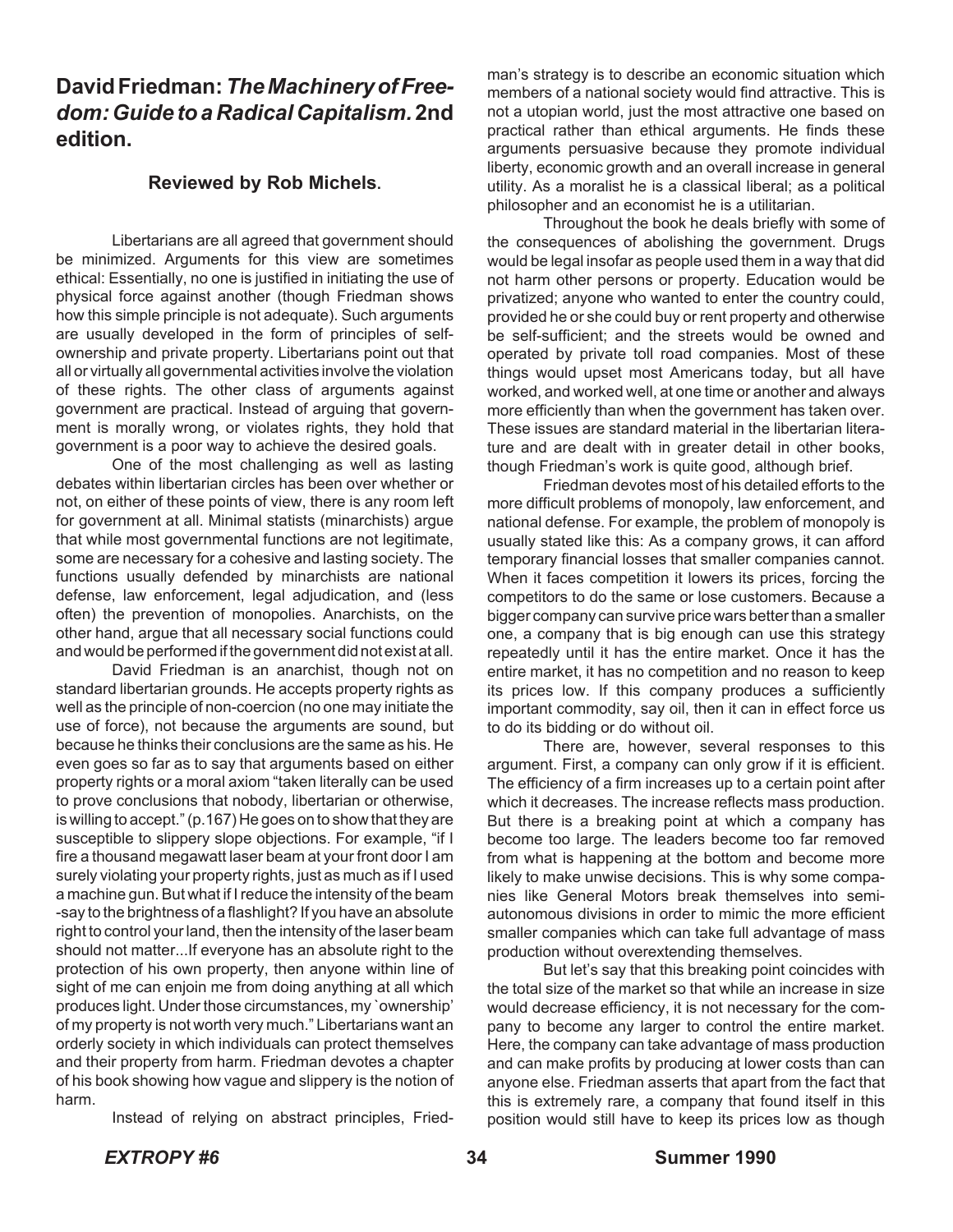## David Friedman: *The Machinery of Freedom: Guide to a Radical Capitalism.* 2nd edition.

### Reviewed by Rob Michels.

Libertarians are all agreed that government should be minimized. Arguments for this view are sometimes ethical: Essentially, no one is justified in initiating the use of physical force against another (though Friedman shows how this simple principle is not adequate). Such arguments are usually developed in the form of principles of self-ownership and private property. Libertarians point out that all or virtually all governmental activities involve the violation of these rights. The other class of arguments against government are practical. Instead of arguing that government is morally wrong, or violates rights, they hold that government is a poor way to achieve the desired goals.

One of the most challenging as well as lasting debates within libertarian circles has been over whether or not, on either of these points of view, there is any room left for government at all. Minimal statists (minarchists) argue that while most governmental functions are not legitimate, some are necessary for a cohesive and lasting society. The functions usually defended by minarchists are national defense, law enforcement, legal adjudication, and (less often) the prevention of monopolies. Anarchists, on the other hand, argue that all necessary social functions could and would be performed if the government did not exist at all.

David Friedman is an anarchist, though not on standard libertarian grounds. He accepts property rights as well as the principle of non-coercion (no one may initiate the use of force), not because the arguments are sound, but because he thinks their conclusions are the same as his. He even goes so far as to say that arguments based on either property rights or a moral axiom "taken literally can be used to prove conclusions that nobody, libertarian or otherwise, is willing to accept." (p.167) He goes on to show that they are susceptible to slippery slope objections. For example, "if I fire a thousand megawatt laser beam at your front door I am surely violating your property rights, just as much as if I used a machine gun. But what if I reduce the intensity of the beam -say to the brightness of a flashlight? If you have an absolute right to control your land, then the intensity of the laser beam should not matter...If everyone has an absolute right to the protection of his own property, then anyone within line of sight of me can enjoin me from doing anything at all which produces light. Under those circumstances, my `ownership' of my property is not worth very much." Libertarians want an orderly society in which individuals can protect themselves and their property from harm. Friedman devotes a chapter of his book showing how vague and slippery is the notion of harm.

Instead of relying on abstract principles, Friedman's strategy is to describe an economic situation which members of a national society would find attractive. This is not a utopian world, just the most attractive one based on practical rather than ethical arguments. He finds these arguments persuasive because they promote individual liberty, economic growth and an overall increase in general utility. As a moralist he is a classical liberal; as a political philosopher and an economist he is a utilitarian.

Throughout the book he deals briefly with some of the consequences of abolishing the government. Drugs would be legal insofar as people used them in a way that did not harm other persons or property. Education would be privatized; anyone who wanted to enter the country could, provided he or she could buy or rent property and otherwise be self-sufficient; and the streets would be owned and operated by private toll road companies. Most of these things would upset most Americans today, but all have worked, and worked well, at one time or another and always more efficiently than when the government has taken over. These issues are standard material in the libertarian literature and are dealt with in greater detail in other books, though Friedman's work is quite good, although brief.

Friedman devotes most of his detailed efforts to the more difficult problems of monopoly, law enforcement, and national defense. For example, the problem of monopoly is usually stated like this: As a company grows, it can afford temporary financial losses that smaller companies cannot. When it faces competition it lowers its prices, forcing the competitors to do the same or lose customers. Because a bigger company can survive price wars better than a smaller one, a company that is big enough can use this strategy repeatedly until it has the entire market. Once it has the entire market, it has no competition and no reason to keep its prices low. If this company produces a sufficiently important commodity, say oil, then it can in effect force us to do its bidding or do without oil.

There are, however, several responses to this argument. First, a company can only grow if it is efficient. The efficiency of a firm increases up to a certain point after which it decreases. The increase reflects mass production. But there is a breaking point at which a company has become too large. The leaders become too far removed from what is happening at the bottom and become more likely to make unwise decisions. This is why some companies like General Motors break themselves into semi-autonomous divisions in order to mimic the more efficient smaller companies which can take full advantage of mass production without overextending themselves.

But let's say that this breaking point coincides with the total size of the market so that while an increase in size would decrease efficiency, it is not necessary for the company to become any larger to control the entire market. Here, the company can take advantage of mass production and can make profits by producing at lower costs than can anyone else. Friedman asserts that apart from the fact that this is extremely rare, a company that found itself in this position would still have to keep its prices low as though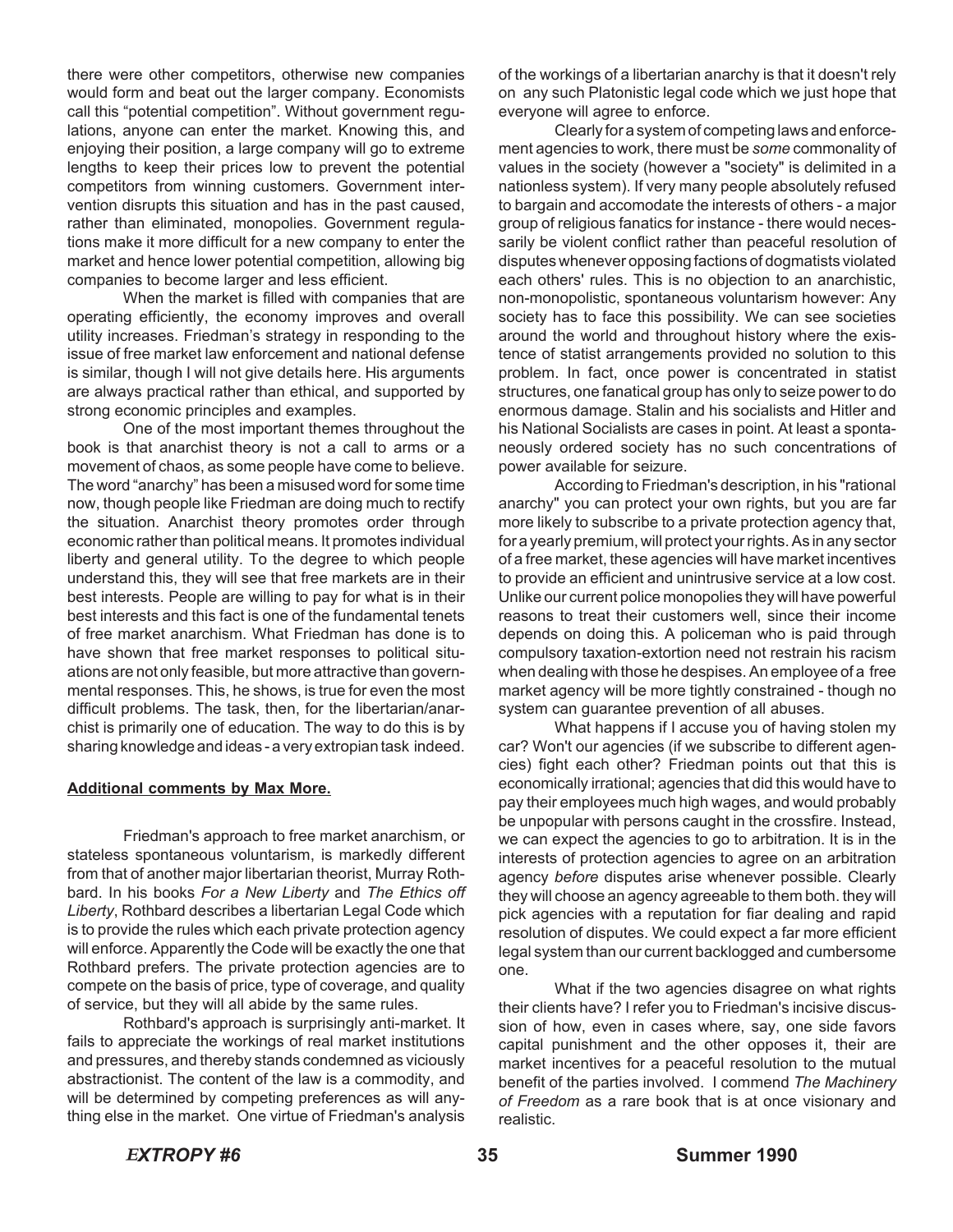there were other competitors, otherwise new companies would form and beat out the larger company. Economists call this "potential competition". Without government regulations, anyone can enter the market. Knowing this, and enjoying their position, a large company will go to extreme lengths to keep their prices low to prevent the potential competitors from winning customers. Government intervention disrupts this situation and has in the past caused, rather than eliminated, monopolies. Government regulations make it more difficult for a new company to enter the market and hence lower potential competition, allowing big companies to become larger and less efficient.

When the market is filled with companies that are operating efficiently, the economy improves and overall utility increases. Friedman's strategy in responding to the issue of free market law enforcement and national defense is similar, though I will not give details here. His arguments are always practical rather than ethical, and supported by strong economic principles and examples.

One of the most important themes throughout the book is that anarchist theory is not a call to arms or a movement of chaos, as some people have come to believe. The word "anarchy" has been a misused word for some time now, though people like Friedman are doing much to rectify the situation. Anarchist theory promotes order through economic rather than political means. It promotes individual liberty and general utility. To the degree to which people understand this, they will see that free markets are in their best interests. People are willing to pay for what is in their best interests and this fact is one of the fundamental tenets of free market anarchism. What Friedman has done is to have shown that free market responses to political situations are not only feasible, but more attractive than governmental responses. This, he shows, is true for even the most difficult problems. The task, then, for the libertarian/anarchist is primarily one of education. The way to do this is by sharing knowledge and ideas - a very extropian task indeed.

**Additional comments by Max More.**

Friedman's approach to free market anarchism, or stateless spontaneous voluntarism, is markedly different from that of another major libertarian theorist, Murray Rothbard. In his books *For a New Liberty* and *The Ethics off Liberty*, Rothbard describes a libertarian Legal Code which is to provide the rules which each private protection agency will enforce. Apparently the Code will be exactly the one that Rothbard prefers. The private protection agencies are to compete on the basis of price, type of coverage, and quality of service, but they will all abide by the same rules.

Rothbard's approach is surprisingly anti-market. It fails to appreciate the workings of real market institutions and pressures, and thereby stands condemned as viciously abstractionist. The content of the law is a commodity, and will be determined by competing preferences as will anything else in the market. One virtue of Friedman's analysis of the workings of a libertarian anarchy is that it doesn't rely on any such Platonistic legal code which we just hope that everyone will agree to enforce.

Clearly for a system of competing laws and enforcement agencies to work, there must be *some* commonality of values in the society (however a "society" is delimited in a nationless system). If very many people absolutely refused to bargain and accomodate the interests of others - a major group of religious fanatics for instance - there would necessarily be violent conflict rather than peaceful resolution of disputes whenever opposing factions of dogmatists violated each others' rules. This is no objection to an anarchistic, non-monopolistic, spontaneous voluntarism however: Any society has to face this possibility. We can see societies around the world and throughout history where the existence of statist arrangements provided no solution to this problem. In fact, once power is concentrated in statist structures, one fanatical group has only to seize power to do enormous damage. Stalin and his socialists and Hitler and his National Socialists are cases in point. At least a spontaneously ordered society has no such concentrations of power available for seizure.

According to Friedman's description, in his "rational anarchy" you can protect your own rights, but you are far more likely to subscribe to a private protection agency that, for a yearly premium, will protect your rights. As in any sector of a free market, these agencies will have market incentives to provide an efficient and unintrusive service at a low cost. Unlike our current police monopolies they will have powerful reasons to treat their customers well, since their income depends on doing this. A policeman who is paid through compulsory taxation-extortion need not restrain his racism when dealing with those he despises. An employee of a free market agency will be more tightly constrained - though no system can guarantee prevention of all abuses.

What happens if I accuse you of having stolen my car? Won't our agencies (if we subscribe to different agencies) fight each other? Friedman points out that this is economically irrational; agencies that did this would have to pay their employees much high wages, and would probably be unpopular with persons caught in the crossfire. Instead, we can expect the agencies to go to arbitration. It is in the interests of protection agencies to agree on an arbitration agency *before* disputes arise whenever possible. Clearly they will choose an agency agreeable to them both. they will pick agencies with a reputation for fiar dealing and rapid resolution of disputes. We could expect a far more efficient legal system than our current backlogged and cumbersome one.

What if the two agencies disagree on what rights their clients have? I refer you to Friedman's incisive discussion of how, even in cases where, say, one side favors capital punishment and the other opposes it, their are market incentives for a peaceful resolution to the mutual benefit of the parties involved. I commend *The Machinery of Freedom* as a rare book that is at once visionary and realistic.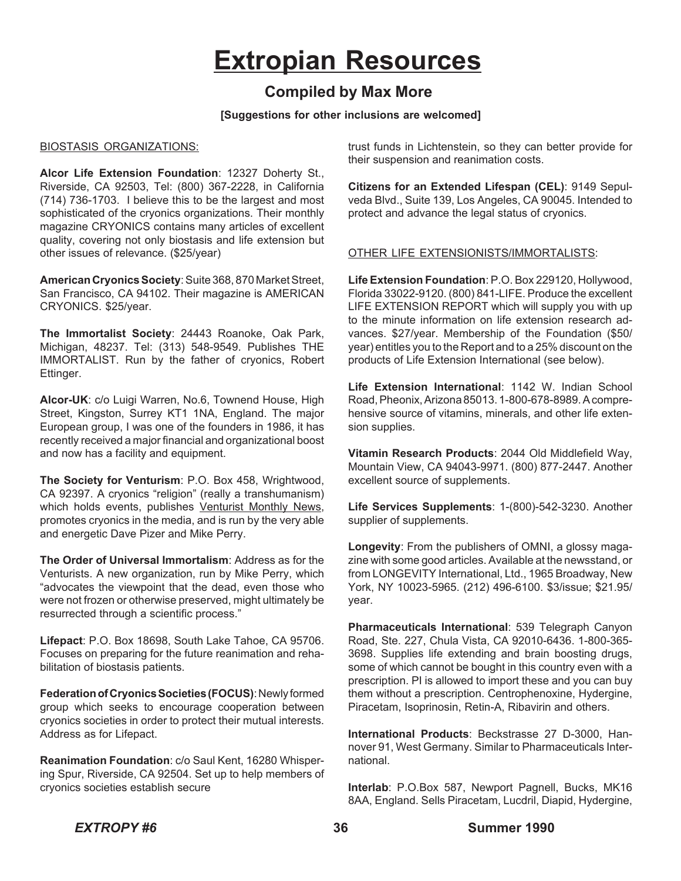# Extropian Resources

## Compiled by Max More

**[Suggestions for other inclusions are welcomed]**

BIOSTASIS ORGANIZATIONS:

**Alcor Life Extension Foundation**: 12327 Doherty St., Riverside, CA 92503, Tel: (800) 367-2228, in California (714) 736-1703. I believe this to be the largest and most sophisticated of the cryonics organizations. Their monthly magazine CRYONICS contains many articles of excellent quality, covering not only biostasis and life extension but other issues of relevance. ($25/year)

**American Cryonics Society**: Suite 368, 870 Market Street, San Francisco, CA 94102. Their magazine is AMERICAN CRYONICS. $25/year.

**The Immortalist Society**: 24443 Roanoke, Oak Park, Michigan, 48237. Tel: (313) 548-9549. Publishes THE IMMORTALIST. Run by the father of cryonics, Robert Ettinger.

**Alcor-UK**: c/o Luigi Warren, No.6, Townend House, High Street, Kingston, Surrey KT1 1NA, England. The major European group, I was one of the founders in 1986, it has recently received a major financial and organizational boost and now has a facility and equipment.

**The Society for Venturism**: P.O. Box 458, Wrightwood, CA 92397. A cryonics "religion" (really a transhumanism) which holds events, publishes Venturist Monthly News, promotes cryonics in the media, and is run by the very able and energetic Dave Pizer and Mike Perry.

**The Order of Universal Immortalism**: Address as for the Venturists. A new organization, run by Mike Perry, which "advocates the viewpoint that the dead, even those who were not frozen or otherwise preserved, might ultimately be resurrected through a scientific process."

**Lifepact**: P.O. Box 18698, South Lake Tahoe, CA 95706. Focuses on preparing for the future reanimation and rehabilitation of biostasis patients.

**Federation of Cryonics Societies (FOCUS)**: Newly formed group which seeks to encourage cooperation between cryonics societies in order to protect their mutual interests. Address as for Lifepact.

**Reanimation Foundation**: c/o Saul Kent, 16280 Whispering Spur, Riverside, CA 92504. Set up to help members of cryonics societies establish secure trust funds in Lichtenstein, so they can better provide for their suspension and reanimation costs.

**Citizens for an Extended Lifespan (CEL)**: 9149 Sepulveda Blvd., Suite 139, Los Angeles, CA 90045. Intended to protect and advance the legal status of cryonics.

OTHER LIFE EXTENSIONISTS/IMMORTALISTS:

**Life Extension Foundation**: P.O. Box 229120, Hollywood, Florida 33022-9120. (800) 841-LIFE. Produce the excellent LIFE EXTENSION REPORT which will supply you with up to the minute information on life extension research advances. $27/year. Membership of the Foundation ($50/year) entitles you to the Report and to a 25% discount on the products of Life Extension International (see below).

**Life Extension International**: 1142 W. Indian School Road, Pheonix, Arizona 85013. 1-800-678-8989. A comprehensive source of vitamins, minerals, and other life extension supplies.

**Vitamin Research Products**: 2044 Old Middlefield Way, Mountain View, CA 94043-9971. (800) 877-2447. Another excellent source of supplements.

**Life Services Supplements**: 1-(800)-542-3230. Another supplier of supplements.

**Longevity**: From the publishers of OMNI, a glossy magazine with some good articles. Available at the newsstand, or from LONGEVITY International, Ltd., 1965 Broadway, New York, NY 10023-5965. (212) 496-6100. $3/issue; $21.95/year.

**Pharmaceuticals International**: 539 Telegraph Canyon Road, Ste. 227, Chula Vista, CA 92010-6436. 1-800-365-3698. Supplies life extending and brain boosting drugs, some of which cannot be bought in this country even with a prescription. PI is allowed to import these and you can buy them without a prescription. Centrophenoxine, Hydergine, Piracetam, Isoprinosin, Retin-A, Ribavirin and others.

**International Products**: Beckstrasse 27 D-3000, Hannover 91, West Germany. Similar to Pharmaceuticals International.

**Interlab**: P.O.Box 587, Newport Pagnell, Bucks, MK16 8AA, England. Sells Piracetam, Lucdril, Diapid, Hydergine,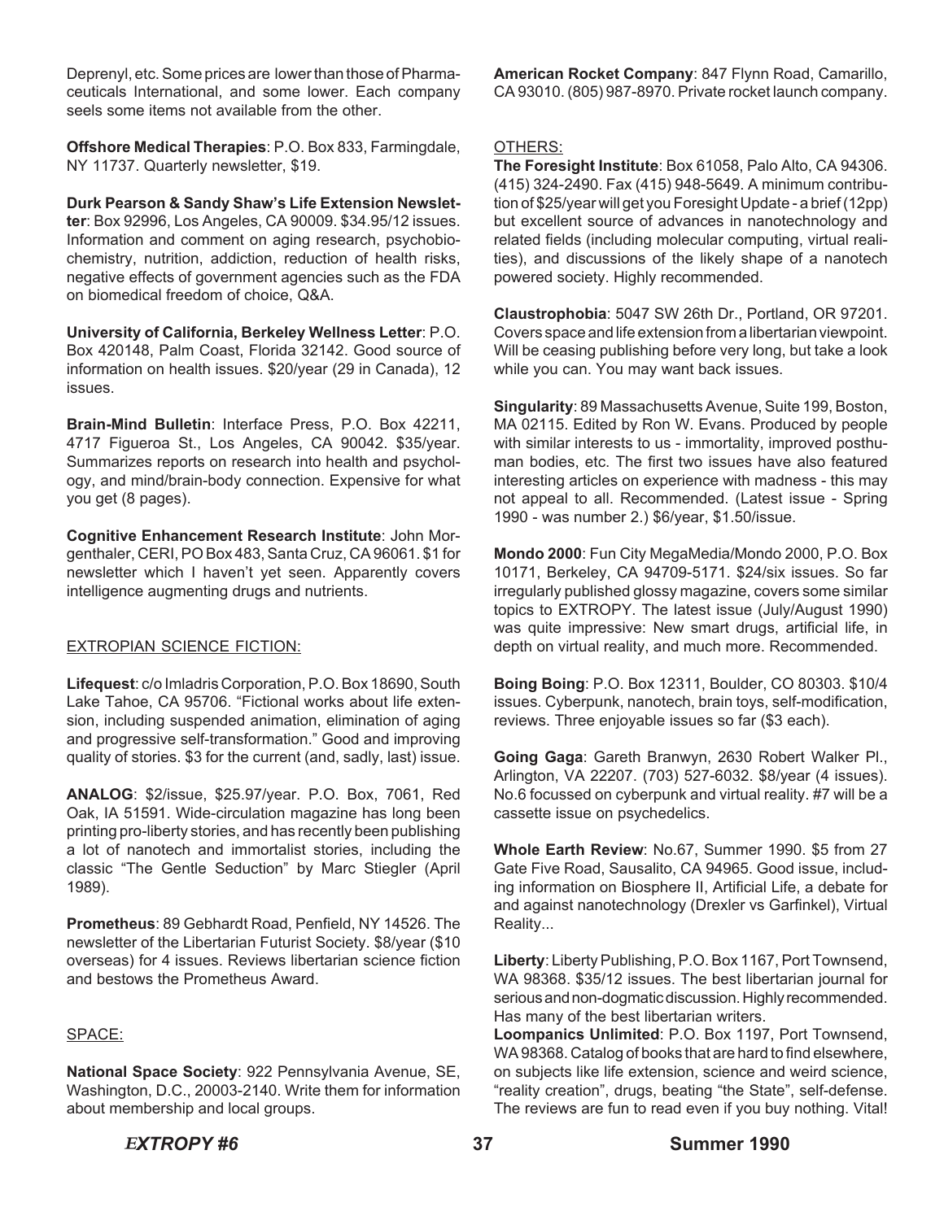Deprenyl, etc. Some prices are lower than those of Pharmaceuticals International, and some lower. Each company seels some items not available from the other.

**Offshore Medical Therapies**: P.O. Box 833, Farmingdale, NY 11737. Quarterly newsletter, $19.

**Durk Pearson & Sandy Shaw's Life Extension Newsletter**: Box 92996, Los Angeles, CA 90009. $34.95/12 issues. Information and comment on aging research, psychobiochemistry, nutrition, addiction, reduction of health risks, negative effects of government agencies such as the FDA on biomedical freedom of choice, Q&A.

**University of California, Berkeley Wellness Letter**: P.O. Box 420148, Palm Coast, Florida 32142. Good source of information on health issues. $20/year (29 in Canada), 12 issues.

**Brain-Mind Bulletin**: Interface Press, P.O. Box 42211, 4717 Figueroa St., Los Angeles, CA 90042. $35/year. Summarizes reports on research into health and psychology, and mind/brain-body connection. Expensive for what you get (8 pages).

**Cognitive Enhancement Research Institute**: John Morgenthaler, CERI, PO Box 483, Santa Cruz, CA 96061. $1 for newsletter which I haven't yet seen. Apparently covers intelligence augmenting drugs and nutrients.

EXTROPIAN SCIENCE FICTION:

**Lifequest**: c/o Imladris Corporation, P.O. Box 18690, South Lake Tahoe, CA 95706. "Fictional works about life extension, including suspended animation, elimination of aging and progressive self-transformation." Good and improving quality of stories. $3 for the current (and, sadly, last) issue.

**ANALOG**: $2/issue, $25.97/year. P.O. Box, 7061, Red Oak, IA 51591. Wide-circulation magazine has long been printing pro-liberty stories, and has recently been publishing a lot of nanotech and immortalist stories, including the classic "The Gentle Seduction" by Marc Stiegler (April 1989).

**Prometheus**: 89 Gebhardt Road, Penfield, NY 14526. The newsletter of the Libertarian Futurist Society. $8/year ($10 overseas) for 4 issues. Reviews libertarian science fiction and bestows the Prometheus Award.

SPACE:

**National Space Society**: 922 Pennsylvania Avenue, SE, Washington, D.C., 20003-2140. Write them for information about membership and local groups.

**American Rocket Company**: 847 Flynn Road, Camarillo, CA 93010. (805) 987-8970. Private rocket launch company.

OTHERS:

**The Foresight Institute**: Box 61058, Palo Alto, CA 94306. (415) 324-2490. Fax (415) 948-5649. A minimum contribution of $25/year will get you Foresight Update - a brief (12pp) but excellent source of advances in nanotechnology and related fields (including molecular computing, virtual realities), and discussions of the likely shape of a nanotech powered society. Highly recommended.

**Claustrophobia**: 5047 SW 26th Dr., Portland, OR 97201. Covers space and life extension from a libertarian viewpoint. Will be ceasing publishing before very long, but take a look while you can. You may want back issues.

**Singularity**: 89 Massachusetts Avenue, Suite 199, Boston, MA 02115. Edited by Ron W. Evans. Produced by people with similar interests to us - immortality, improved posthuman bodies, etc. The first two issues have also featured interesting articles on experience with madness - this may not appeal to all. Recommended. (Latest issue - Spring 1990 - was number 2.) $6/year, $1.50/issue.

**Mondo 2000**: Fun City MegaMedia/Mondo 2000, P.O. Box 10171, Berkeley, CA 94709-5171. $24/six issues. So far irregularly published glossy magazine, covers some similar topics to EXTROPY. The latest issue (July/August 1990) was quite impressive: New smart drugs, artificial life, in depth on virtual reality, and much more. Recommended.

**Boing Boing**: P.O. Box 12311, Boulder, CO 80303. $10/4 issues. Cyberpunk, nanotech, brain toys, self-modification, reviews. Three enjoyable issues so far ($3 each).

**Going Gaga**: Gareth Branwyn, 2630 Robert Walker Pl., Arlington, VA 22207. (703) 527-6032. $8/year (4 issues). No.6 focussed on cyberpunk and virtual reality. #7 will be a cassette issue on psychedelics.

**Whole Earth Review**: No.67, Summer 1990. $5 from 27 Gate Five Road, Sausalito, CA 94965. Good issue, including information on Biosphere II, Artificial Life, a debate for and against nanotechnology (Drexler vs Garfinkel), Virtual Reality...

**Liberty**: Liberty Publishing, P.O. Box 1167, Port Townsend, WA 98368. $35/12 issues. The best libertarian journal for serious and non-dogmatic discussion. Highly recommended. Has many of the best libertarian writers.

**Loompanics Unlimited**: P.O. Box 1197, Port Townsend, WA 98368. Catalog of books that are hard to find elsewhere, on subjects like life extension, science and weird science, "reality creation", drugs, beating "the State", self-defense. The reviews are fun to read even if you buy nothing. Vital!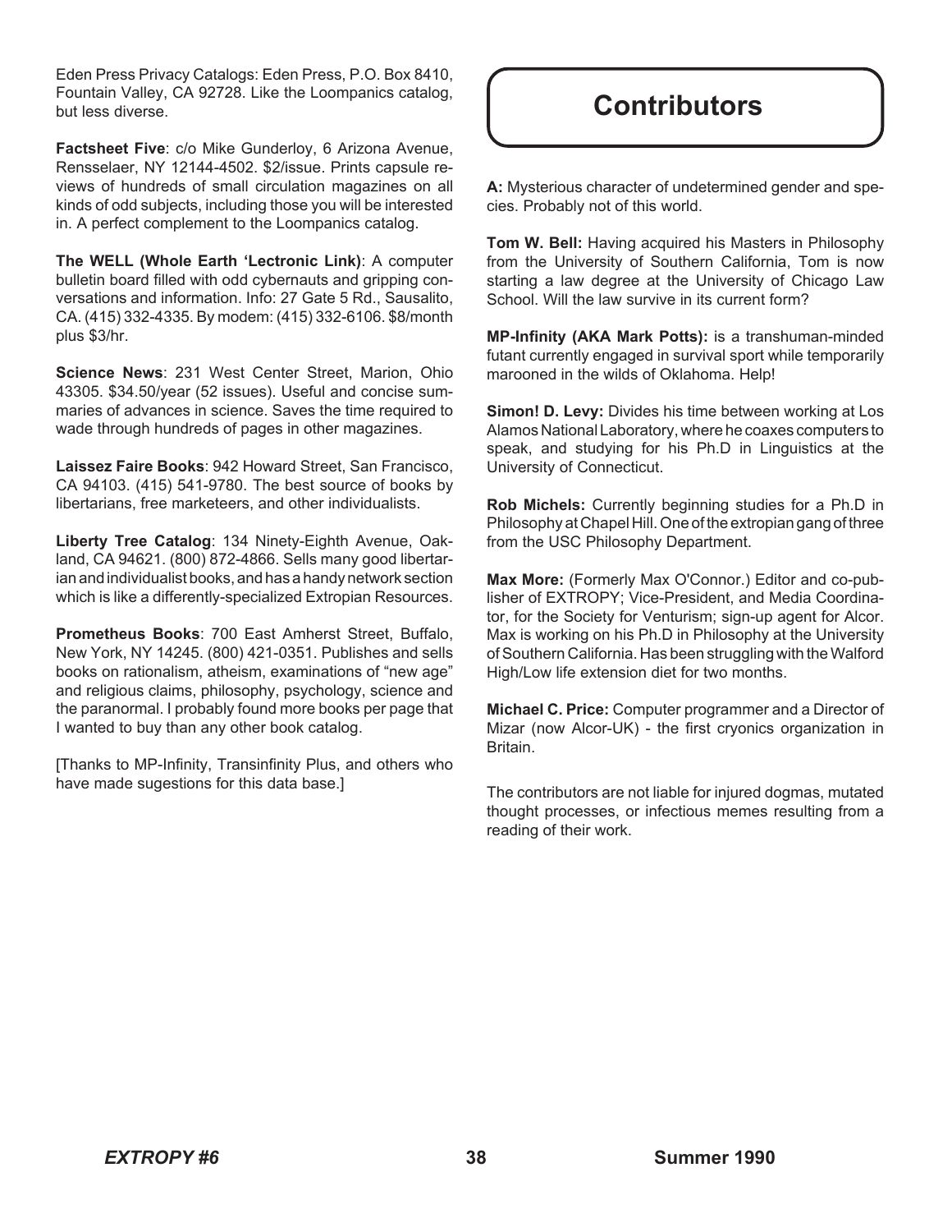Eden Press Privacy Catalogs: Eden Press, P.O. Box 8410, Fountain Valley, CA 92728. Like the Loompanics catalog, but less diverse.

**Factsheet Five**: c/o Mike Gunderloy, 6 Arizona Avenue, Rensselaer, NY 12144-4502. $2/issue. Prints capsule reviews of hundreds of small circulation magazines on all kinds of odd subjects, including those you will be interested in. A perfect complement to the Loompanics catalog.

**The WELL (Whole Earth 'Lectronic Link)**: A computer bulletin board filled with odd cybernauts and gripping conversations and information. Info: 27 Gate 5 Rd., Sausalito, CA. (415) 332-4335. By modem: (415) 332-6106. $8/month plus $3/hr.

**Science News**: 231 West Center Street, Marion, Ohio 43305. $34.50/year (52 issues). Useful and concise summaries of advances in science. Saves the time required to wade through hundreds of pages in other magazines.

**Laissez Faire Books**: 942 Howard Street, San Francisco, CA 94103. (415) 541-9780. The best source of books by libertarians, free marketeers, and other individualists.

**Liberty Tree Catalog**: 134 Ninety-Eighth Avenue, Oakland, CA 94621. (800) 872-4866. Sells many good libertarian and individualist books, and has a handy network section which is like a differently-specialized Extropian Resources.

**Prometheus Books**: 700 East Amherst Street, Buffalo, New York, NY 14245. (800) 421-0351. Publishes and sells books on rationalism, atheism, examinations of "new age" and religious claims, philosophy, psychology, science and the paranormal. I probably found more books per page that I wanted to buy than any other book catalog.

[Thanks to MP-Infinity, Transinfinity Plus, and others who have made sugestions for this data base.]

# Contributors

**A:** Mysterious character of undetermined gender and species. Probably not of this world.

**Tom W. Bell:** Having acquired his Masters in Philosophy from the University of Southern California, Tom is now starting a law degree at the University of Chicago Law School. Will the law survive in its current form?

**MP-Infinity (AKA Mark Potts):** is a transhuman-minded futant currently engaged in survival sport while temporarily marooned in the wilds of Oklahoma. Help!

**Simon! D. Levy:** Divides his time between working at Los Alamos National Laboratory, where he coaxes computers to speak, and studying for his Ph.D in Linguistics at the University of Connecticut.

**Rob Michels:** Currently beginning studies for a Ph.D in Philosophy at Chapel Hill. One of the extropian gang of three from the USC Philosophy Department.

**Max More:** (Formerly Max O'Connor.) Editor and co-publisher of EXTROPY; Vice-President, and Media Coordinator, for the Society for Venturism; sign-up agent for Alcor. Max is working on his Ph.D in Philosophy at the University of Southern California. Has been struggling with the Walford High/Low life extension diet for two months.

**Michael C. Price:** Computer programmer and a Director of Mizar (now Alcor-UK) - the first cryonics organization in Britain.

The contributors are not liable for injured dogmas, mutated thought processes, or infectious memes resulting from a reading of their work.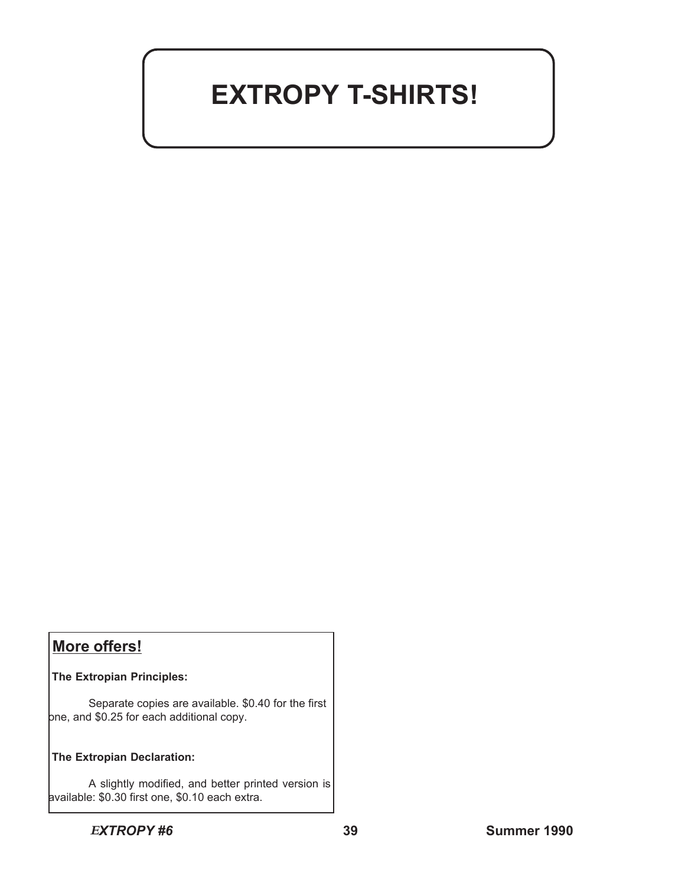# EXTROPY T-SHIRTS!

## More offers!

**The Extropian Principles:**

Separate copies are available. $0.40 for the first one, and $0.25 for each additional copy.

**The Extropian Declaration:**

A slightly modified, and better printed version is available: $0.30 first one, $0.10 each extra.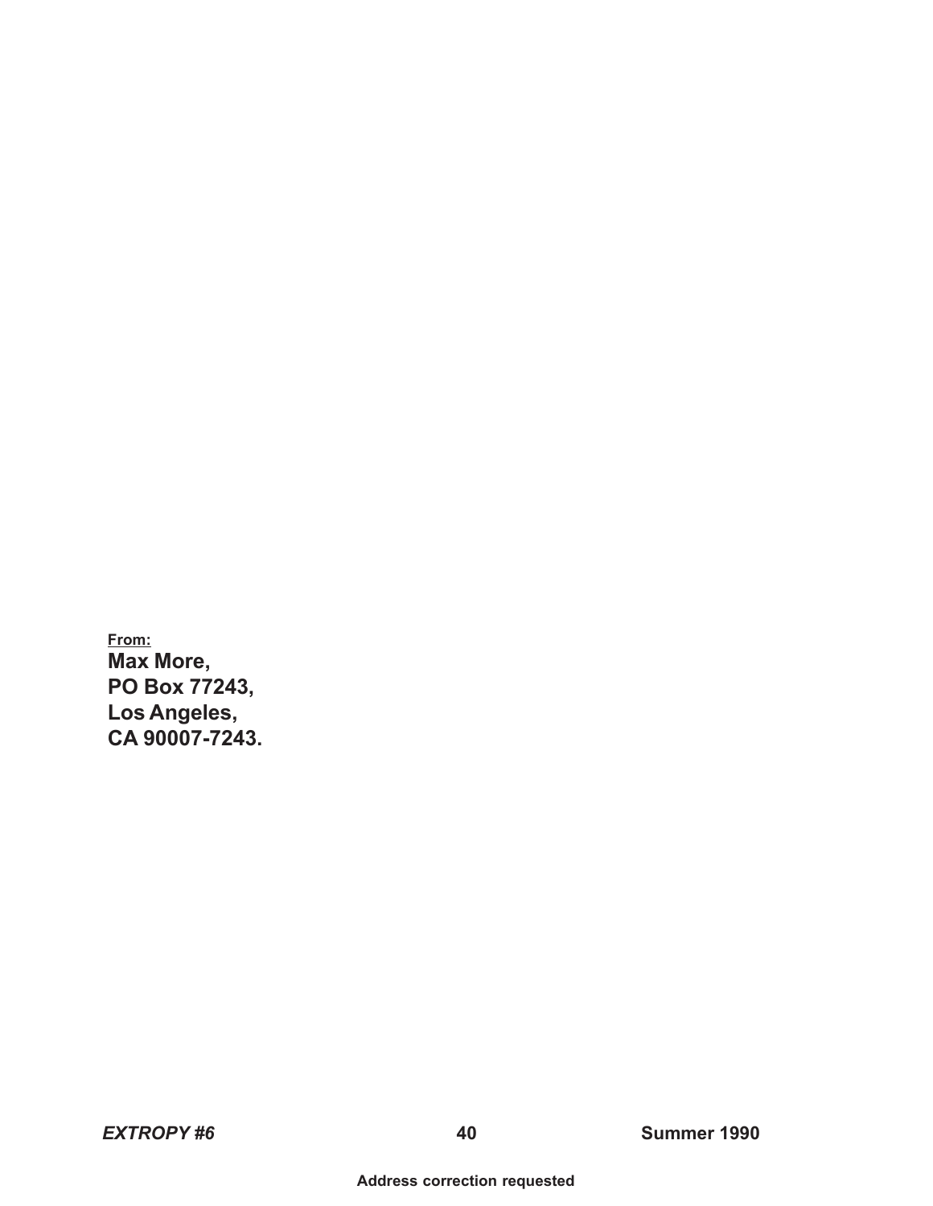**From:**

**Max More,**
**PO Box 77243,**
**Los Angeles,**
**CA 90007-7243.**

**Address correction requested**